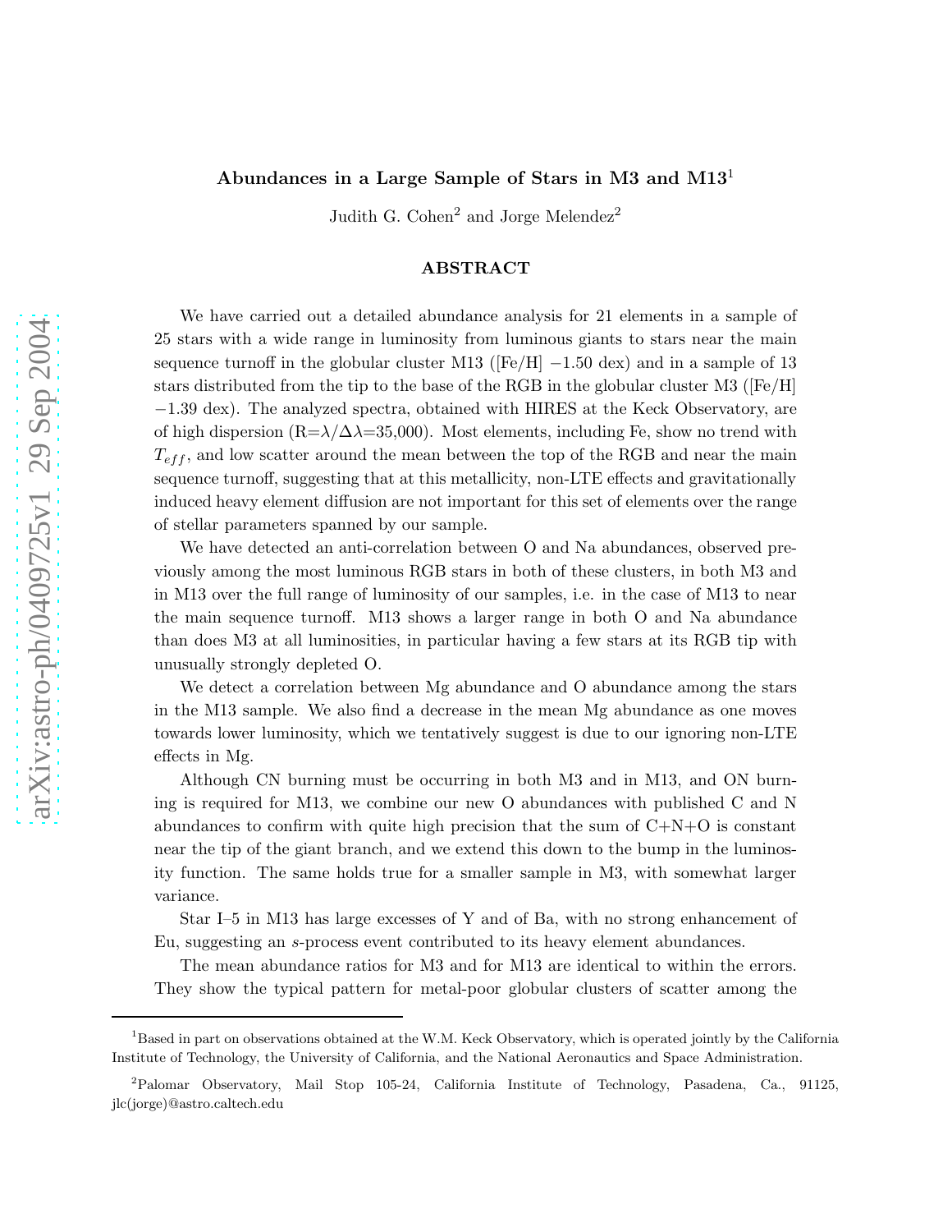# Abundances in a Large Sample of Stars in M3 and M13[1]

Judith G. Cohen[2] and Jorge Melendez[2]

## ABSTRACT

We have carried out a detailed abundance analysis for 21 elements in a sample of 25 stars with a wide range in luminosity from luminous giants to stars near the main sequence turnoff in the globular cluster M13 ([Fe/H] −1.50 dex) and in a sample of 13 stars distributed from the tip to the base of the RGB in the globular cluster M3 ([Fe/H] −1.39 dex). The analyzed spectra, obtained with HIRES at the Keck Observatory, are of high dispersion (R=$\lambda/\Delta\lambda$=35,000). Most elements, including Fe, show no trend with $T_{eff}$, and low scatter around the mean between the top of the RGB and near the main sequence turnoff, suggesting that at this metallicity, non-LTE effects and gravitationally induced heavy element diffusion are not important for this set of elements over the range of stellar parameters spanned by our sample.

We have detected an anti-correlation between O and Na abundances, observed previously among the most luminous RGB stars in both of these clusters, in both M3 and in M13 over the full range of luminosity of our samples, i.e. in the case of M13 to near the main sequence turnoff. M13 shows a larger range in both O and Na abundance than does M3 at all luminosities, in particular having a few stars at its RGB tip with unusually strongly depleted O.

We detect a correlation between Mg abundance and O abundance among the stars in the M13 sample. We also find a decrease in the mean Mg abundance as one moves towards lower luminosity, which we tentatively suggest is due to our ignoring non-LTE effects in Mg.

Although CN burning must be occurring in both M3 and in M13, and ON burning is required for M13, we combine our new O abundances with published C and N abundances to confirm with quite high precision that the sum of C+N+O is constant near the tip of the giant branch, and we extend this down to the bump in the luminosity function. The same holds true for a smaller sample in M3, with somewhat larger variance.

Star I–5 in M13 has large excesses of Y and of Ba, with no strong enhancement of Eu, suggesting an *s*-process event contributed to its heavy element abundances.

The mean abundance ratios for M3 and for M13 are identical to within the errors. They show the typical pattern for metal-poor globular clusters of scatter among the

---

[1] Based in part on observations obtained at the W.M. Keck Observatory, which is operated jointly by the California Institute of Technology, the University of California, and the National Aeronautics and Space Administration.

[2] Palomar Observatory, Mail Stop 105-24, California Institute of Technology, Pasadena, Ca., 91125, jlc(jorge)@astro.caltech.edu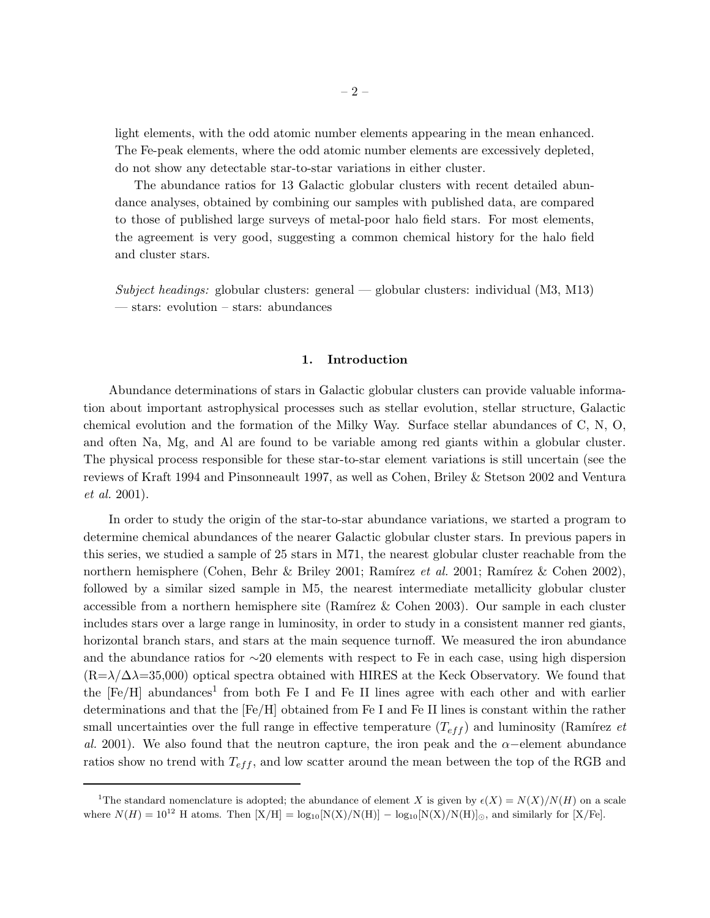light elements, with the odd atomic number elements appearing in the mean enhanced. The Fe-peak elements, where the odd atomic number elements are excessively depleted, do not show any detectable star-to-star variations in either cluster.

The abundance ratios for 13 Galactic globular clusters with recent detailed abundance analyses, obtained by combining our samples with published data, are compared to those of published large surveys of metal-poor halo field stars. For most elements, the agreement is very good, suggesting a common chemical history for the halo field and cluster stars.

*Subject headings:* globular clusters: general — globular clusters: individual (M3, M13) — stars: evolution – stars: abundances

## 1. Introduction

Abundance determinations of stars in Galactic globular clusters can provide valuable information about important astrophysical processes such as stellar evolution, stellar structure, Galactic chemical evolution and the formation of the Milky Way. Surface stellar abundances of C, N, O, and often Na, Mg, and Al are found to be variable among red giants within a globular cluster. The physical process responsible for these star-to-star element variations is still uncertain (see the reviews of Kraft 1994 and Pinsonneault 1997, as well as Cohen, Briley & Stetson 2002 and Ventura *et al.* 2001).

In order to study the origin of the star-to-star abundance variations, we started a program to determine chemical abundances of the nearer Galactic globular cluster stars. In previous papers in this series, we studied a sample of 25 stars in M71, the nearest globular cluster reachable from the northern hemisphere (Cohen, Behr & Briley 2001; Ramírez *et al.* 2001; Ramírez & Cohen 2002), followed by a similar sized sample in M5, the nearest intermediate metallicity globular cluster accessible from a northern hemisphere site (Ramírez & Cohen 2003). Our sample in each cluster includes stars over a large range in luminosity, in order to study in a consistent manner red giants, horizontal branch stars, and stars at the main sequence turnoff. We measured the iron abundance and the abundance ratios for ∼20 elements with respect to Fe in each case, using high dispersion ($R=\lambda/\Delta\lambda$=35,000) optical spectra obtained with HIRES at the Keck Observatory. We found that the [Fe/H] abundances[1] from both Fe I and Fe II lines agree with each other and with earlier determinations and that the [Fe/H] obtained from Fe I and Fe II lines is constant within the rather small uncertainties over the full range in effective temperature ($T_{eff}$) and luminosity (Ramírez *et al.* 2001). We also found that the neutron capture, the iron peak and the $\alpha-$element abundance ratios show no trend with $T_{eff}$, and low scatter around the mean between the top of the RGB and

[1] The standard nomenclature is adopted; the abundance of element $X$ is given by $\epsilon(X) = N(X)/N(H)$ on a scale where $N(H) = 10^{12}$ H atoms. Then $[X/H] = \log_{10}[N(X)/N(H)] - \log_{10}[N(X)/N(H)]_{\odot}$, and similarly for [X/Fe].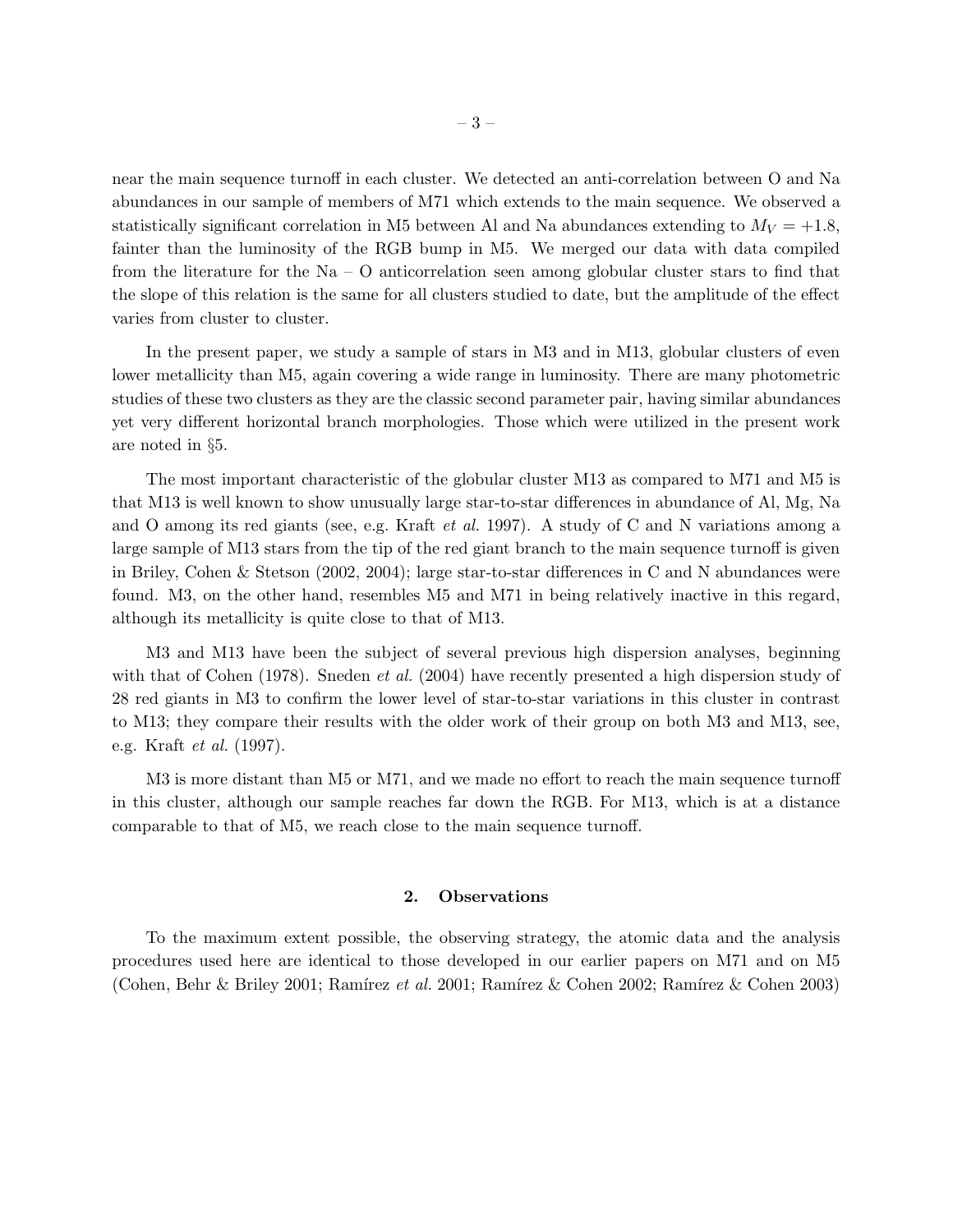near the main sequence turnoff in each cluster. We detected an anti-correlation between O and Na abundances in our sample of members of M71 which extends to the main sequence. We observed a statistically significant correlation in M5 between Al and Na abundances extending to $M_V = +1.8$, fainter than the luminosity of the RGB bump in M5. We merged our data with data compiled from the literature for the Na – O anticorrelation seen among globular cluster stars to find that the slope of this relation is the same for all clusters studied to date, but the amplitude of the effect varies from cluster to cluster.

In the present paper, we study a sample of stars in M3 and in M13, globular clusters of even lower metallicity than M5, again covering a wide range in luminosity. There are many photometric studies of these two clusters as they are the classic second parameter pair, having similar abundances yet very different horizontal branch morphologies. Those which were utilized in the present work are noted in §5.

The most important characteristic of the globular cluster M13 as compared to M71 and M5 is that M13 is well known to show unusually large star-to-star differences in abundance of Al, Mg, Na and O among its red giants (see, e.g. Kraft *et al.* 1997). A study of C and N variations among a large sample of M13 stars from the tip of the red giant branch to the main sequence turnoff is given in Briley, Cohen & Stetson (2002, 2004); large star-to-star differences in C and N abundances were found. M3, on the other hand, resembles M5 and M71 in being relatively inactive in this regard, although its metallicity is quite close to that of M13.

M3 and M13 have been the subject of several previous high dispersion analyses, beginning with that of Cohen (1978). Sneden *et al.* (2004) have recently presented a high dispersion study of 28 red giants in M3 to confirm the lower level of star-to-star variations in this cluster in contrast to M13; they compare their results with the older work of their group on both M3 and M13, see, e.g. Kraft *et al.* (1997).

M3 is more distant than M5 or M71, and we made no effort to reach the main sequence turnoff in this cluster, although our sample reaches far down the RGB. For M13, which is at a distance comparable to that of M5, we reach close to the main sequence turnoff.

## 2. Observations

To the maximum extent possible, the observing strategy, the atomic data and the analysis procedures used here are identical to those developed in our earlier papers on M71 and on M5 (Cohen, Behr & Briley 2001; Ramírez *et al.* 2001; Ramírez & Cohen 2002; Ramírez & Cohen 2003)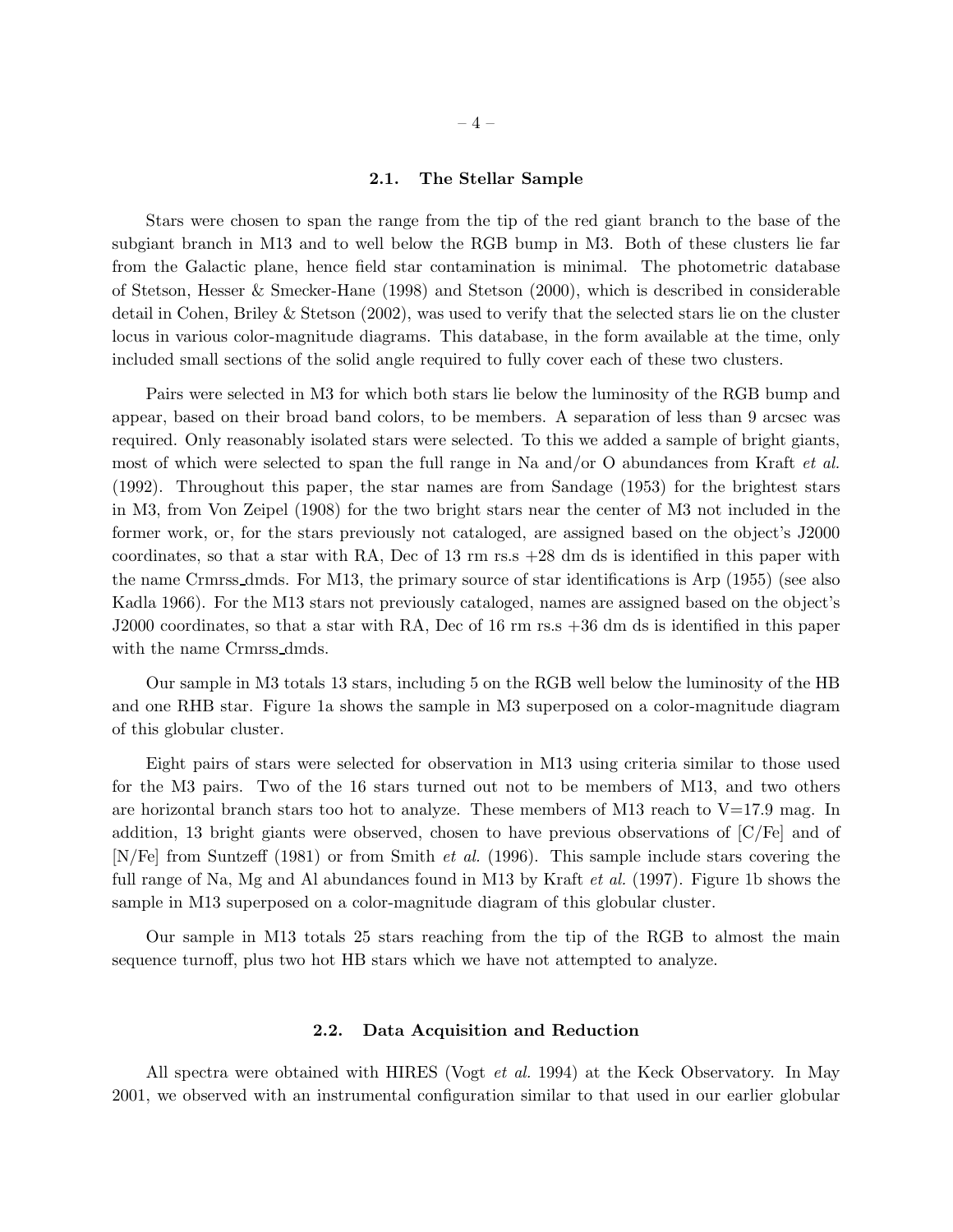### 2.1. The Stellar Sample

Stars were chosen to span the range from the tip of the red giant branch to the base of the subgiant branch in M13 and to well below the RGB bump in M3. Both of these clusters lie far from the Galactic plane, hence field star contamination is minimal. The photometric database of Stetson, Hesser & Smecker-Hane (1998) and Stetson (2000), which is described in considerable detail in Cohen, Briley & Stetson (2002), was used to verify that the selected stars lie on the cluster locus in various color-magnitude diagrams. This database, in the form available at the time, only included small sections of the solid angle required to fully cover each of these two clusters.

Pairs were selected in M3 for which both stars lie below the luminosity of the RGB bump and appear, based on their broad band colors, to be members. A separation of less than 9 arcsec was required. Only reasonably isolated stars were selected. To this we added a sample of bright giants, most of which were selected to span the full range in Na and/or O abundances from Kraft *et al.* (1992). Throughout this paper, the star names are from Sandage (1953) for the brightest stars in M3, from Von Zeipel (1908) for the two bright stars near the center of M3 not included in the former work, or, for the stars previously not cataloged, are assigned based on the object's J2000 coordinates, so that a star with RA, Dec of 13 rm rs.s +28 dm ds is identified in this paper with the name Crmrss_dmds. For M13, the primary source of star identifications is Arp (1955) (see also Kadla 1966). For the M13 stars not previously cataloged, names are assigned based on the object's J2000 coordinates, so that a star with RA, Dec of 16 rm rs.s +36 dm ds is identified in this paper with the name Crmrss_dmds.

Our sample in M3 totals 13 stars, including 5 on the RGB well below the luminosity of the HB and one RHB star. Figure 1a shows the sample in M3 superposed on a color-magnitude diagram of this globular cluster.

Eight pairs of stars were selected for observation in M13 using criteria similar to those used for the M3 pairs. Two of the 16 stars turned out not to be members of M13, and two others are horizontal branch stars too hot to analyze. These members of M13 reach to V=17.9 mag. In addition, 13 bright giants were observed, chosen to have previous observations of [C/Fe] and of [N/Fe] from Suntzeff (1981) or from Smith *et al.* (1996). This sample include stars covering the full range of Na, Mg and Al abundances found in M13 by Kraft *et al.* (1997). Figure 1b shows the sample in M13 superposed on a color-magnitude diagram of this globular cluster.

Our sample in M13 totals 25 stars reaching from the tip of the RGB to almost the main sequence turnoff, plus two hot HB stars which we have not attempted to analyze.

### 2.2. Data Acquisition and Reduction

All spectra were obtained with HIRES (Vogt *et al.* 1994) at the Keck Observatory. In May 2001, we observed with an instrumental configuration similar to that used in our earlier globular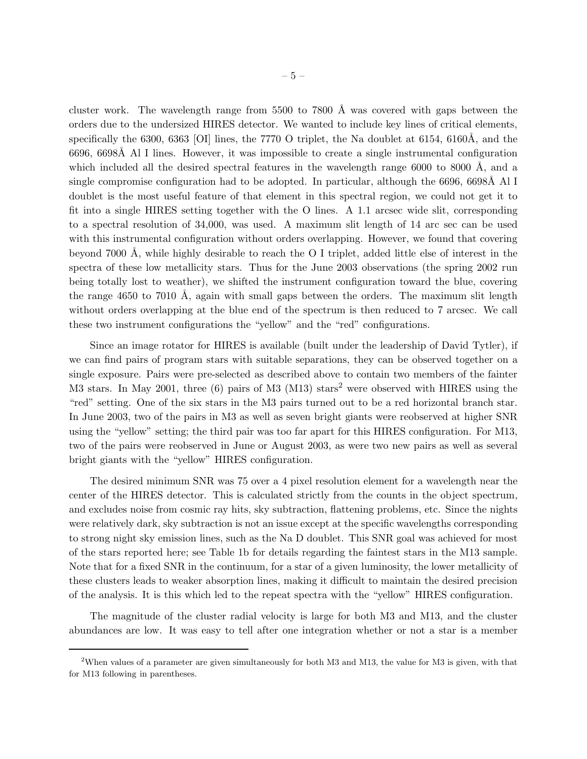cluster work. The wavelength range from 5500 to 7800 Å was covered with gaps between the orders due to the undersized HIRES detector. We wanted to include key lines of critical elements, specifically the 6300, 6363 [OI] lines, the 7770 O triplet, the Na doublet at 6154, 6160Å, and the 6696, 6698Å Al I lines. However, it was impossible to create a single instrumental configuration which included all the desired spectral features in the wavelength range 6000 to 8000 Å, and a single compromise configuration had to be adopted. In particular, although the 6696, 6698Å Al I doublet is the most useful feature of that element in this spectral region, we could not get it to fit into a single HIRES setting together with the O lines. A 1.1 arcsec wide slit, corresponding to a spectral resolution of 34,000, was used. A maximum slit length of 14 arc sec can be used with this instrumental configuration without orders overlapping. However, we found that covering beyond 7000 Å, while highly desirable to reach the O I triplet, added little else of interest in the spectra of these low metallicity stars. Thus for the June 2003 observations (the spring 2002 run being totally lost to weather), we shifted the instrument configuration toward the blue, covering the range 4650 to 7010 Å, again with small gaps between the orders. The maximum slit length without orders overlapping at the blue end of the spectrum is then reduced to 7 arcsec. We call these two instrument configurations the "yellow" and the "red" configurations.

Since an image rotator for HIRES is available (built under the leadership of David Tytler), if we can find pairs of program stars with suitable separations, they can be observed together on a single exposure. Pairs were pre-selected as described above to contain two members of the fainter M3 stars. In May 2001, three (6) pairs of M3 (M13) stars[2] were observed with HIRES using the "red" setting. One of the six stars in the M3 pairs turned out to be a red horizontal branch star. In June 2003, two of the pairs in M3 as well as seven bright giants were reobserved at higher SNR using the "yellow" setting; the third pair was too far apart for this HIRES configuration. For M13, two of the pairs were reobserved in June or August 2003, as were two new pairs as well as several bright giants with the "yellow" HIRES configuration.

The desired minimum SNR was 75 over a 4 pixel resolution element for a wavelength near the center of the HIRES detector. This is calculated strictly from the counts in the object spectrum, and excludes noise from cosmic ray hits, sky subtraction, flattening problems, etc. Since the nights were relatively dark, sky subtraction is not an issue except at the specific wavelengths corresponding to strong night sky emission lines, such as the Na D doublet. This SNR goal was achieved for most of the stars reported here; see Table 1b for details regarding the faintest stars in the M13 sample. Note that for a fixed SNR in the continuum, for a star of a given luminosity, the lower metallicity of these clusters leads to weaker absorption lines, making it difficult to maintain the desired precision of the analysis. It is this which led to the repeat spectra with the "yellow" HIRES configuration.

The magnitude of the cluster radial velocity is large for both M3 and M13, and the cluster abundances are low. It was easy to tell after one integration whether or not a star is a member

[2]When values of a parameter are given simultaneously for both M3 and M13, the value for M3 is given, with that for M13 following in parentheses.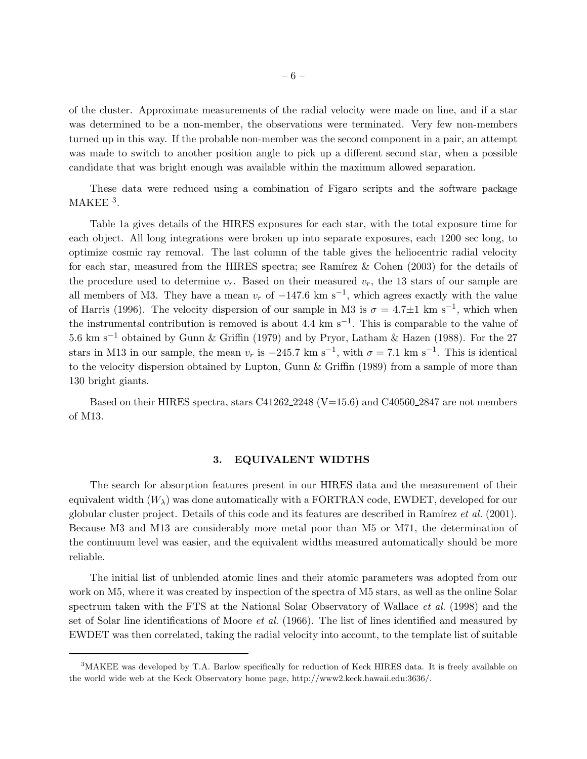of the cluster. Approximate measurements of the radial velocity were made on line, and if a star was determined to be a non-member, the observations were terminated. Very few non-members turned up in this way. If the probable non-member was the second component in a pair, an attempt was made to switch to another position angle to pick up a different second star, when a possible candidate that was bright enough was available within the maximum allowed separation.

These data were reduced using a combination of Figaro scripts and the software package MAKEE [3].

Table 1a gives details of the HIRES exposures for each star, with the total exposure time for each object. All long integrations were broken up into separate exposures, each 1200 sec long, to optimize cosmic ray removal. The last column of the table gives the heliocentric radial velocity for each star, measured from the HIRES spectra; see Ramírez & Cohen (2003) for the details of the procedure used to determine $v_r$. Based on their measured $v_r$, the 13 stars of our sample are all members of M3. They have a mean $v_r$ of $-147.6$ km s$^{-1}$, which agrees exactly with the value of Harris (1996). The velocity dispersion of our sample in M3 is $\sigma = 4.7 \pm 1$ km s$^{-1}$, which when the instrumental contribution is removed is about 4.4 km s$^{-1}$. This is comparable to the value of 5.6 km s$^{-1}$ obtained by Gunn & Griffin (1979) and by Pryor, Latham & Hazen (1988). For the 27 stars in M13 in our sample, the mean $v_r$ is $-245.7$ km s$^{-1}$, with $\sigma = 7.1$ km s$^{-1}$. This is identical to the velocity dispersion obtained by Lupton, Gunn & Griffin (1989) from a sample of more than 130 bright giants.

Based on their HIRES spectra, stars C41262_2248 (V=15.6) and C40560_2847 are not members of M13.

## 3. EQUIVALENT WIDTHS

The search for absorption features present in our HIRES data and the measurement of their equivalent width ($W_\lambda$) was done automatically with a FORTRAN code, EWDET, developed for our globular cluster project. Details of this code and its features are described in Ramírez *et al.* (2001). Because M3 and M13 are considerably more metal poor than M5 or M71, the determination of the continuum level was easier, and the equivalent widths measured automatically should be more reliable.

The initial list of unblended atomic lines and their atomic parameters was adopted from our work on M5, where it was created by inspection of the spectra of M5 stars, as well as the online Solar spectrum taken with the FTS at the National Solar Observatory of Wallace *et al.* (1998) and the set of Solar line identifications of Moore *et al.* (1966). The list of lines identified and measured by EWDET was then correlated, taking the radial velocity into account, to the template list of suitable

---

[3]MAKEE was developed by T.A. Barlow specifically for reduction of Keck HIRES data. It is freely available on the world wide web at the Keck Observatory home page, http://www2.keck.hawaii.edu:3636/.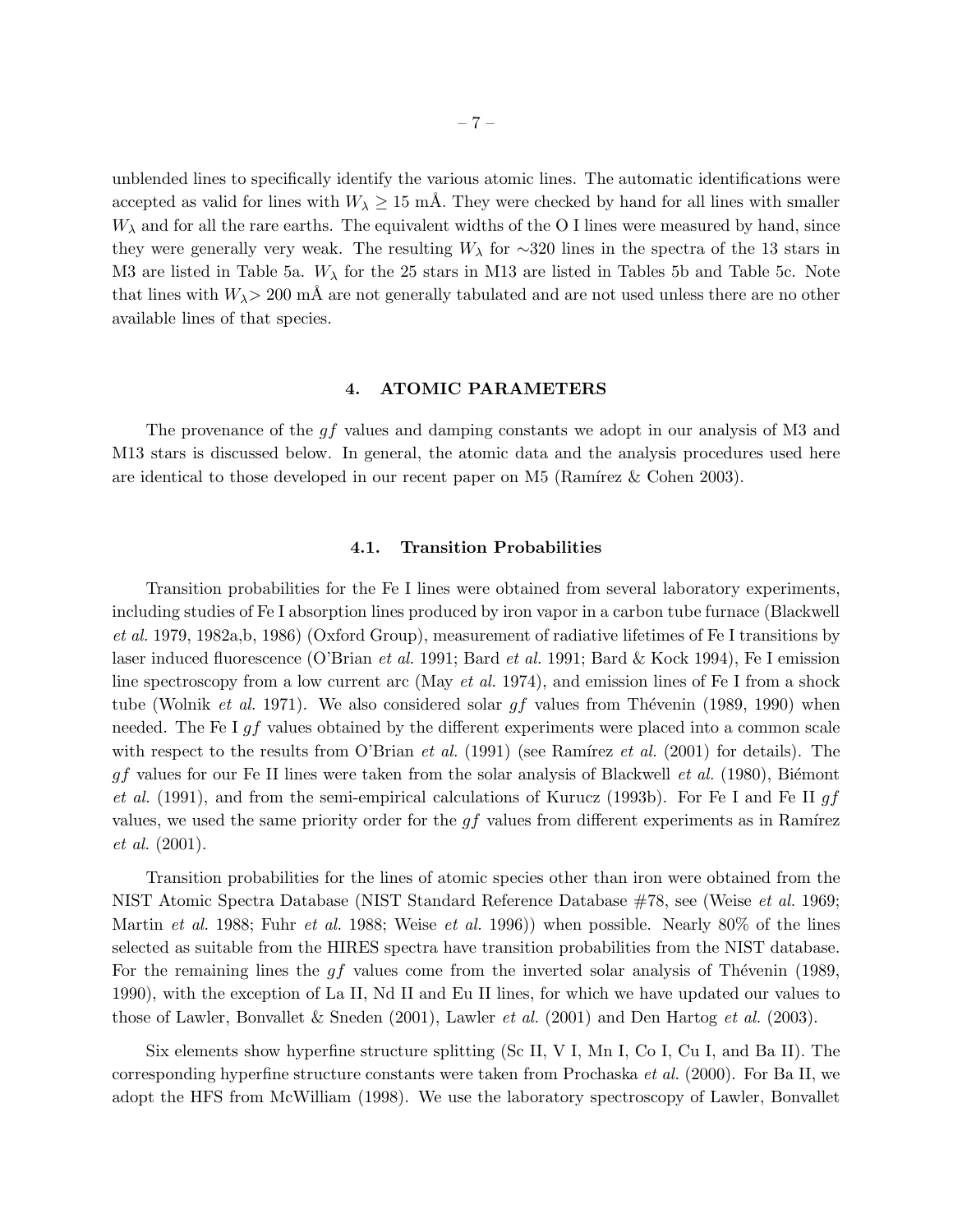unblended lines to specifically identify the various atomic lines. The automatic identifications were accepted as valid for lines with $W_\lambda \geq 15$ mÅ. They were checked by hand for all lines with smaller $W_\lambda$ and for all the rare earths. The equivalent widths of the O I lines were measured by hand, since they were generally very weak. The resulting $W_\lambda$ for ∼320 lines in the spectra of the 13 stars in M3 are listed in Table 5a. $W_\lambda$ for the 25 stars in M13 are listed in Tables 5b and Table 5c. Note that lines with $W_\lambda >$ 200 mÅ are not generally tabulated and are not used unless there are no other available lines of that species.

## 4. ATOMIC PARAMETERS

The provenance of the $gf$ values and damping constants we adopt in our analysis of M3 and M13 stars is discussed below. In general, the atomic data and the analysis procedures used here are identical to those developed in our recent paper on M5 (Ramírez & Cohen 2003).

### 4.1. Transition Probabilities

Transition probabilities for the Fe I lines were obtained from several laboratory experiments, including studies of Fe I absorption lines produced by iron vapor in a carbon tube furnace (Blackwell *et al.* 1979, 1982a,b, 1986) (Oxford Group), measurement of radiative lifetimes of Fe I transitions by laser induced fluorescence (O'Brian *et al.* 1991; Bard *et al.* 1991; Bard & Kock 1994), Fe I emission line spectroscopy from a low current arc (May *et al.* 1974), and emission lines of Fe I from a shock tube (Wolnik *et al.* 1971). We also considered solar $gf$ values from Thévenin (1989, 1990) when needed. The Fe I $gf$ values obtained by the different experiments were placed into a common scale with respect to the results from O'Brian *et al.* (1991) (see Ramírez *et al.* (2001) for details). The $gf$ values for our Fe II lines were taken from the solar analysis of Blackwell *et al.* (1980), Biémont *et al.* (1991), and from the semi-empirical calculations of Kurucz (1993b). For Fe I and Fe II $gf$ values, we used the same priority order for the $gf$ values from different experiments as in Ramírez *et al.* (2001).

Transition probabilities for the lines of atomic species other than iron were obtained from the NIST Atomic Spectra Database (NIST Standard Reference Database #78, see (Weise *et al.* 1969; Martin *et al.* 1988; Fuhr *et al.* 1988; Weise *et al.* 1996)) when possible. Nearly 80% of the lines selected as suitable from the HIRES spectra have transition probabilities from the NIST database. For the remaining lines the $gf$ values come from the inverted solar analysis of Thévenin (1989, 1990), with the exception of La II, Nd II and Eu II lines, for which we have updated our values to those of Lawler, Bonvallet & Sneden (2001), Lawler *et al.* (2001) and Den Hartog *et al.* (2003).

Six elements show hyperfine structure splitting (Sc II, V I, Mn I, Co I, Cu I, and Ba II). The corresponding hyperfine structure constants were taken from Prochaska *et al.* (2000). For Ba II, we adopt the HFS from McWilliam (1998). We use the laboratory spectroscopy of Lawler, Bonvallet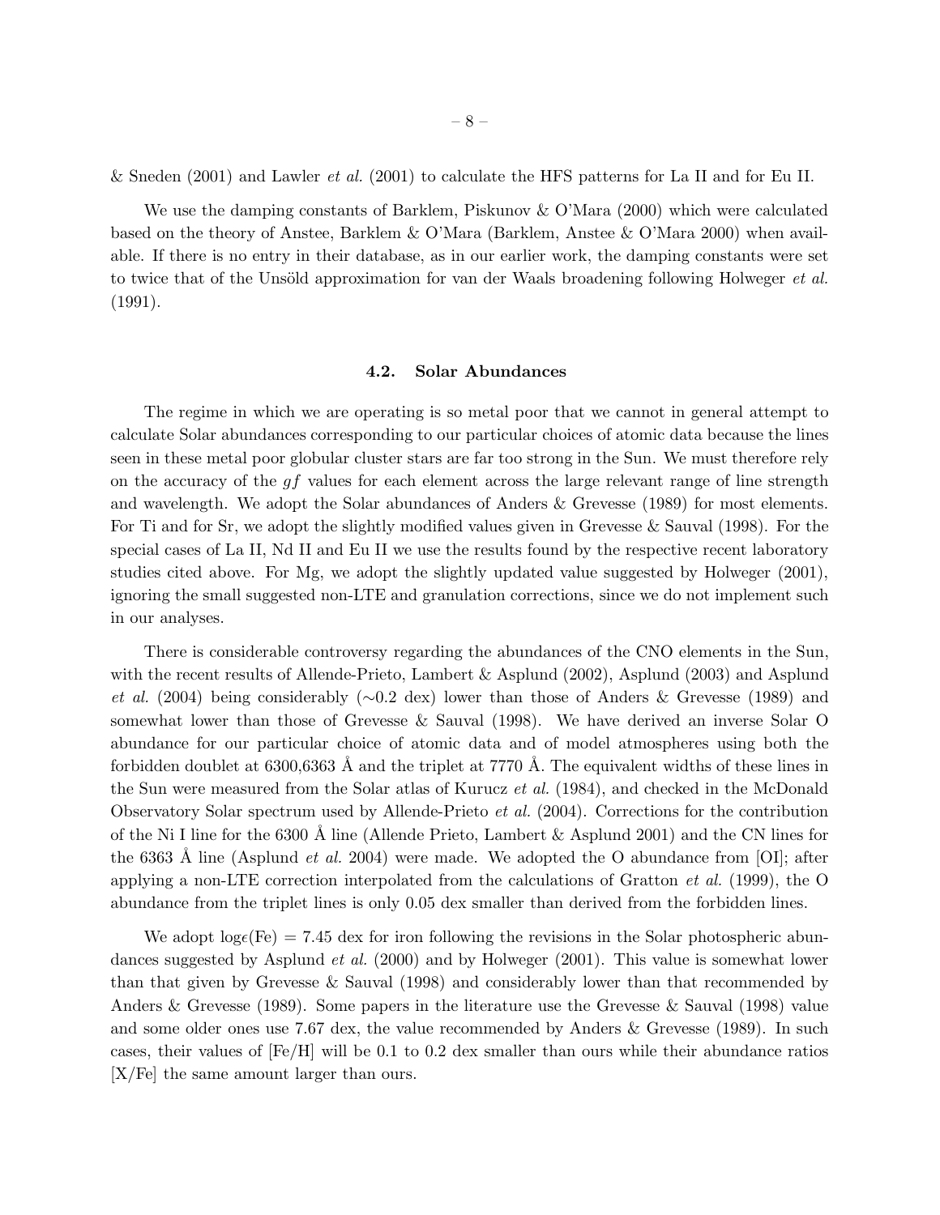& Sneden (2001) and Lawler *et al.* (2001) to calculate the HFS patterns for La II and for Eu II.

We use the damping constants of Barklem, Piskunov & O'Mara (2000) which were calculated based on the theory of Anstee, Barklem & O'Mara (Barklem, Anstee & O'Mara 2000) when available. If there is no entry in their database, as in our earlier work, the damping constants were set to twice that of the Unsöld approximation for van der Waals broadening following Holweger *et al.* (1991).

### 4.2. Solar Abundances

The regime in which we are operating is so metal poor that we cannot in general attempt to calculate Solar abundances corresponding to our particular choices of atomic data because the lines seen in these metal poor globular cluster stars are far too strong in the Sun. We must therefore rely on the accuracy of the $gf$ values for each element across the large relevant range of line strength and wavelength. We adopt the Solar abundances of Anders & Grevesse (1989) for most elements. For Ti and for Sr, we adopt the slightly modified values given in Grevesse & Sauval (1998). For the special cases of La II, Nd II and Eu II we use the results found by the respective recent laboratory studies cited above. For Mg, we adopt the slightly updated value suggested by Holweger (2001), ignoring the small suggested non-LTE and granulation corrections, since we do not implement such in our analyses.

There is considerable controversy regarding the abundances of the CNO elements in the Sun, with the recent results of Allende-Prieto, Lambert & Asplund (2002), Asplund (2003) and Asplund *et al.* (2004) being considerably ($\sim$0.2 dex) lower than those of Anders & Grevesse (1989) and somewhat lower than those of Grevesse & Sauval (1998). We have derived an inverse Solar O abundance for our particular choice of atomic data and of model atmospheres using both the forbidden doublet at 6300,6363 Å and the triplet at 7770 Å. The equivalent widths of these lines in the Sun were measured from the Solar atlas of Kurucz *et al.* (1984), and checked in the McDonald Observatory Solar spectrum used by Allende-Prieto *et al.* (2004). Corrections for the contribution of the Ni I line for the 6300 Å line (Allende Prieto, Lambert & Asplund 2001) and the CN lines for the 6363 Å line (Asplund *et al.* 2004) were made. We adopted the O abundance from [OI]; after applying a non-LTE correction interpolated from the calculations of Gratton *et al.* (1999), the O abundance from the triplet lines is only 0.05 dex smaller than derived from the forbidden lines.

We adopt $\log\epsilon(\mathrm{Fe}) = 7.45$ dex for iron following the revisions in the Solar photospheric abundances suggested by Asplund *et al.* (2000) and by Holweger (2001). This value is somewhat lower than that given by Grevesse & Sauval (1998) and considerably lower than that recommended by Anders & Grevesse (1989). Some papers in the literature use the Grevesse & Sauval (1998) value and some older ones use 7.67 dex, the value recommended by Anders & Grevesse (1989). In such cases, their values of [Fe/H] will be 0.1 to 0.2 dex smaller than ours while their abundance ratios [X/Fe] the same amount larger than ours.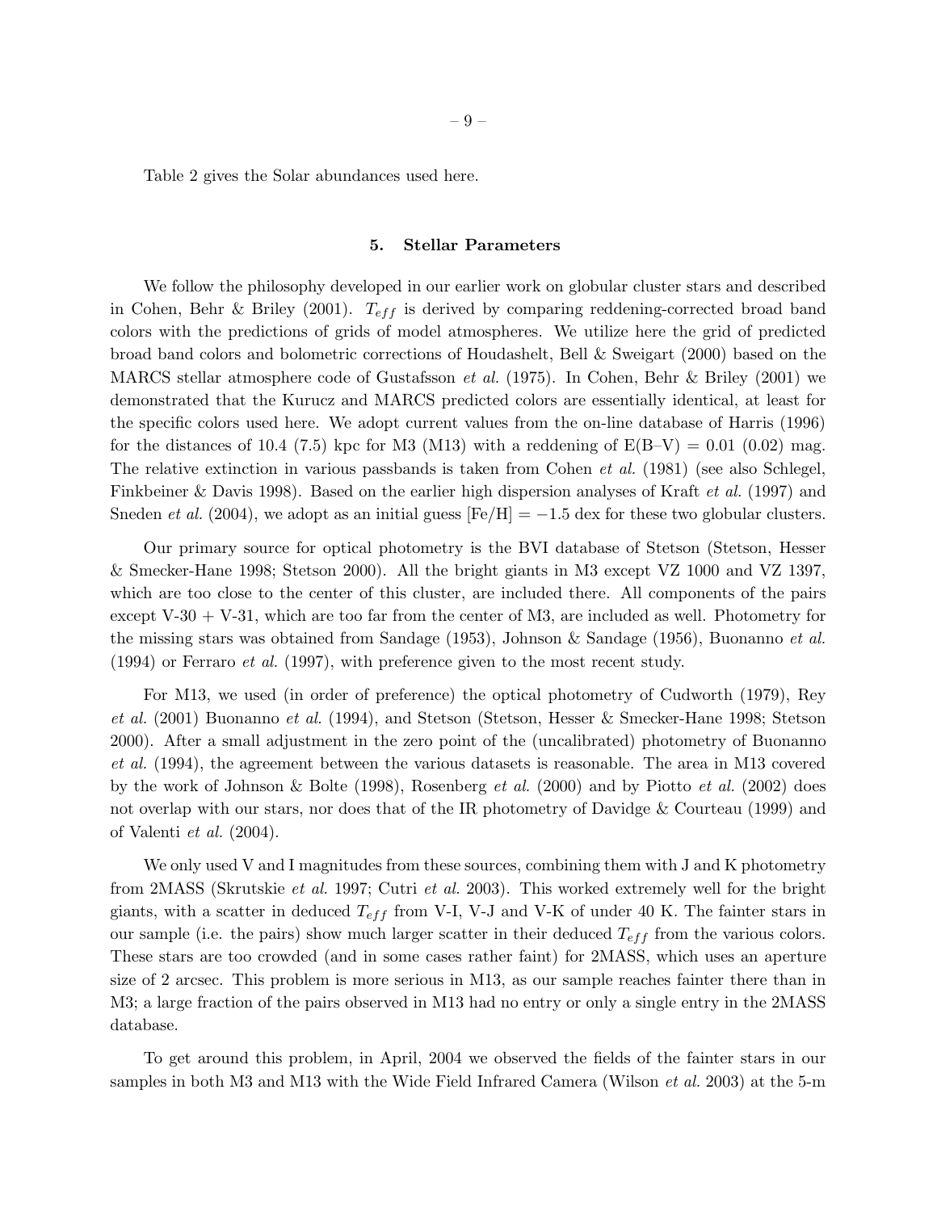Table 2 gives the Solar abundances used here.

## 5. Stellar Parameters

We follow the philosophy developed in our earlier work on globular cluster stars and described in Cohen, Behr & Briley (2001). $T_{eff}$ is derived by comparing reddening-corrected broad band colors with the predictions of grids of model atmospheres. We utilize here the grid of predicted broad band colors and bolometric corrections of Houdashelt, Bell & Sweigart (2000) based on the MARCS stellar atmosphere code of Gustafsson *et al.* (1975). In Cohen, Behr & Briley (2001) we demonstrated that the Kurucz and MARCS predicted colors are essentially identical, at least for the specific colors used here. We adopt current values from the on-line database of Harris (1996) for the distances of 10.4 (7.5) kpc for M3 (M13) with a reddening of E(B–V) = 0.01 (0.02) mag. The relative extinction in various passbands is taken from Cohen *et al.* (1981) (see also Schlegel, Finkbeiner & Davis 1998). Based on the earlier high dispersion analyses of Kraft *et al.* (1997) and Sneden *et al.* (2004), we adopt as an initial guess [Fe/H] = −1.5 dex for these two globular clusters.

Our primary source for optical photometry is the BVI database of Stetson (Stetson, Hesser & Smecker-Hane 1998; Stetson 2000). All the bright giants in M3 except VZ 1000 and VZ 1397, which are too close to the center of this cluster, are included there. All components of the pairs except V-30 + V-31, which are too far from the center of M3, are included as well. Photometry for the missing stars was obtained from Sandage (1953), Johnson & Sandage (1956), Buonanno *et al.* (1994) or Ferraro *et al.* (1997), with preference given to the most recent study.

For M13, we used (in order of preference) the optical photometry of Cudworth (1979), Rey *et al.* (2001) Buonanno *et al.* (1994), and Stetson (Stetson, Hesser & Smecker-Hane 1998; Stetson 2000). After a small adjustment in the zero point of the (uncalibrated) photometry of Buonanno *et al.* (1994), the agreement between the various datasets is reasonable. The area in M13 covered by the work of Johnson & Bolte (1998), Rosenberg *et al.* (2000) and by Piotto *et al.* (2002) does not overlap with our stars, nor does that of the IR photometry of Davidge & Courteau (1999) and of Valenti *et al.* (2004).

We only used V and I magnitudes from these sources, combining them with J and K photometry from 2MASS (Skrutskie *et al.* 1997; Cutri *et al.* 2003). This worked extremely well for the bright giants, with a scatter in deduced $T_{eff}$ from V-I, V-J and V-K of under 40 K. The fainter stars in our sample (i.e. the pairs) show much larger scatter in their deduced $T_{eff}$ from the various colors. These stars are too crowded (and in some cases rather faint) for 2MASS, which uses an aperture size of 2 arcsec. This problem is more serious in M13, as our sample reaches fainter there than in M3; a large fraction of the pairs observed in M13 had no entry or only a single entry in the 2MASS database.

To get around this problem, in April, 2004 we observed the fields of the fainter stars in our samples in both M3 and M13 with the Wide Field Infrared Camera (Wilson *et al.* 2003) at the 5-m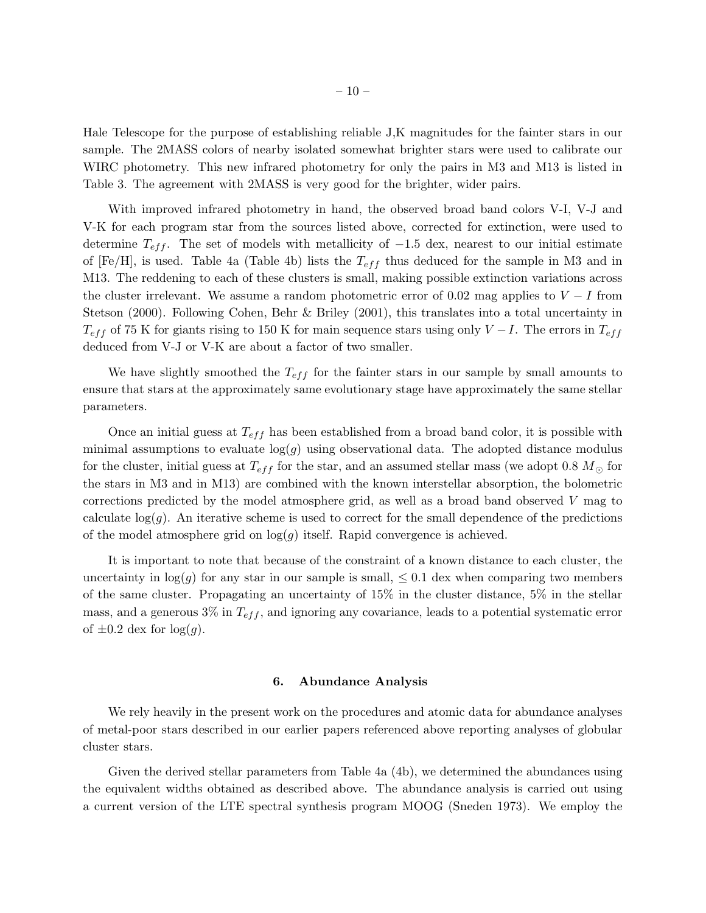Hale Telescope for the purpose of establishing reliable J,K magnitudes for the fainter stars in our sample. The 2MASS colors of nearby isolated somewhat brighter stars were used to calibrate our WIRC photometry. This new infrared photometry for only the pairs in M3 and M13 is listed in Table 3. The agreement with 2MASS is very good for the brighter, wider pairs.

With improved infrared photometry in hand, the observed broad band colors V-I, V-J and V-K for each program star from the sources listed above, corrected for extinction, were used to determine $T_{eff}$. The set of models with metallicity of $-1.5$ dex, nearest to our initial estimate of [Fe/H], is used. Table 4a (Table 4b) lists the $T_{eff}$ thus deduced for the sample in M3 and in M13. The reddening to each of these clusters is small, making possible extinction variations across the cluster irrelevant. We assume a random photometric error of 0.02 mag applies to $V-I$ from Stetson (2000). Following Cohen, Behr & Briley (2001), this translates into a total uncertainty in $T_{eff}$ of 75 K for giants rising to 150 K for main sequence stars using only $V-I$. The errors in $T_{eff}$ deduced from V-J or V-K are about a factor of two smaller.

We have slightly smoothed the $T_{eff}$ for the fainter stars in our sample by small amounts to ensure that stars at the approximately same evolutionary stage have approximately the same stellar parameters.

Once an initial guess at $T_{eff}$ has been established from a broad band color, it is possible with minimal assumptions to evaluate $\log(g)$ using observational data. The adopted distance modulus for the cluster, initial guess at $T_{eff}$ for the star, and an assumed stellar mass (we adopt 0.8 $M_{\odot}$ for the stars in M3 and in M13) are combined with the known interstellar absorption, the bolometric corrections predicted by the model atmosphere grid, as well as a broad band observed $V$ mag to calculate $\log(g)$. An iterative scheme is used to correct for the small dependence of the predictions of the model atmosphere grid on $\log(g)$ itself. Rapid convergence is achieved.

It is important to note that because of the constraint of a known distance to each cluster, the uncertainty in $\log(g)$ for any star in our sample is small, $\leq 0.1$ dex when comparing two members of the same cluster. Propagating an uncertainty of 15% in the cluster distance, 5% in the stellar mass, and a generous 3% in $T_{eff}$, and ignoring any covariance, leads to a potential systematic error of $\pm 0.2$ dex for $\log(g)$.

## 6. Abundance Analysis

We rely heavily in the present work on the procedures and atomic data for abundance analyses of metal-poor stars described in our earlier papers referenced above reporting analyses of globular cluster stars.

Given the derived stellar parameters from Table 4a (4b), we determined the abundances using the equivalent widths obtained as described above. The abundance analysis is carried out using a current version of the LTE spectral synthesis program MOOG (Sneden 1973). We employ the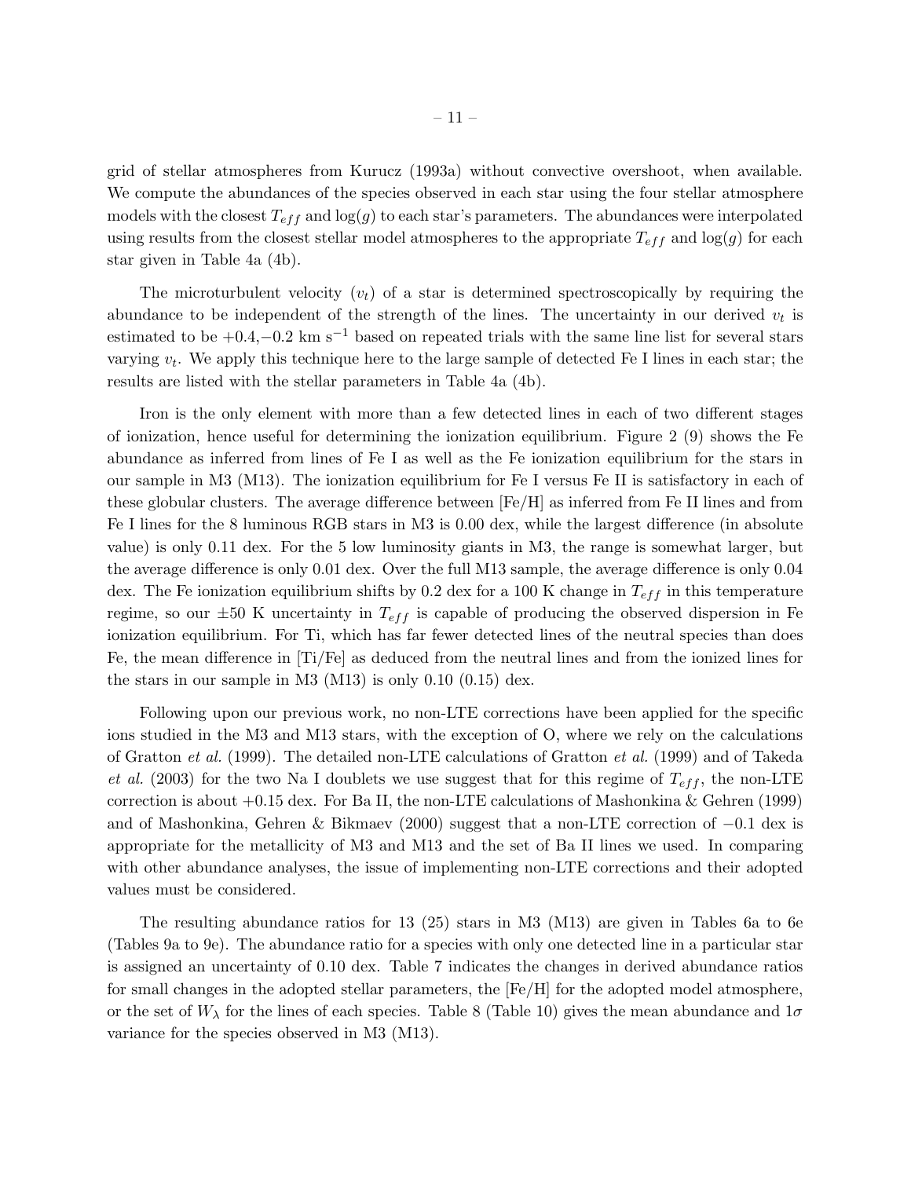grid of stellar atmospheres from Kurucz (1993a) without convective overshoot, when available. We compute the abundances of the species observed in each star using the four stellar atmosphere models with the closest $T_{eff}$ and $\log(g)$ to each star's parameters. The abundances were interpolated using results from the closest stellar model atmospheres to the appropriate $T_{eff}$ and $\log(g)$ for each star given in Table 4a (4b).

The microturbulent velocity ($v_t$) of a star is determined spectroscopically by requiring the abundance to be independent of the strength of the lines. The uncertainty in our derived $v_t$ is estimated to be $+0.4,-0.2$ km s$^{-1}$ based on repeated trials with the same line list for several stars varying $v_t$. We apply this technique here to the large sample of detected Fe I lines in each star; the results are listed with the stellar parameters in Table 4a (4b).

Iron is the only element with more than a few detected lines in each of two different stages of ionization, hence useful for determining the ionization equilibrium. Figure 2 (9) shows the Fe abundance as inferred from lines of Fe I as well as the Fe ionization equilibrium for the stars in our sample in M3 (M13). The ionization equilibrium for Fe I versus Fe II is satisfactory in each of these globular clusters. The average difference between [Fe/H] as inferred from Fe II lines and from Fe I lines for the 8 luminous RGB stars in M3 is 0.00 dex, while the largest difference (in absolute value) is only 0.11 dex. For the 5 low luminosity giants in M3, the range is somewhat larger, but the average difference is only 0.01 dex. Over the full M13 sample, the average difference is only 0.04 dex. The Fe ionization equilibrium shifts by 0.2 dex for a 100 K change in $T_{eff}$ in this temperature regime, so our $\pm 50$ K uncertainty in $T_{eff}$ is capable of producing the observed dispersion in Fe ionization equilibrium. For Ti, which has far fewer detected lines of the neutral species than does Fe, the mean difference in [Ti/Fe] as deduced from the neutral lines and from the ionized lines for the stars in our sample in M3 (M13) is only 0.10 (0.15) dex.

Following upon our previous work, no non-LTE corrections have been applied for the specific ions studied in the M3 and M13 stars, with the exception of O, where we rely on the calculations of Gratton *et al.* (1999). The detailed non-LTE calculations of Gratton *et al.* (1999) and of Takeda *et al.* (2003) for the two Na I doublets we use suggest that for this regime of $T_{eff}$, the non-LTE correction is about $+0.15$ dex. For Ba II, the non-LTE calculations of Mashonkina & Gehren (1999) and of Mashonkina, Gehren & Bikmaev (2000) suggest that a non-LTE correction of $-0.1$ dex is appropriate for the metallicity of M3 and M13 and the set of Ba II lines we used. In comparing with other abundance analyses, the issue of implementing non-LTE corrections and their adopted values must be considered.

The resulting abundance ratios for 13 (25) stars in M3 (M13) are given in Tables 6a to 6e (Tables 9a to 9e). The abundance ratio for a species with only one detected line in a particular star is assigned an uncertainty of 0.10 dex. Table 7 indicates the changes in derived abundance ratios for small changes in the adopted stellar parameters, the [Fe/H] for the adopted model atmosphere, or the set of $W_\lambda$ for the lines of each species. Table 8 (Table 10) gives the mean abundance and $1\sigma$ variance for the species observed in M3 (M13).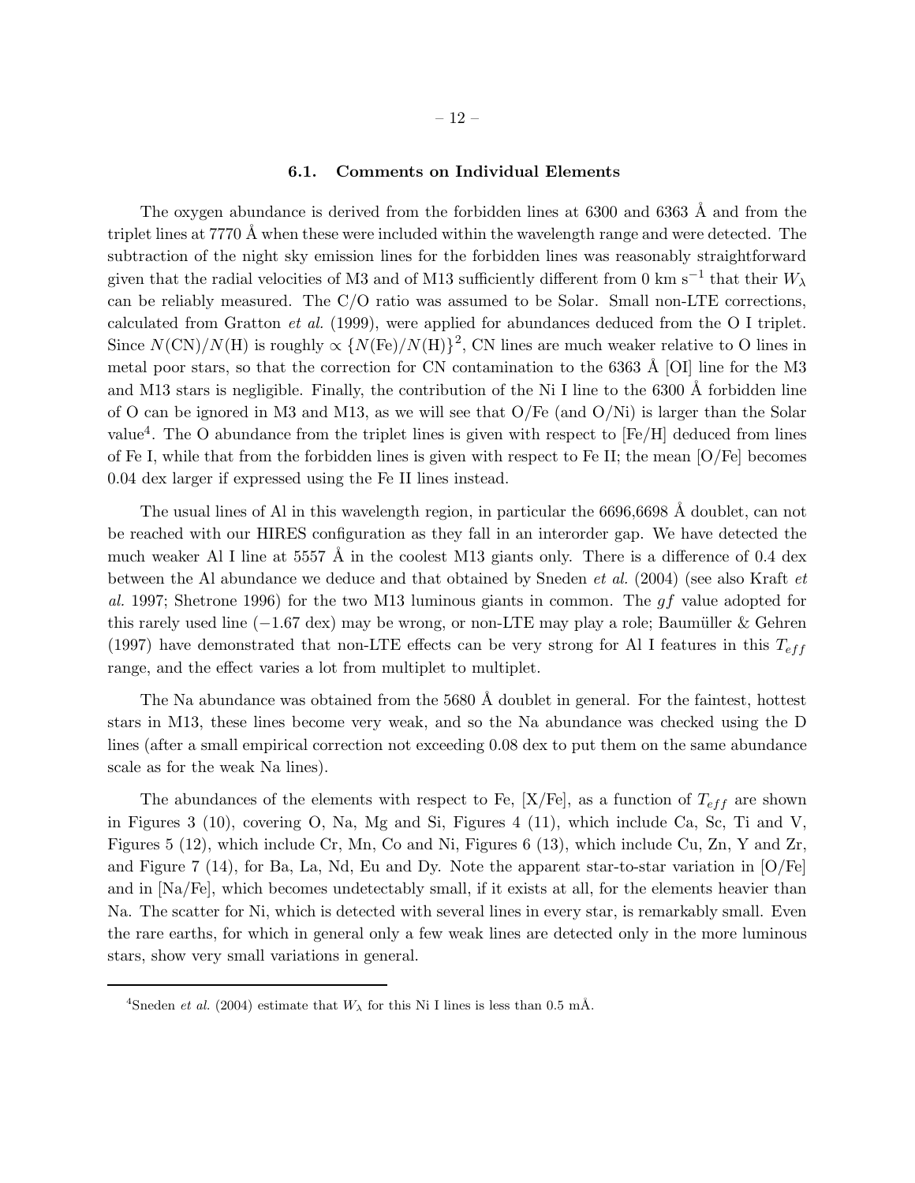### 6.1. Comments on Individual Elements

The oxygen abundance is derived from the forbidden lines at 6300 and 6363 Å and from the triplet lines at 7770 Å when these were included within the wavelength range and were detected. The subtraction of the night sky emission lines for the forbidden lines was reasonably straightforward given that the radial velocities of M3 and of M13 sufficiently different from 0 km s$^{-1}$ that their $W_\lambda$ can be reliably measured. The C/O ratio was assumed to be Solar. Small non-LTE corrections, calculated from Gratton *et al.* (1999), were applied for abundances deduced from the O I triplet. Since $N(\mathrm{CN})/N(\mathrm{H})$ is roughly $\propto \{N(\mathrm{Fe})/N(\mathrm{H})\}^2$, CN lines are much weaker relative to O lines in metal poor stars, so that the correction for CN contamination to the 6363 Å [OI] line for the M3 and M13 stars is negligible. Finally, the contribution of the Ni I line to the 6300 Å forbidden line of O can be ignored in M3 and M13, as we will see that O/Fe (and O/Ni) is larger than the Solar value[4]. The O abundance from the triplet lines is given with respect to [Fe/H] deduced from lines of Fe I, while that from the forbidden lines is given with respect to Fe II; the mean [O/Fe] becomes 0.04 dex larger if expressed using the Fe II lines instead.

The usual lines of Al in this wavelength region, in particular the 6696,6698 Å doublet, can not be reached with our HIRES configuration as they fall in an interorder gap. We have detected the much weaker Al I line at 5557 Å in the coolest M13 giants only. There is a difference of 0.4 dex between the Al abundance we deduce and that obtained by Sneden *et al.* (2004) (see also Kraft *et al.* 1997; Shetrone 1996) for the two M13 luminous giants in common. The $gf$ value adopted for this rarely used line ($-1.67$ dex) may be wrong, or non-LTE may play a role; Baumüller & Gehren (1997) have demonstrated that non-LTE effects can be very strong for Al I features in this $T_{eff}$ range, and the effect varies a lot from multiplet to multiplet.

The Na abundance was obtained from the 5680 Å doublet in general. For the faintest, hottest stars in M13, these lines become very weak, and so the Na abundance was checked using the D lines (after a small empirical correction not exceeding 0.08 dex to put them on the same abundance scale as for the weak Na lines).

The abundances of the elements with respect to Fe, [X/Fe], as a function of $T_{eff}$ are shown in Figures 3 (10), covering O, Na, Mg and Si, Figures 4 (11), which include Ca, Sc, Ti and V, Figures 5 (12), which include Cr, Mn, Co and Ni, Figures 6 (13), which include Cu, Zn, Y and Zr, and Figure 7 (14), for Ba, La, Nd, Eu and Dy. Note the apparent star-to-star variation in [O/Fe] and in [Na/Fe], which becomes undetectably small, if it exists at all, for the elements heavier than Na. The scatter for Ni, which is detected with several lines in every star, is remarkably small. Even the rare earths, for which in general only a few weak lines are detected only in the more luminous stars, show very small variations in general.

---

[4] Sneden *et al.* (2004) estimate that $W_\lambda$ for this Ni I lines is less than 0.5 mÅ.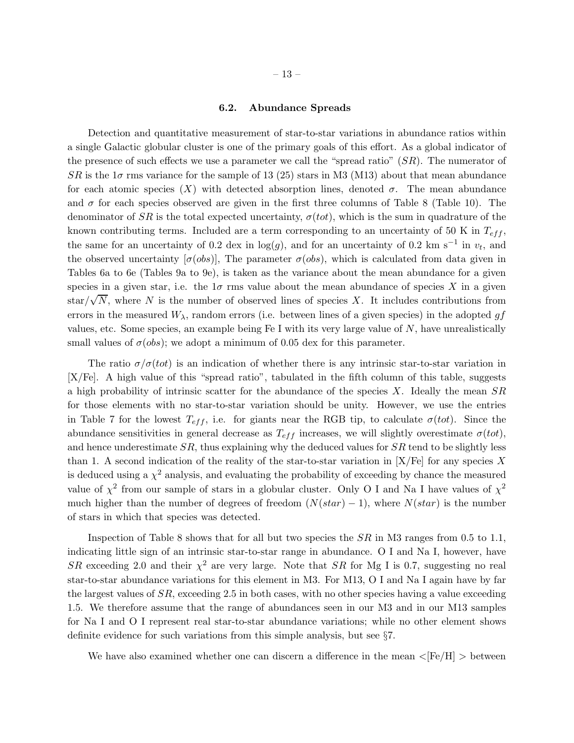### 6.2. Abundance Spreads

Detection and quantitative measurement of star-to-star variations in abundance ratios within a single Galactic globular cluster is one of the primary goals of this effort. As a global indicator of the presence of such effects we use a parameter we call the "spread ratio" ($SR$). The numerator of $SR$ is the $1\sigma$ rms variance for the sample of 13 (25) stars in M3 (M13) about that mean abundance for each atomic species ($X$) with detected absorption lines, denoted $\sigma$. The mean abundance and $\sigma$ for each species observed are given in the first three columns of Table 8 (Table 10). The denominator of $SR$ is the total expected uncertainty, $\sigma(tot)$, which is the sum in quadrature of the known contributing terms. Included are a term corresponding to an uncertainty of 50 K in $T_{eff}$, the same for an uncertainty of 0.2 dex in $\log(g)$, and for an uncertainty of 0.2 km s$^{-1}$ in $v_t$, and the observed uncertainty [$\sigma(obs)$], The parameter $\sigma(obs)$, which is calculated from data given in Tables 6a to 6e (Tables 9a to 9e), is taken as the variance about the mean abundance for a given species in a given star, i.e. the $1\sigma$ rms value about the mean abundance of species $X$ in a given star/$\sqrt{N}$, where $N$ is the number of observed lines of species $X$. It includes contributions from errors in the measured $W_\lambda$, random errors (i.e. between lines of a given species) in the adopted $gf$ values, etc. Some species, an example being Fe I with its very large value of $N$, have unrealistically small values of $\sigma(obs)$; we adopt a minimum of 0.05 dex for this parameter.

The ratio $\sigma/\sigma(tot)$ is an indication of whether there is any intrinsic star-to-star variation in [X/Fe]. A high value of this "spread ratio", tabulated in the fifth column of this table, suggests a high probability of intrinsic scatter for the abundance of the species $X$. Ideally the mean $SR$ for those elements with no star-to-star variation should be unity. However, we use the entries in Table 7 for the lowest $T_{eff}$, i.e. for giants near the RGB tip, to calculate $\sigma(tot)$. Since the abundance sensitivities in general decrease as $T_{eff}$ increases, we will slightly overestimate $\sigma(tot)$, and hence underestimate $SR$, thus explaining why the deduced values for $SR$ tend to be slightly less than 1. A second indication of the reality of the star-to-star variation in [X/Fe] for any species $X$ is deduced using a $\chi^2$ analysis, and evaluating the probability of exceeding by chance the measured value of $\chi^2$ from our sample of stars in a globular cluster. Only O I and Na I have values of $\chi^2$ much higher than the number of degrees of freedom ($N(star) - 1$), where $N(star)$ is the number of stars in which that species was detected.

Inspection of Table 8 shows that for all but two species the $SR$ in M3 ranges from 0.5 to 1.1, indicating little sign of an intrinsic star-to-star range in abundance. O I and Na I, however, have $SR$ exceeding 2.0 and their $\chi^2$ are very large. Note that $SR$ for Mg I is 0.7, suggesting no real star-to-star abundance variations for this element in M3. For M13, O I and Na I again have by far the largest values of $SR$, exceeding 2.5 in both cases, with no other species having a value exceeding 1.5. We therefore assume that the range of abundances seen in our M3 and in our M13 samples for Na I and O I represent real star-to-star abundance variations; while no other element shows definite evidence for such variations from this simple analysis, but see §7.

We have also examined whether one can discern a difference in the mean $<$[Fe/H]$>$ between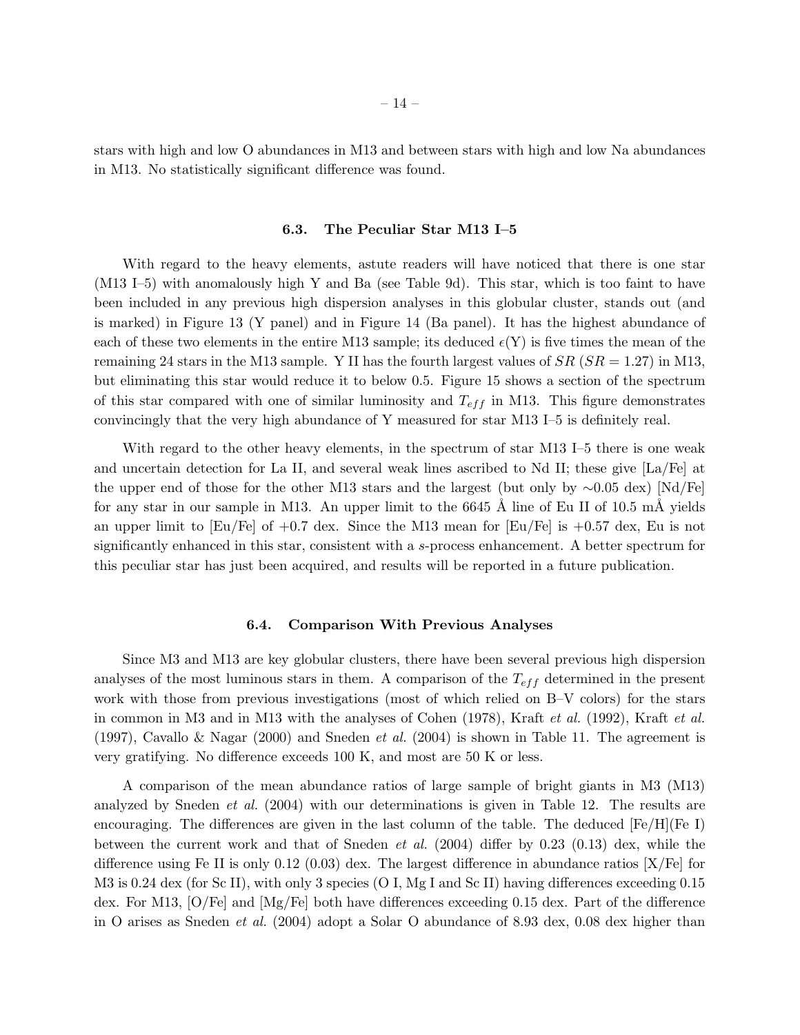stars with high and low O abundances in M13 and between stars with high and low Na abundances in M13. No statistically significant difference was found.

### 6.3. The Peculiar Star M13 I–5

With regard to the heavy elements, astute readers will have noticed that there is one star (M13 I–5) with anomalously high Y and Ba (see Table 9d). This star, which is too faint to have been included in any previous high dispersion analyses in this globular cluster, stands out (and is marked) in Figure 13 (Y panel) and in Figure 14 (Ba panel). It has the highest abundance of each of these two elements in the entire M13 sample; its deduced $\epsilon$(Y) is five times the mean of the remaining 24 stars in the M13 sample. Y II has the fourth largest values of $SR$ ($SR = 1.27$) in M13, but eliminating this star would reduce it to below 0.5. Figure 15 shows a section of the spectrum of this star compared with one of similar luminosity and $T_{eff}$ in M13. This figure demonstrates convincingly that the very high abundance of Y measured for star M13 I–5 is definitely real.

With regard to the other heavy elements, in the spectrum of star M13 I–5 there is one weak and uncertain detection for La II, and several weak lines ascribed to Nd II; these give [La/Fe] at the upper end of those for the other M13 stars and the largest (but only by $\sim$0.05 dex) [Nd/Fe] for any star in our sample in M13. An upper limit to the 6645 Å line of Eu II of 10.5 mÅ yields an upper limit to [Eu/Fe] of +0.7 dex. Since the M13 mean for [Eu/Fe] is +0.57 dex, Eu is not significantly enhanced in this star, consistent with a *s*-process enhancement. A better spectrum for this peculiar star has just been acquired, and results will be reported in a future publication.

### 6.4. Comparison With Previous Analyses

Since M3 and M13 are key globular clusters, there have been several previous high dispersion analyses of the most luminous stars in them. A comparison of the $T_{eff}$ determined in the present work with those from previous investigations (most of which relied on B–V colors) for the stars in common in M3 and in M13 with the analyses of Cohen (1978), Kraft *et al.* (1992), Kraft *et al.* (1997), Cavallo & Nagar (2000) and Sneden *et al.* (2004) is shown in Table 11. The agreement is very gratifying. No difference exceeds 100 K, and most are 50 K or less.

A comparison of the mean abundance ratios of large sample of bright giants in M3 (M13) analyzed by Sneden *et al.* (2004) with our determinations is given in Table 12. The results are encouraging. The differences are given in the last column of the table. The deduced [Fe/H](Fe I) between the current work and that of Sneden *et al.* (2004) differ by 0.23 (0.13) dex, while the difference using Fe II is only 0.12 (0.03) dex. The largest difference in abundance ratios [X/Fe] for M3 is 0.24 dex (for Sc II), with only 3 species (O I, Mg I and Sc II) having differences exceeding 0.15 dex. For M13, [O/Fe] and [Mg/Fe] both have differences exceeding 0.15 dex. Part of the difference in O arises as Sneden *et al.* (2004) adopt a Solar O abundance of 8.93 dex, 0.08 dex higher than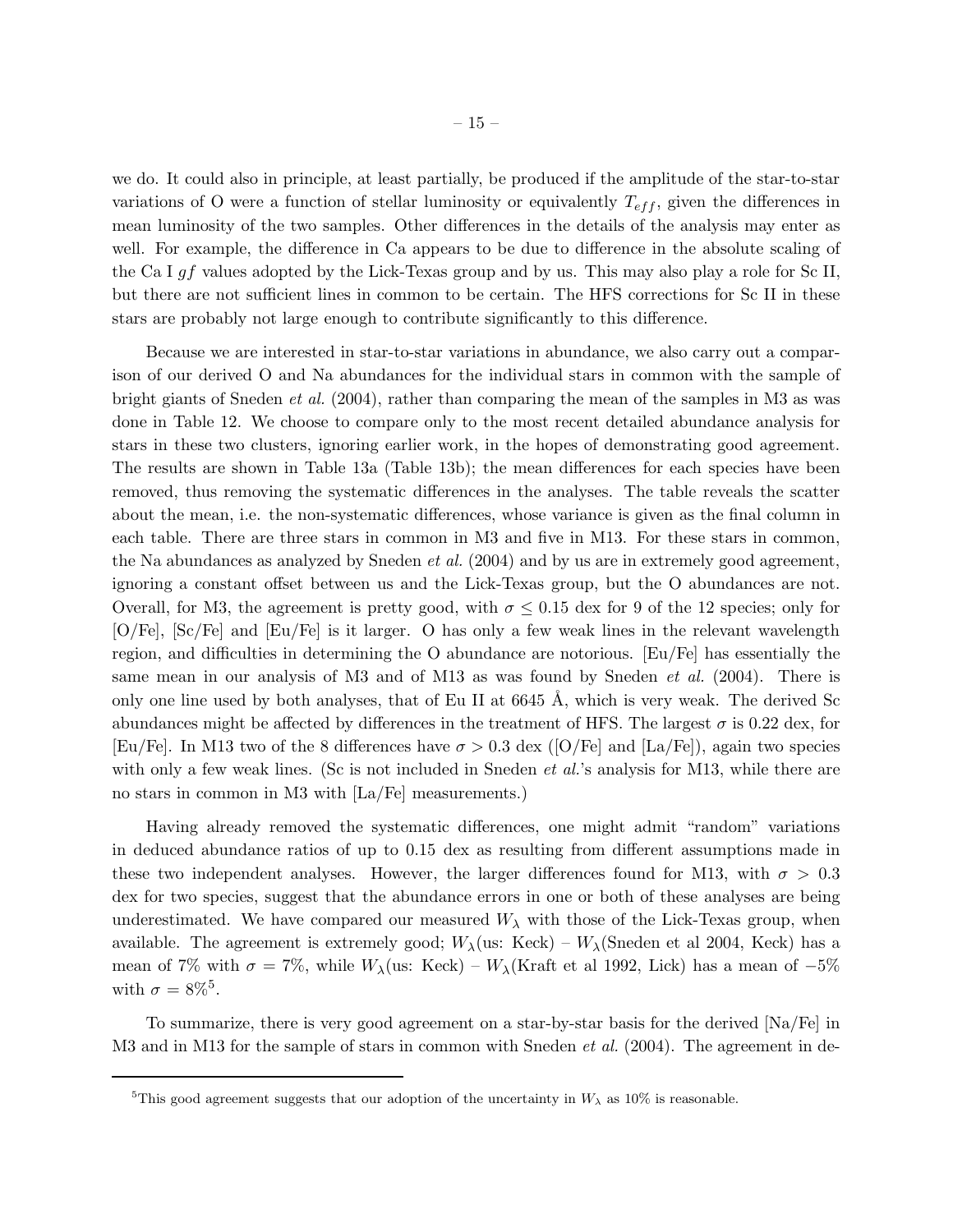we do. It could also in principle, at least partially, be produced if the amplitude of the star-to-star variations of O were a function of stellar luminosity or equivalently $T_{eff}$, given the differences in mean luminosity of the two samples. Other differences in the details of the analysis may enter as well. For example, the difference in Ca appears to be due to difference in the absolute scaling of the Ca I $gf$ values adopted by the Lick-Texas group and by us. This may also play a role for Sc II, but there are not sufficient lines in common to be certain. The HFS corrections for Sc II in these stars are probably not large enough to contribute significantly to this difference.

Because we are interested in star-to-star variations in abundance, we also carry out a comparison of our derived O and Na abundances for the individual stars in common with the sample of bright giants of Sneden *et al.* (2004), rather than comparing the mean of the samples in M3 as was done in Table 12. We choose to compare only to the most recent detailed abundance analysis for stars in these two clusters, ignoring earlier work, in the hopes of demonstrating good agreement. The results are shown in Table 13a (Table 13b); the mean differences for each species have been removed, thus removing the systematic differences in the analyses. The table reveals the scatter about the mean, i.e. the non-systematic differences, whose variance is given as the final column in each table. There are three stars in common in M3 and five in M13. For these stars in common, the Na abundances as analyzed by Sneden *et al.* (2004) and by us are in extremely good agreement, ignoring a constant offset between us and the Lick-Texas group, but the O abundances are not. Overall, for M3, the agreement is pretty good, with $\sigma \leq 0.15$ dex for 9 of the 12 species; only for [O/Fe], [Sc/Fe] and [Eu/Fe] is it larger. O has only a few weak lines in the relevant wavelength region, and difficulties in determining the O abundance are notorious. [Eu/Fe] has essentially the same mean in our analysis of M3 and of M13 as was found by Sneden *et al.* (2004). There is only one line used by both analyses, that of Eu II at 6645 Å, which is very weak. The derived Sc abundances might be affected by differences in the treatment of HFS. The largest $\sigma$ is 0.22 dex, for [Eu/Fe]. In M13 two of the 8 differences have $\sigma > 0.3$ dex ([O/Fe] and [La/Fe]), again two species with only a few weak lines. (Sc is not included in Sneden *et al.*'s analysis for M13, while there are no stars in common in M3 with [La/Fe] measurements.)

Having already removed the systematic differences, one might admit "random" variations in deduced abundance ratios of up to 0.15 dex as resulting from different assumptions made in these two independent analyses. However, the larger differences found for M13, with $\sigma > 0.3$ dex for two species, suggest that the abundance errors in one or both of these analyses are being underestimated. We have compared our measured $W_\lambda$ with those of the Lick-Texas group, when available. The agreement is extremely good; $W_\lambda$(us: Keck) – $W_\lambda$(Sneden et al 2004, Keck) has a mean of 7% with $\sigma$ = 7%, while $W_\lambda$(us: Keck) – $W_\lambda$(Kraft et al 1992, Lick) has a mean of −5% with $\sigma$ = 8%[5].

To summarize, there is very good agreement on a star-by-star basis for the derived [Na/Fe] in M3 and in M13 for the sample of stars in common with Sneden *et al.* (2004). The agreement in de-

---

[5]This good agreement suggests that our adoption of the uncertainty in $W_\lambda$ as 10% is reasonable.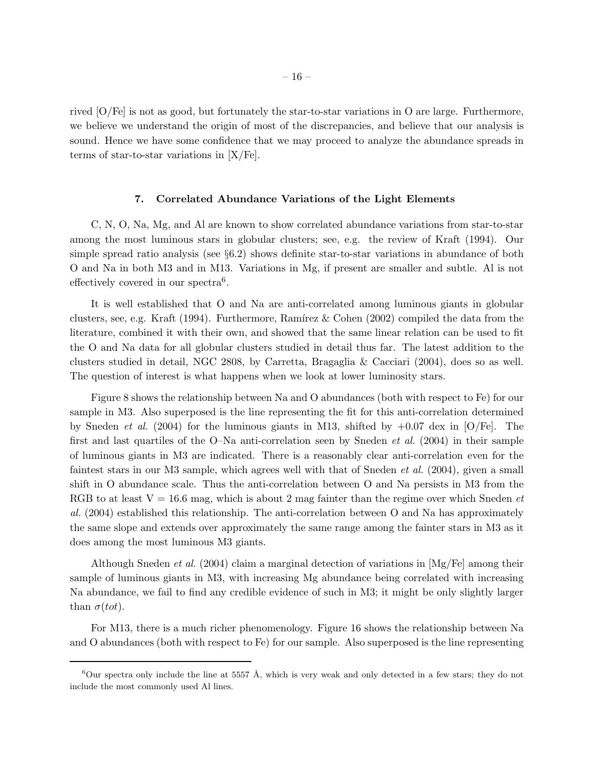rived [O/Fe] is not as good, but fortunately the star-to-star variations in O are large. Furthermore, we believe we understand the origin of most of the discrepancies, and believe that our analysis is sound. Hence we have some confidence that we may proceed to analyze the abundance spreads in terms of star-to-star variations in [X/Fe].

## 7. Correlated Abundance Variations of the Light Elements

C, N, O, Na, Mg, and Al are known to show correlated abundance variations from star-to-star among the most luminous stars in globular clusters; see, e.g. the review of Kraft (1994). Our simple spread ratio analysis (see §6.2) shows definite star-to-star variations in abundance of both O and Na in both M3 and in M13. Variations in Mg, if present are smaller and subtle. Al is not effectively covered in our spectra[6].

It is well established that O and Na are anti-correlated among luminous giants in globular clusters, see, e.g. Kraft (1994). Furthermore, Ramírez & Cohen (2002) compiled the data from the literature, combined it with their own, and showed that the same linear relation can be used to fit the O and Na data for all globular clusters studied in detail thus far. The latest addition to the clusters studied in detail, NGC 2808, by Carretta, Bragaglia & Cacciari (2004), does so as well. The question of interest is what happens when we look at lower luminosity stars.

Figure 8 shows the relationship between Na and O abundances (both with respect to Fe) for our sample in M3. Also superposed is the line representing the fit for this anti-correlation determined by Sneden *et al.* (2004) for the luminous giants in M13, shifted by +0.07 dex in [O/Fe]. The first and last quartiles of the O–Na anti-correlation seen by Sneden *et al.* (2004) in their sample of luminous giants in M3 are indicated. There is a reasonably clear anti-correlation even for the faintest stars in our M3 sample, which agrees well with that of Sneden *et al.* (2004), given a small shift in O abundance scale. Thus the anti-correlation between O and Na persists in M3 from the RGB to at least V = 16.6 mag, which is about 2 mag fainter than the regime over which Sneden *et al.* (2004) established this relationship. The anti-correlation between O and Na has approximately the same slope and extends over approximately the same range among the fainter stars in M3 as it does among the most luminous M3 giants.

Although Sneden *et al.* (2004) claim a marginal detection of variations in [Mg/Fe] among their sample of luminous giants in M3, with increasing Mg abundance being correlated with increasing Na abundance, we fail to find any credible evidence of such in M3; it might be only slightly larger than $\sigma(tot)$.

For M13, there is a much richer phenomenology. Figure 16 shows the relationship between Na and O abundances (both with respect to Fe) for our sample. Also superposed is the line representing

[6]Our spectra only include the line at 5557 Å, which is very weak and only detected in a few stars; they do not include the most commonly used Al lines.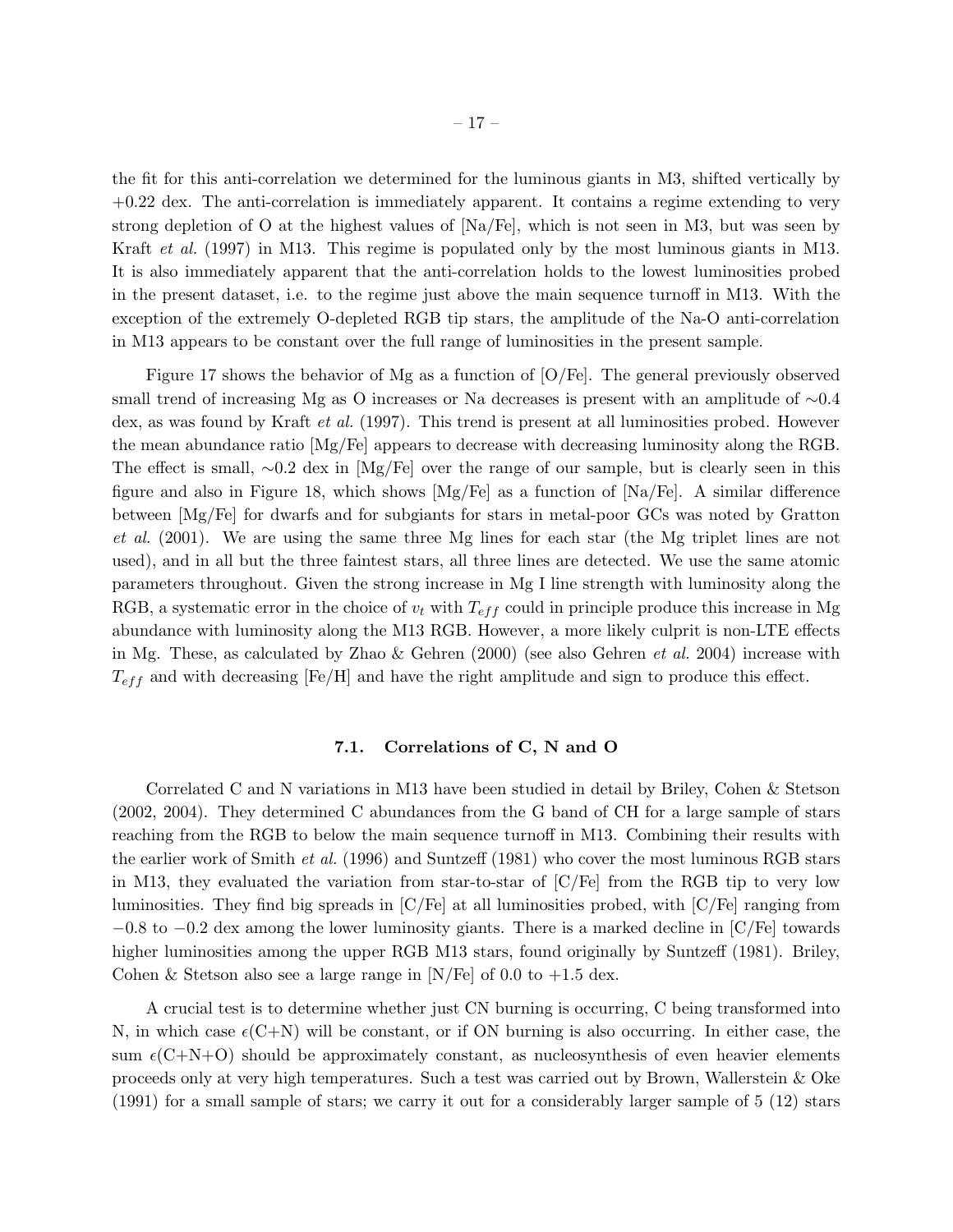the fit for this anti-correlation we determined for the luminous giants in M3, shifted vertically by +0.22 dex. The anti-correlation is immediately apparent. It contains a regime extending to very strong depletion of O at the highest values of [Na/Fe], which is not seen in M3, but was seen by Kraft *et al.* (1997) in M13. This regime is populated only by the most luminous giants in M13. It is also immediately apparent that the anti-correlation holds to the lowest luminosities probed in the present dataset, i.e. to the regime just above the main sequence turnoff in M13. With the exception of the extremely O-depleted RGB tip stars, the amplitude of the Na-O anti-correlation in M13 appears to be constant over the full range of luminosities in the present sample.

Figure 17 shows the behavior of Mg as a function of [O/Fe]. The general previously observed small trend of increasing Mg as O increases or Na decreases is present with an amplitude of $\sim$0.4 dex, as was found by Kraft *et al.* (1997). This trend is present at all luminosities probed. However the mean abundance ratio [Mg/Fe] appears to decrease with decreasing luminosity along the RGB. The effect is small, $\sim$0.2 dex in [Mg/Fe] over the range of our sample, but is clearly seen in this figure and also in Figure 18, which shows [Mg/Fe] as a function of [Na/Fe]. A similar difference between [Mg/Fe] for dwarfs and for subgiants for stars in metal-poor GCs was noted by Gratton *et al.* (2001). We are using the same three Mg lines for each star (the Mg triplet lines are not used), and in all but the three faintest stars, all three lines are detected. We use the same atomic parameters throughout. Given the strong increase in Mg I line strength with luminosity along the RGB, a systematic error in the choice of $v_t$ with $T_{eff}$ could in principle produce this increase in Mg abundance with luminosity along the M13 RGB. However, a more likely culprit is non-LTE effects in Mg. These, as calculated by Zhao & Gehren (2000) (see also Gehren *et al.* 2004) increase with $T_{eff}$ and with decreasing [Fe/H] and have the right amplitude and sign to produce this effect.

### 7.1. Correlations of C, N and O

Correlated C and N variations in M13 have been studied in detail by Briley, Cohen & Stetson (2002, 2004). They determined C abundances from the G band of CH for a large sample of stars reaching from the RGB to below the main sequence turnoff in M13. Combining their results with the earlier work of Smith *et al.* (1996) and Suntzeff (1981) who cover the most luminous RGB stars in M13, they evaluated the variation from star-to-star of [C/Fe] from the RGB tip to very low luminosities. They find big spreads in [C/Fe] at all luminosities probed, with [C/Fe] ranging from $-0.8$ to $-0.2$ dex among the lower luminosity giants. There is a marked decline in [C/Fe] towards higher luminosities among the upper RGB M13 stars, found originally by Suntzeff (1981). Briley, Cohen & Stetson also see a large range in [N/Fe] of 0.0 to +1.5 dex.

A crucial test is to determine whether just CN burning is occurring, C being transformed into N, in which case $\epsilon$(C+N) will be constant, or if ON burning is also occurring. In either case, the sum $\epsilon$(C+N+O) should be approximately constant, as nucleosynthesis of even heavier elements proceeds only at very high temperatures. Such a test was carried out by Brown, Wallerstein & Oke (1991) for a small sample of stars; we carry it out for a considerably larger sample of 5 (12) stars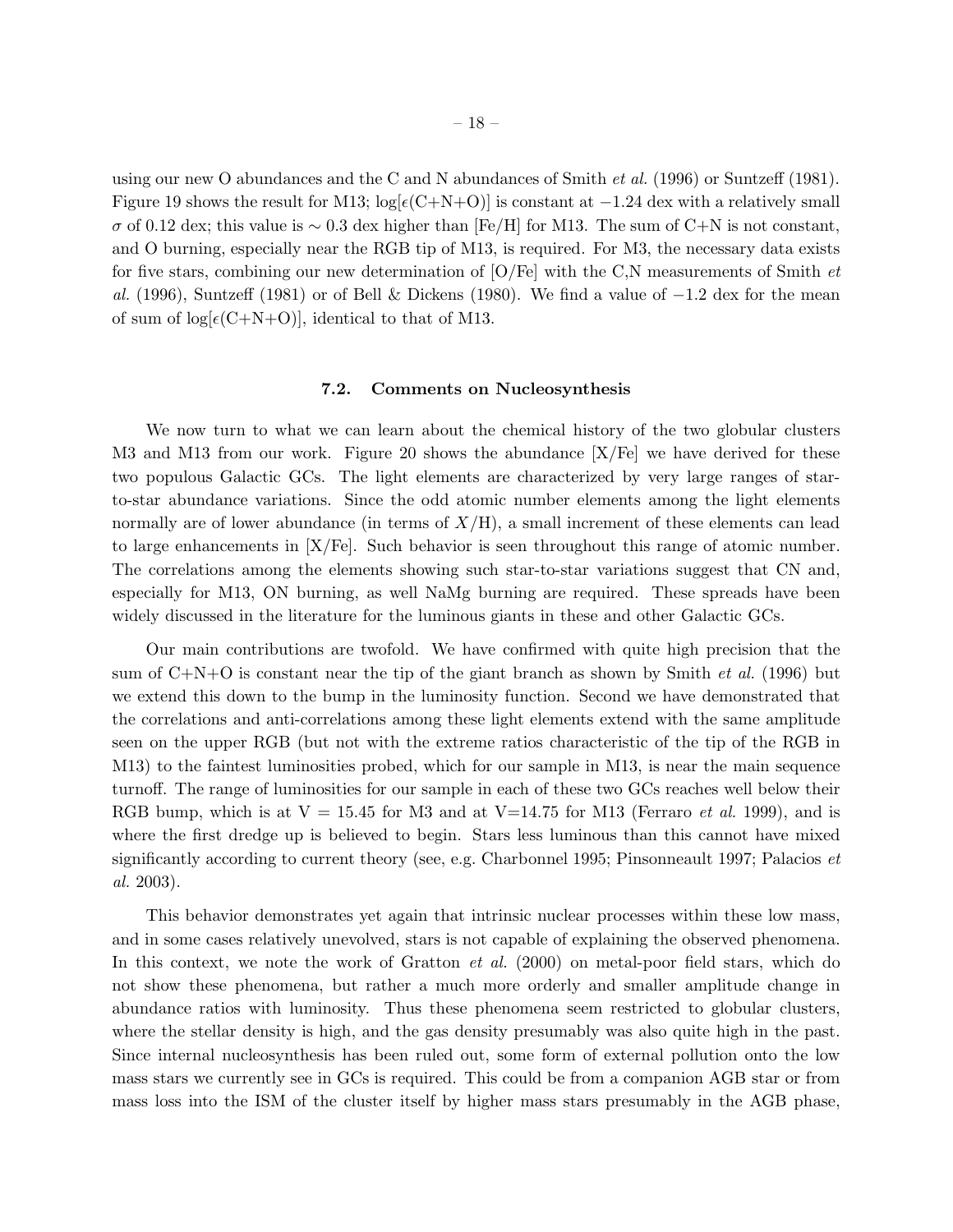using our new O abundances and the C and N abundances of Smith *et al.* (1996) or Suntzeff (1981). Figure 19 shows the result for M13; $\log[\epsilon(\mathrm{C+N+O})]$ is constant at $-1.24$ dex with a relatively small $\sigma$ of 0.12 dex; this value is $\sim 0.3$ dex higher than [Fe/H] for M13. The sum of C+N is not constant, and O burning, especially near the RGB tip of M13, is required. For M3, the necessary data exists for five stars, combining our new determination of [O/Fe] with the C,N measurements of Smith *et al.* (1996), Suntzeff (1981) or of Bell & Dickens (1980). We find a value of $-1.2$ dex for the mean of sum of $\log[\epsilon(\mathrm{C+N+O})]$, identical to that of M13.

### 7.2. Comments on Nucleosynthesis

We now turn to what we can learn about the chemical history of the two globular clusters M3 and M13 from our work. Figure 20 shows the abundance [X/Fe] we have derived for these two populous Galactic GCs. The light elements are characterized by very large ranges of star-to-star abundance variations. Since the odd atomic number elements among the light elements normally are of lower abundance (in terms of $X$/H), a small increment of these elements can lead to large enhancements in [X/Fe]. Such behavior is seen throughout this range of atomic number. The correlations among the elements showing such star-to-star variations suggest that CN and, especially for M13, ON burning, as well NaMg burning are required. These spreads have been widely discussed in the literature for the luminous giants in these and other Galactic GCs.

Our main contributions are twofold. We have confirmed with quite high precision that the sum of C+N+O is constant near the tip of the giant branch as shown by Smith *et al.* (1996) but we extend this down to the bump in the luminosity function. Second we have demonstrated that the correlations and anti-correlations among these light elements extend with the same amplitude seen on the upper RGB (but not with the extreme ratios characteristic of the tip of the RGB in M13) to the faintest luminosities probed, which for our sample in M13, is near the main sequence turnoff. The range of luminosities for our sample in each of these two GCs reaches well below their RGB bump, which is at V = 15.45 for M3 and at V=14.75 for M13 (Ferraro *et al.* 1999), and is where the first dredge up is believed to begin. Stars less luminous than this cannot have mixed significantly according to current theory (see, e.g. Charbonnel 1995; Pinsonneault 1997; Palacios *et al.* 2003).

This behavior demonstrates yet again that intrinsic nuclear processes within these low mass, and in some cases relatively unevolved, stars is not capable of explaining the observed phenomena. In this context, we note the work of Gratton *et al.* (2000) on metal-poor field stars, which do not show these phenomena, but rather a much more orderly and smaller amplitude change in abundance ratios with luminosity. Thus these phenomena seem restricted to globular clusters, where the stellar density is high, and the gas density presumably was also quite high in the past. Since internal nucleosynthesis has been ruled out, some form of external pollution onto the low mass stars we currently see in GCs is required. This could be from a companion AGB star or from mass loss into the ISM of the cluster itself by higher mass stars presumably in the AGB phase,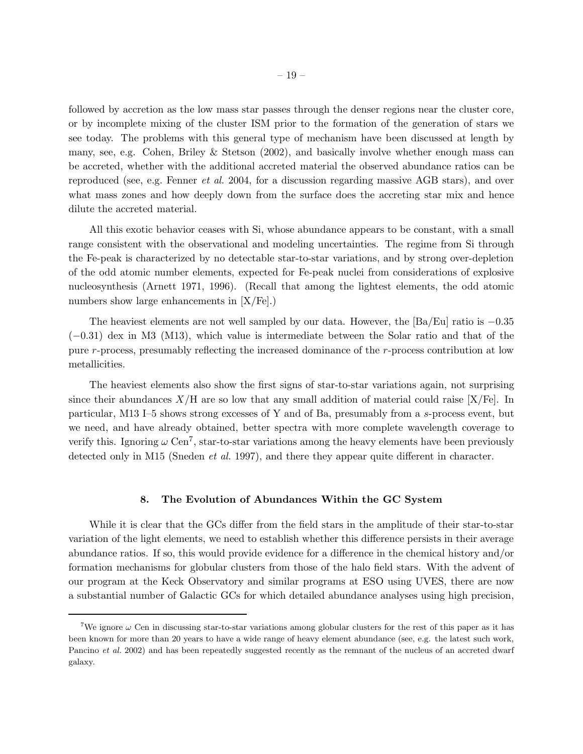followed by accretion as the low mass star passes through the denser regions near the cluster core, or by incomplete mixing of the cluster ISM prior to the formation of the generation of stars we see today. The problems with this general type of mechanism have been discussed at length by many, see, e.g. Cohen, Briley & Stetson (2002), and basically involve whether enough mass can be accreted, whether with the additional accreted material the observed abundance ratios can be reproduced (see, e.g. Fenner *et al.* 2004, for a discussion regarding massive AGB stars), and over what mass zones and how deeply down from the surface does the accreting star mix and hence dilute the accreted material.

All this exotic behavior ceases with Si, whose abundance appears to be constant, with a small range consistent with the observational and modeling uncertainties. The regime from Si through the Fe-peak is characterized by no detectable star-to-star variations, and by strong over-depletion of the odd atomic number elements, expected for Fe-peak nuclei from considerations of explosive nucleosynthesis (Arnett 1971, 1996). (Recall that among the lightest elements, the odd atomic numbers show large enhancements in [X/Fe].)

The heaviest elements are not well sampled by our data. However, the [Ba/Eu] ratio is $-0.35$ ($-0.31$) dex in M3 (M13), which value is intermediate between the Solar ratio and that of the pure *r*-process, presumably reflecting the increased dominance of the *r*-process contribution at low metallicities.

The heaviest elements also show the first signs of star-to-star variations again, not surprising since their abundances $X$/H are so low that any small addition of material could raise [X/Fe]. In particular, M13 I–5 shows strong excesses of Y and of Ba, presumably from a *s*-process event, but we need, and have already obtained, better spectra with more complete wavelength coverage to verify this. Ignoring $\omega$ Cen[7], star-to-star variations among the heavy elements have been previously detected only in M15 (Sneden *et al.* 1997), and there they appear quite different in character.

## 8. The Evolution of Abundances Within the GC System

While it is clear that the GCs differ from the field stars in the amplitude of their star-to-star variation of the light elements, we need to establish whether this difference persists in their average abundance ratios. If so, this would provide evidence for a difference in the chemical history and/or formation mechanisms for globular clusters from those of the halo field stars. With the advent of our program at the Keck Observatory and similar programs at ESO using UVES, there are now a substantial number of Galactic GCs for which detailed abundance analyses using high precision,

---

[7]We ignore $\omega$ Cen in discussing star-to-star variations among globular clusters for the rest of this paper as it has been known for more than 20 years to have a wide range of heavy element abundance (see, e.g. the latest such work, Pancino *et al.* 2002) and has been repeatedly suggested recently as the remnant of the nucleus of an accreted dwarf galaxy.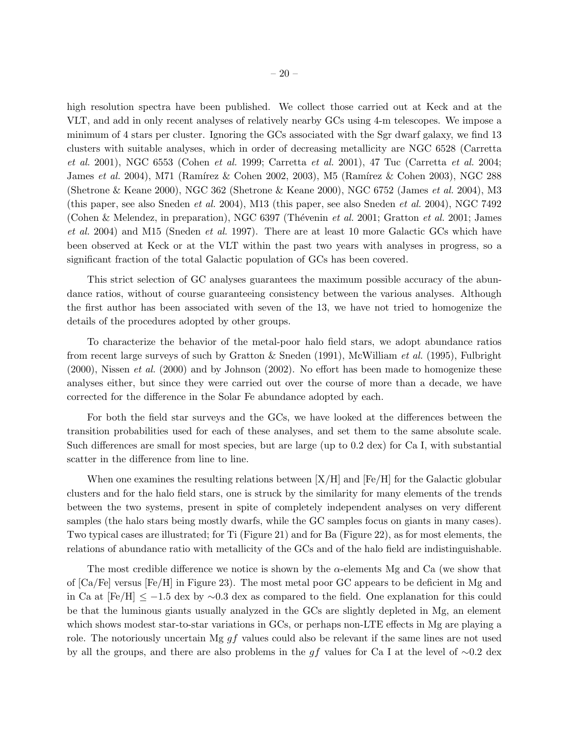high resolution spectra have been published. We collect those carried out at Keck and at the VLT, and add in only recent analyses of relatively nearby GCs using 4-m telescopes. We impose a minimum of 4 stars per cluster. Ignoring the GCs associated with the Sgr dwarf galaxy, we find 13 clusters with suitable analyses, which in order of decreasing metallicity are NGC 6528 (Carretta *et al.* 2001), NGC 6553 (Cohen *et al.* 1999; Carretta *et al.* 2001), 47 Tuc (Carretta *et al.* 2004; James *et al.* 2004), M71 (Ramírez & Cohen 2002, 2003), M5 (Ramírez & Cohen 2003), NGC 288 (Shetrone & Keane 2000), NGC 362 (Shetrone & Keane 2000), NGC 6752 (James *et al.* 2004), M3 (this paper, see also Sneden *et al.* 2004), M13 (this paper, see also Sneden *et al.* 2004), NGC 7492 (Cohen & Melendez, in preparation), NGC 6397 (Thévenin *et al.* 2001; Gratton *et al.* 2001; James *et al.* 2004) and M15 (Sneden *et al.* 1997). There are at least 10 more Galactic GCs which have been observed at Keck or at the VLT within the past two years with analyses in progress, so a significant fraction of the total Galactic population of GCs has been covered.

This strict selection of GC analyses guarantees the maximum possible accuracy of the abundance ratios, without of course guaranteeing consistency between the various analyses. Although the first author has been associated with seven of the 13, we have not tried to homogenize the details of the procedures adopted by other groups.

To characterize the behavior of the metal-poor halo field stars, we adopt abundance ratios from recent large surveys of such by Gratton & Sneden (1991), McWilliam *et al.* (1995), Fulbright (2000), Nissen *et al.* (2000) and by Johnson (2002). No effort has been made to homogenize these analyses either, but since they were carried out over the course of more than a decade, we have corrected for the difference in the Solar Fe abundance adopted by each.

For both the field star surveys and the GCs, we have looked at the differences between the transition probabilities used for each of these analyses, and set them to the same absolute scale. Such differences are small for most species, but are large (up to 0.2 dex) for Ca I, with substantial scatter in the difference from line to line.

When one examines the resulting relations between [X/H] and [Fe/H] for the Galactic globular clusters and for the halo field stars, one is struck by the similarity for many elements of the trends between the two systems, present in spite of completely independent analyses on very different samples (the halo stars being mostly dwarfs, while the GC samples focus on giants in many cases). Two typical cases are illustrated; for Ti (Figure 21) and for Ba (Figure 22), as for most elements, the relations of abundance ratio with metallicity of the GCs and of the halo field are indistinguishable.

The most credible difference we notice is shown by the $\alpha$-elements Mg and Ca (we show that of [Ca/Fe] versus [Fe/H] in Figure 23). The most metal poor GC appears to be deficient in Mg and in Ca at $[Fe/H] \leq -1.5$ dex by $\sim$0.3 dex as compared to the field. One explanation for this could be that the luminous giants usually analyzed in the GCs are slightly depleted in Mg, an element which shows modest star-to-star variations in GCs, or perhaps non-LTE effects in Mg are playing a role. The notoriously uncertain Mg $gf$ values could also be relevant if the same lines are not used by all the groups, and there are also problems in the $gf$ values for Ca I at the level of $\sim$0.2 dex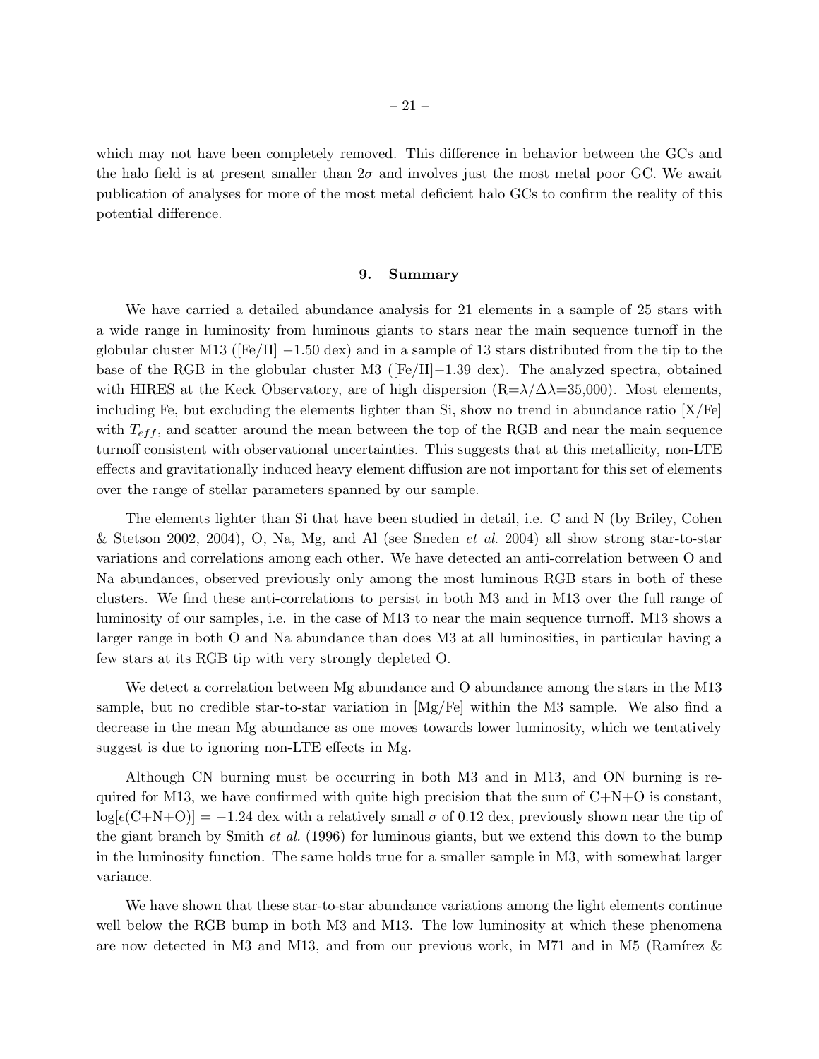which may not have been completely removed. This difference in behavior between the GCs and the halo field is at present smaller than $2\sigma$ and involves just the most metal poor GC. We await publication of analyses for more of the most metal deficient halo GCs to confirm the reality of this potential difference.

## 9. Summary

We have carried a detailed abundance analysis for 21 elements in a sample of 25 stars with a wide range in luminosity from luminous giants to stars near the main sequence turnoff in the globular cluster M13 ([Fe/H] $-1.50$ dex) and in a sample of 13 stars distributed from the tip to the base of the RGB in the globular cluster M3 ([Fe/H]$-1.39$ dex). The analyzed spectra, obtained with HIRES at the Keck Observatory, are of high dispersion (R=$\lambda/\Delta\lambda$=35,000). Most elements, including Fe, but excluding the elements lighter than Si, show no trend in abundance ratio [X/Fe] with $T_{eff}$, and scatter around the mean between the top of the RGB and near the main sequence turnoff consistent with observational uncertainties. This suggests that at this metallicity, non-LTE effects and gravitationally induced heavy element diffusion are not important for this set of elements over the range of stellar parameters spanned by our sample.

The elements lighter than Si that have been studied in detail, i.e. C and N (by Briley, Cohen & Stetson 2002, 2004), O, Na, Mg, and Al (see Sneden *et al.* 2004) all show strong star-to-star variations and correlations among each other. We have detected an anti-correlation between O and Na abundances, observed previously only among the most luminous RGB stars in both of these clusters. We find these anti-correlations to persist in both M3 and in M13 over the full range of luminosity of our samples, i.e. in the case of M13 to near the main sequence turnoff. M13 shows a larger range in both O and Na abundance than does M3 at all luminosities, in particular having a few stars at its RGB tip with very strongly depleted O.

We detect a correlation between Mg abundance and O abundance among the stars in the M13 sample, but no credible star-to-star variation in [Mg/Fe] within the M3 sample. We also find a decrease in the mean Mg abundance as one moves towards lower luminosity, which we tentatively suggest is due to ignoring non-LTE effects in Mg.

Although CN burning must be occurring in both M3 and in M13, and ON burning is required for M13, we have confirmed with quite high precision that the sum of C+N+O is constant, $\log[\epsilon(\mathrm{C+N+O})] = -1.24$ dex with a relatively small $\sigma$ of 0.12 dex, previously shown near the tip of the giant branch by Smith *et al.* (1996) for luminous giants, but we extend this down to the bump in the luminosity function. The same holds true for a smaller sample in M3, with somewhat larger variance.

We have shown that these star-to-star abundance variations among the light elements continue well below the RGB bump in both M3 and M13. The low luminosity at which these phenomena are now detected in M3 and M13, and from our previous work, in M71 and in M5 (Ramírez &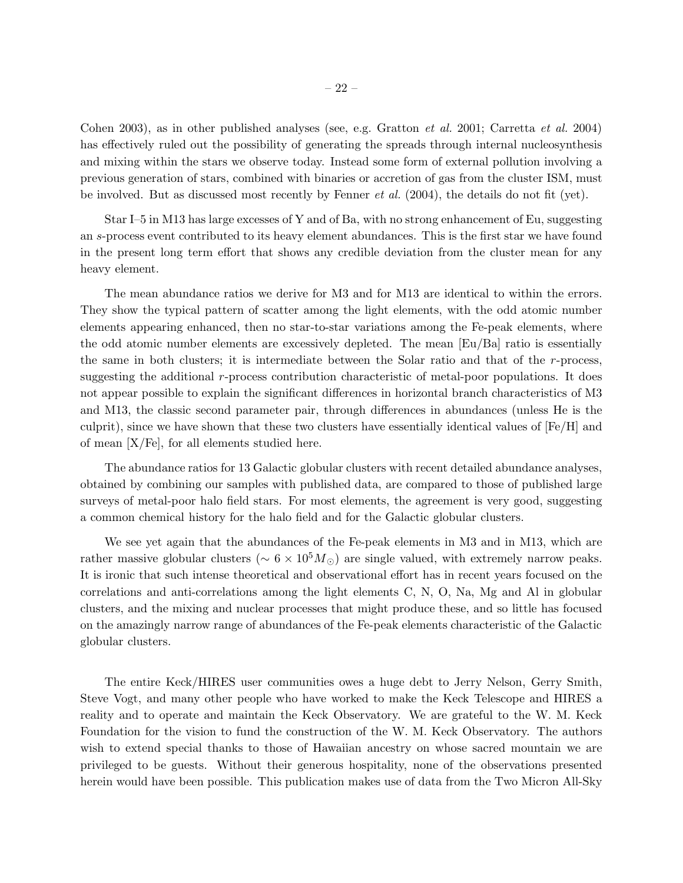Cohen 2003), as in other published analyses (see, e.g. Gratton *et al.* 2001; Carretta *et al.* 2004) has effectively ruled out the possibility of generating the spreads through internal nucleosynthesis and mixing within the stars we observe today. Instead some form of external pollution involving a previous generation of stars, combined with binaries or accretion of gas from the cluster ISM, must be involved. But as discussed most recently by Fenner *et al.* (2004), the details do not fit (yet).

Star I–5 in M13 has large excesses of Y and of Ba, with no strong enhancement of Eu, suggesting an *s*-process event contributed to its heavy element abundances. This is the first star we have found in the present long term effort that shows any credible deviation from the cluster mean for any heavy element.

The mean abundance ratios we derive for M3 and for M13 are identical to within the errors. They show the typical pattern of scatter among the light elements, with the odd atomic number elements appearing enhanced, then no star-to-star variations among the Fe-peak elements, where the odd atomic number elements are excessively depleted. The mean [Eu/Ba] ratio is essentially the same in both clusters; it is intermediate between the Solar ratio and that of the *r*-process, suggesting the additional *r*-process contribution characteristic of metal-poor populations. It does not appear possible to explain the significant differences in horizontal branch characteristics of M3 and M13, the classic second parameter pair, through differences in abundances (unless He is the culprit), since we have shown that these two clusters have essentially identical values of [Fe/H] and of mean [X/Fe], for all elements studied here.

The abundance ratios for 13 Galactic globular clusters with recent detailed abundance analyses, obtained by combining our samples with published data, are compared to those of published large surveys of metal-poor halo field stars. For most elements, the agreement is very good, suggesting a common chemical history for the halo field and for the Galactic globular clusters.

We see yet again that the abundances of the Fe-peak elements in M3 and in M13, which are rather massive globular clusters ($\sim 6 \times 10^5 M_{\odot}$) are single valued, with extremely narrow peaks. It is ironic that such intense theoretical and observational effort has in recent years focused on the correlations and anti-correlations among the light elements C, N, O, Na, Mg and Al in globular clusters, and the mixing and nuclear processes that might produce these, and so little has focused on the amazingly narrow range of abundances of the Fe-peak elements characteristic of the Galactic globular clusters.

The entire Keck/HIRES user communities owes a huge debt to Jerry Nelson, Gerry Smith, Steve Vogt, and many other people who have worked to make the Keck Telescope and HIRES a reality and to operate and maintain the Keck Observatory. We are grateful to the W. M. Keck Foundation for the vision to fund the construction of the W. M. Keck Observatory. The authors wish to extend special thanks to those of Hawaiian ancestry on whose sacred mountain we are privileged to be guests. Without their generous hospitality, none of the observations presented herein would have been possible. This publication makes use of data from the Two Micron All-Sky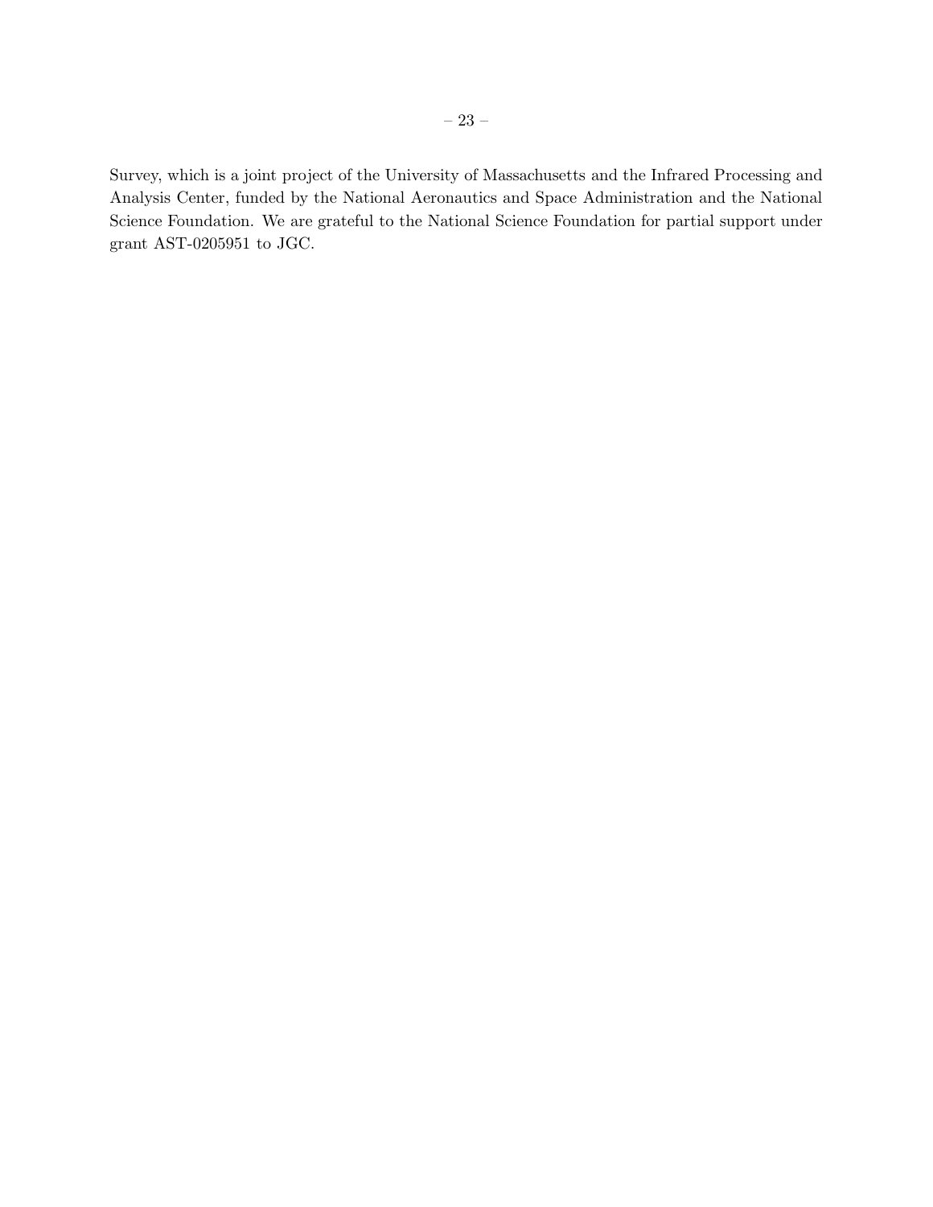Survey, which is a joint project of the University of Massachusetts and the Infrared Processing and Analysis Center, funded by the National Aeronautics and Space Administration and the National Science Foundation. We are grateful to the National Science Foundation for partial support under grant AST-0205951 to JGC.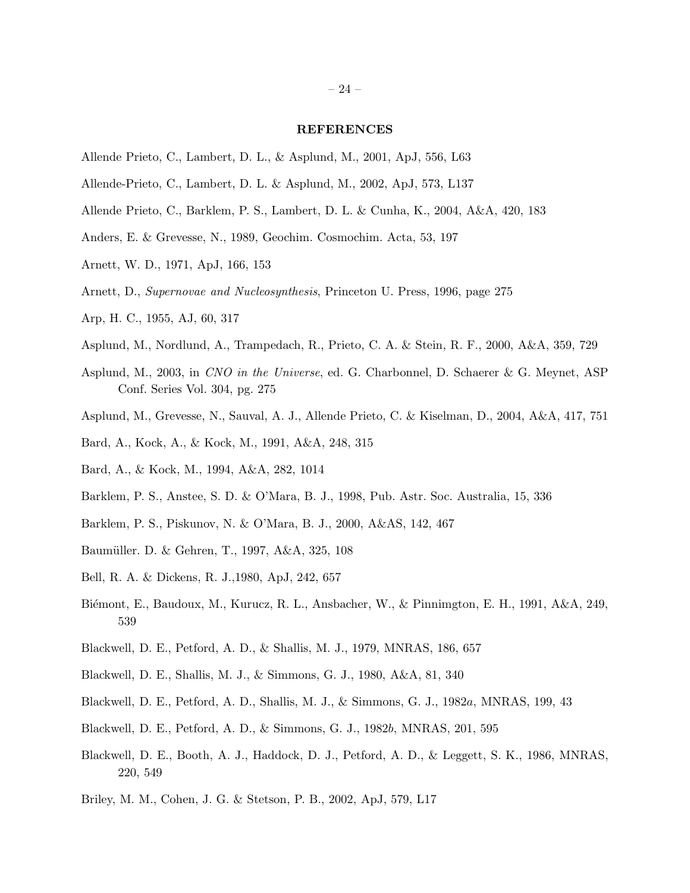## REFERENCES

Allende Prieto, C., Lambert, D. L., & Asplund, M., 2001, ApJ, 556, L63

Allende-Prieto, C., Lambert, D. L. & Asplund, M., 2002, ApJ, 573, L137

Allende Prieto, C., Barklem, P. S., Lambert, D. L. & Cunha, K., 2004, A&A, 420, 183

Anders, E. & Grevesse, N., 1989, Geochim. Cosmochim. Acta, 53, 197

Arnett, W. D., 1971, ApJ, 166, 153

Arnett, D., *Supernovae and Nucleosynthesis*, Princeton U. Press, 1996, page 275

Arp, H. C., 1955, AJ, 60, 317

Asplund, M., Nordlund, A., Trampedach, R., Prieto, C. A. & Stein, R. F., 2000, A&A, 359, 729

Asplund, M., 2003, in *CNO in the Universe*, ed. G. Charbonnel, D. Schaerer & G. Meynet, ASP Conf. Series Vol. 304, pg. 275

Asplund, M., Grevesse, N., Sauval, A. J., Allende Prieto, C. & Kiselman, D., 2004, A&A, 417, 751

Bard, A., Kock, A., & Kock, M., 1991, A&A, 248, 315

Bard, A., & Kock, M., 1994, A&A, 282, 1014

Barklem, P. S., Anstee, S. D. & O'Mara, B. J., 1998, Pub. Astr. Soc. Australia, 15, 336

Barklem, P. S., Piskunov, N. & O'Mara, B. J., 2000, A&AS, 142, 467

Baumüller. D. & Gehren, T., 1997, A&A, 325, 108

Bell, R. A. & Dickens, R. J.,1980, ApJ, 242, 657

Biémont, E., Baudoux, M., Kurucz, R. L., Ansbacher, W., & Pinnimgton, E. H., 1991, A&A, 249, 539

Blackwell, D. E., Petford, A. D., & Shallis, M. J., 1979, MNRAS, 186, 657

Blackwell, D. E., Shallis, M. J., & Simmons, G. J., 1980, A&A, 81, 340

Blackwell, D. E., Petford, A. D., Shallis, M. J., & Simmons, G. J., 1982*a*, MNRAS, 199, 43

Blackwell, D. E., Petford, A. D., & Simmons, G. J., 1982*b*, MNRAS, 201, 595

Blackwell, D. E., Booth, A. J., Haddock, D. J., Petford, A. D., & Leggett, S. K., 1986, MNRAS, 220, 549

Briley, M. M., Cohen, J. G. & Stetson, P. B., 2002, ApJ, 579, L17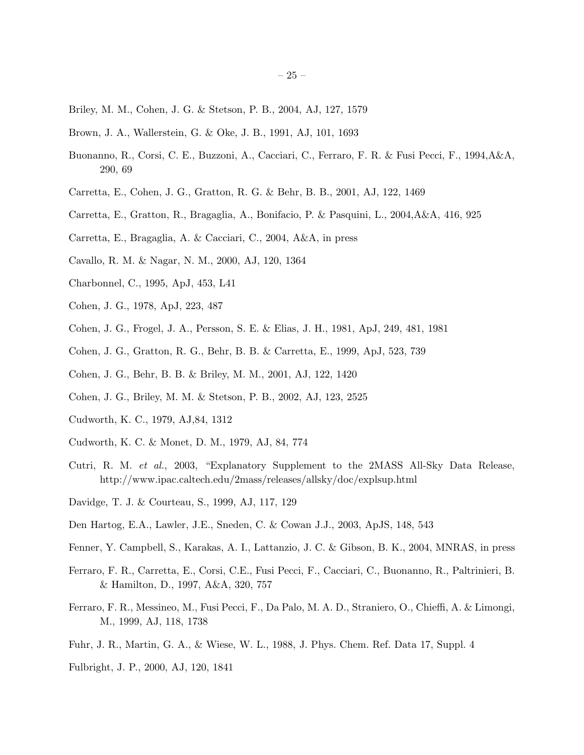Briley, M. M., Cohen, J. G. & Stetson, P. B., 2004, AJ, 127, 1579

Brown, J. A., Wallerstein, G. & Oke, J. B., 1991, AJ, 101, 1693

Buonanno, R., Corsi, C. E., Buzzoni, A., Cacciari, C., Ferraro, F. R. & Fusi Pecci, F., 1994,A&A, 290, 69

Carretta, E., Cohen, J. G., Gratton, R. G. & Behr, B. B., 2001, AJ, 122, 1469

Carretta, E., Gratton, R., Bragaglia, A., Bonifacio, P. & Pasquini, L., 2004,A&A, 416, 925

Carretta, E., Bragaglia, A. & Cacciari, C., 2004, A&A, in press

Cavallo, R. M. & Nagar, N. M., 2000, AJ, 120, 1364

Charbonnel, C., 1995, ApJ, 453, L41

Cohen, J. G., 1978, ApJ, 223, 487

Cohen, J. G., Frogel, J. A., Persson, S. E. & Elias, J. H., 1981, ApJ, 249, 481, 1981

Cohen, J. G., Gratton, R. G., Behr, B. B. & Carretta, E., 1999, ApJ, 523, 739

Cohen, J. G., Behr, B. B. & Briley, M. M., 2001, AJ, 122, 1420

Cohen, J. G., Briley, M. M. & Stetson, P. B., 2002, AJ, 123, 2525

Cudworth, K. C., 1979, AJ,84, 1312

Cudworth, K. C. & Monet, D. M., 1979, AJ, 84, 774

Cutri, R. M. *et al.*, 2003, "Explanatory Supplement to the 2MASS All-Sky Data Release, http://www.ipac.caltech.edu/2mass/releases/allsky/doc/explsup.html

Davidge, T. J. & Courteau, S., 1999, AJ, 117, 129

Den Hartog, E.A., Lawler, J.E., Sneden, C. & Cowan J.J., 2003, ApJS, 148, 543

Fenner, Y. Campbell, S., Karakas, A. I., Lattanzio, J. C. & Gibson, B. K., 2004, MNRAS, in press

Ferraro, F. R., Carretta, E., Corsi, C.E., Fusi Pecci, F., Cacciari, C., Buonanno, R., Paltrinieri, B. & Hamilton, D., 1997, A&A, 320, 757

Ferraro, F. R., Messineo, M., Fusi Pecci, F., Da Palo, M. A. D., Straniero, O., Chieffi, A. & Limongi, M., 1999, AJ, 118, 1738

Fuhr, J. R., Martin, G. A., & Wiese, W. L., 1988, J. Phys. Chem. Ref. Data 17, Suppl. 4

Fulbright, J. P., 2000, AJ, 120, 1841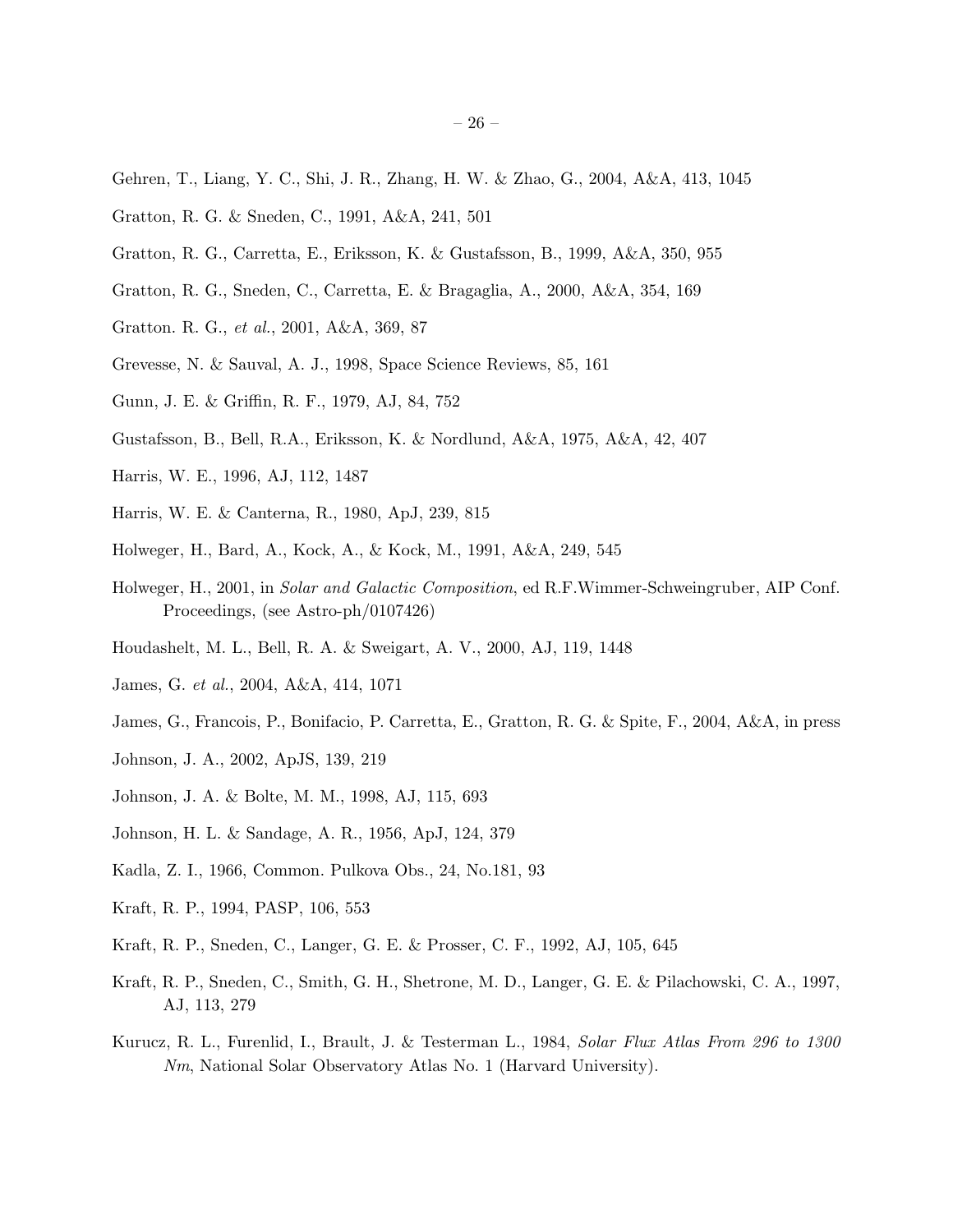Gehren, T., Liang, Y. C., Shi, J. R., Zhang, H. W. & Zhao, G., 2004, A&A, 413, 1045

Gratton, R. G. & Sneden, C., 1991, A&A, 241, 501

Gratton, R. G., Carretta, E., Eriksson, K. & Gustafsson, B., 1999, A&A, 350, 955

Gratton, R. G., Sneden, C., Carretta, E. & Bragaglia, A., 2000, A&A, 354, 169

Gratton. R. G., *et al.*, 2001, A&A, 369, 87

Grevesse, N. & Sauval, A. J., 1998, Space Science Reviews, 85, 161

Gunn, J. E. & Griffin, R. F., 1979, AJ, 84, 752

Gustafsson, B., Bell, R.A., Eriksson, K. & Nordlund, A&A, 1975, A&A, 42, 407

Harris, W. E., 1996, AJ, 112, 1487

Harris, W. E. & Canterna, R., 1980, ApJ, 239, 815

Holweger, H., Bard, A., Kock, A., & Kock, M., 1991, A&A, 249, 545

Holweger, H., 2001, in *Solar and Galactic Composition*, ed R.F.Wimmer-Schweingruber, AIP Conf. Proceedings, (see Astro-ph/0107426)

Houdashelt, M. L., Bell, R. A. & Sweigart, A. V., 2000, AJ, 119, 1448

James, G. *et al.*, 2004, A&A, 414, 1071

James, G., Francois, P., Bonifacio, P. Carretta, E., Gratton, R. G. & Spite, F., 2004, A&A, in press

Johnson, J. A., 2002, ApJS, 139, 219

Johnson, J. A. & Bolte, M. M., 1998, AJ, 115, 693

Johnson, H. L. & Sandage, A. R., 1956, ApJ, 124, 379

Kadla, Z. I., 1966, Common. Pulkova Obs., 24, No.181, 93

Kraft, R. P., 1994, PASP, 106, 553

Kraft, R. P., Sneden, C., Langer, G. E. & Prosser, C. F., 1992, AJ, 105, 645

Kraft, R. P., Sneden, C., Smith, G. H., Shetrone, M. D., Langer, G. E. & Pilachowski, C. A., 1997, AJ, 113, 279

Kurucz, R. L., Furenlid, I., Brault, J. & Testerman L., 1984, *Solar Flux Atlas From 296 to 1300 Nm*, National Solar Observatory Atlas No. 1 (Harvard University).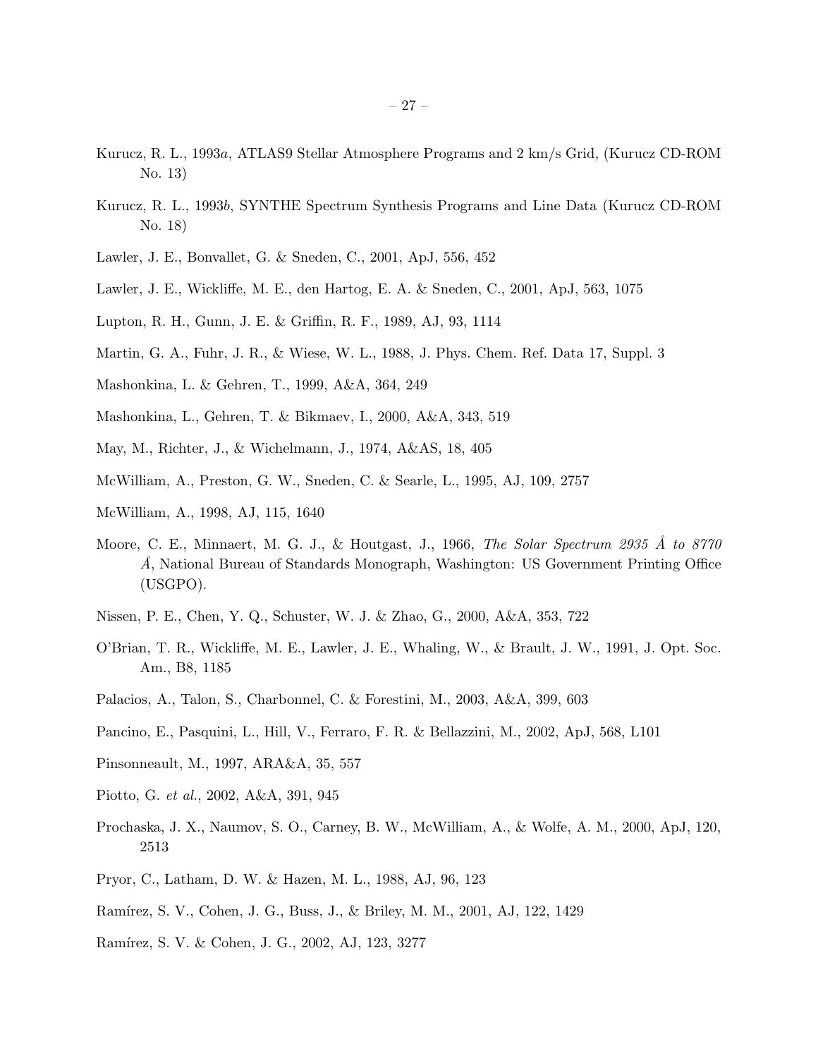Kurucz, R. L., 1993*a*, ATLAS9 Stellar Atmosphere Programs and 2 km/s Grid, (Kurucz CD-ROM No. 13)

Kurucz, R. L., 1993*b*, SYNTHE Spectrum Synthesis Programs and Line Data (Kurucz CD-ROM No. 18)

Lawler, J. E., Bonvallet, G. & Sneden, C., 2001, ApJ, 556, 452

Lawler, J. E., Wickliffe, M. E., den Hartog, E. A. & Sneden, C., 2001, ApJ, 563, 1075

Lupton, R. H., Gunn, J. E. & Griffin, R. F., 1989, AJ, 93, 1114

Martin, G. A., Fuhr, J. R., & Wiese, W. L., 1988, J. Phys. Chem. Ref. Data 17, Suppl. 3

Mashonkina, L. & Gehren, T., 1999, A&A, 364, 249

Mashonkina, L., Gehren, T. & Bikmaev, I., 2000, A&A, 343, 519

May, M., Richter, J., & Wichelmann, J., 1974, A&AS, 18, 405

McWilliam, A., Preston, G. W., Sneden, C. & Searle, L., 1995, AJ, 109, 2757

McWilliam, A., 1998, AJ, 115, 1640

Moore, C. E., Minnaert, M. G. J., & Houtgast, J., 1966, *The Solar Spectrum 2935 Å to 8770 Å*, National Bureau of Standards Monograph, Washington: US Government Printing Office (USGPO).

Nissen, P. E., Chen, Y. Q., Schuster, W. J. & Zhao, G., 2000, A&A, 353, 722

O'Brian, T. R., Wickliffe, M. E., Lawler, J. E., Whaling, W., & Brault, J. W., 1991, J. Opt. Soc. Am., B8, 1185

Palacios, A., Talon, S., Charbonnel, C. & Forestini, M., 2003, A&A, 399, 603

Pancino, E., Pasquini, L., Hill, V., Ferraro, F. R. & Bellazzini, M., 2002, ApJ, 568, L101

Pinsonneault, M., 1997, ARA&A, 35, 557

Piotto, G. *et al.*, 2002, A&A, 391, 945

Prochaska, J. X., Naumov, S. O., Carney, B. W., McWilliam, A., & Wolfe, A. M., 2000, ApJ, 120, 2513

Pryor, C., Latham, D. W. & Hazen, M. L., 1988, AJ, 96, 123

Ramírez, S. V., Cohen, J. G., Buss, J., & Briley, M. M., 2001, AJ, 122, 1429

Ramírez, S. V. & Cohen, J. G., 2002, AJ, 123, 3277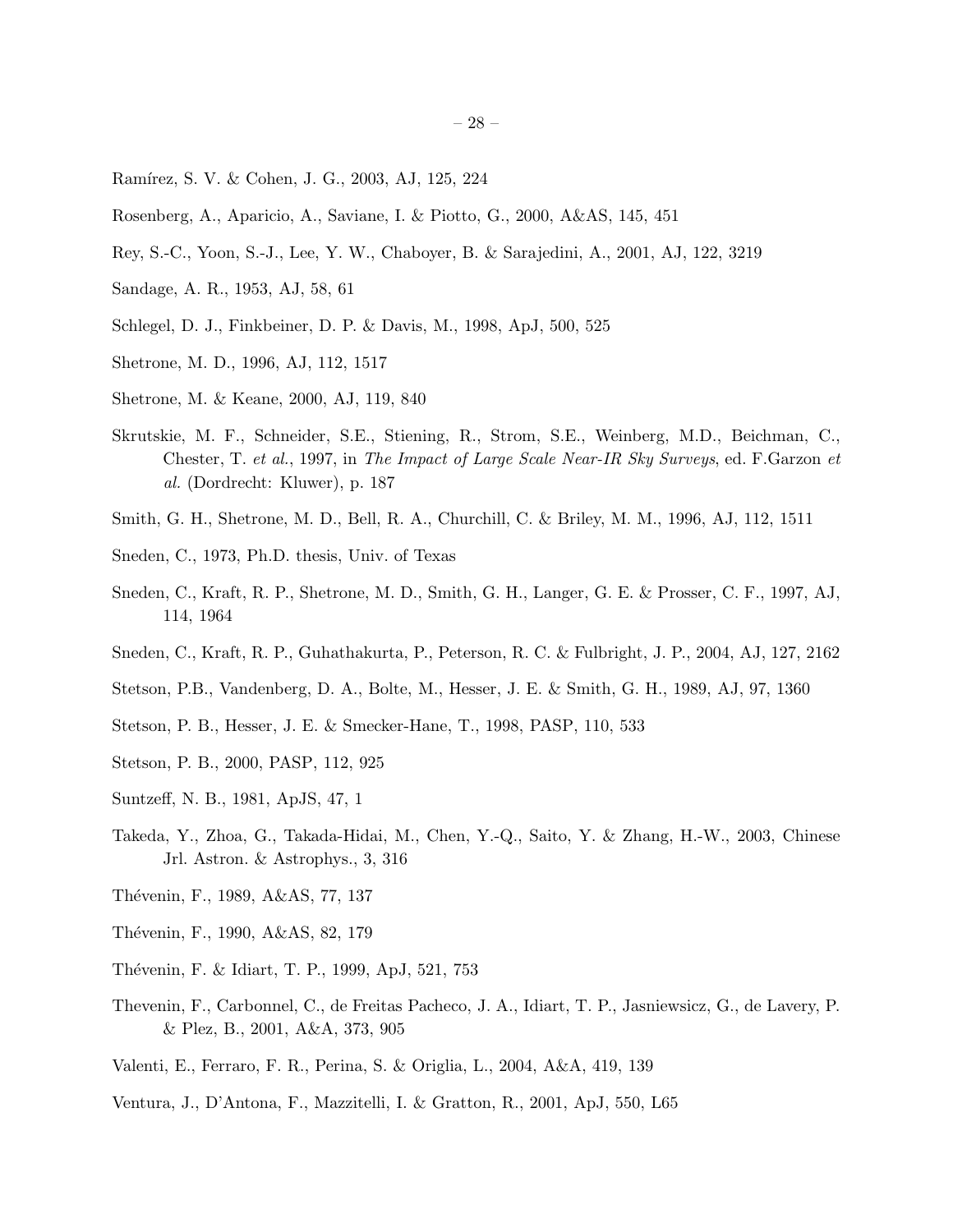Ramírez, S. V. & Cohen, J. G., 2003, AJ, 125, 224

Rosenberg, A., Aparicio, A., Saviane, I. & Piotto, G., 2000, A&AS, 145, 451

Rey, S.-C., Yoon, S.-J., Lee, Y. W., Chaboyer, B. & Sarajedini, A., 2001, AJ, 122, 3219

Sandage, A. R., 1953, AJ, 58, 61

Schlegel, D. J., Finkbeiner, D. P. & Davis, M., 1998, ApJ, 500, 525

Shetrone, M. D., 1996, AJ, 112, 1517

Shetrone, M. & Keane, 2000, AJ, 119, 840

Skrutskie, M. F., Schneider, S.E., Stiening, R., Strom, S.E., Weinberg, M.D., Beichman, C., Chester, T. *et al.*, 1997, in *The Impact of Large Scale Near-IR Sky Surveys*, ed. F.Garzon *et al.* (Dordrecht: Kluwer), p. 187

Smith, G. H., Shetrone, M. D., Bell, R. A., Churchill, C. & Briley, M. M., 1996, AJ, 112, 1511

Sneden, C., 1973, Ph.D. thesis, Univ. of Texas

Sneden, C., Kraft, R. P., Shetrone, M. D., Smith, G. H., Langer, G. E. & Prosser, C. F., 1997, AJ, 114, 1964

Sneden, C., Kraft, R. P., Guhathakurta, P., Peterson, R. C. & Fulbright, J. P., 2004, AJ, 127, 2162

Stetson, P.B., Vandenberg, D. A., Bolte, M., Hesser, J. E. & Smith, G. H., 1989, AJ, 97, 1360

Stetson, P. B., Hesser, J. E. & Smecker-Hane, T., 1998, PASP, 110, 533

Stetson, P. B., 2000, PASP, 112, 925

Suntzeff, N. B., 1981, ApJS, 47, 1

Takeda, Y., Zhoa, G., Takada-Hidai, M., Chen, Y.-Q., Saito, Y. & Zhang, H.-W., 2003, Chinese Jrl. Astron. & Astrophys., 3, 316

Thévenin, F., 1989, A&AS, 77, 137

Thévenin, F., 1990, A&AS, 82, 179

Thévenin, F. & Idiart, T. P., 1999, ApJ, 521, 753

Thevenin, F., Carbonnel, C., de Freitas Pacheco, J. A., Idiart, T. P., Jasniewsicz, G., de Lavery, P. & Plez, B., 2001, A&A, 373, 905

Valenti, E., Ferraro, F. R., Perina, S. & Origlia, L., 2004, A&A, 419, 139

Ventura, J., D'Antona, F., Mazzitelli, I. & Gratton, R., 2001, ApJ, 550, L65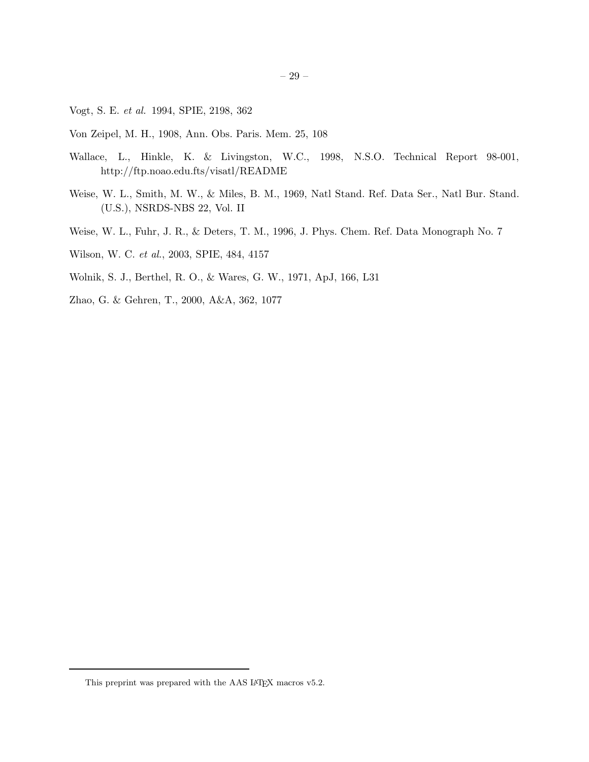Vogt, S. E. *et al.* 1994, SPIE, 2198, 362

Von Zeipel, M. H., 1908, Ann. Obs. Paris. Mem. 25, 108

Wallace, L., Hinkle, K. & Livingston, W.C., 1998, N.S.O. Technical Report 98-001, http://ftp.noao.edu.fts/visatl/README

Weise, W. L., Smith, M. W., & Miles, B. M., 1969, Natl Stand. Ref. Data Ser., Natl Bur. Stand. (U.S.), NSRDS-NBS 22, Vol. II

Weise, W. L., Fuhr, J. R., & Deters, T. M., 1996, J. Phys. Chem. Ref. Data Monograph No. 7

Wilson, W. C. *et al.*, 2003, SPIE, 484, 4157

Wolnik, S. J., Berthel, R. O., & Wares, G. W., 1971, ApJ, 166, L31

Zhao, G. & Gehren, T., 2000, A&A, 362, 1077

This preprint was prepared with the AAS LaTeX macros v5.2.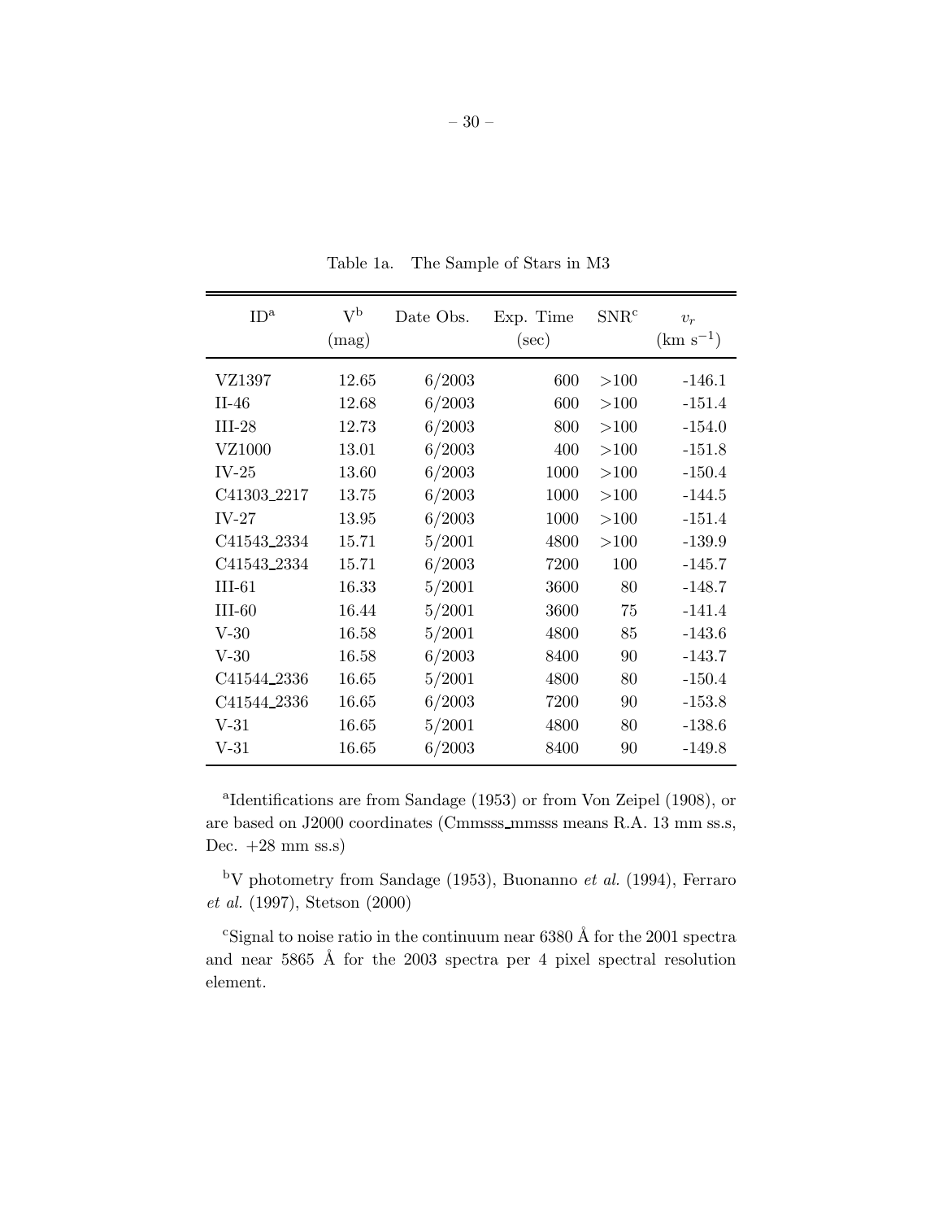Table 1a. The Sample of Stars in M3

| ID[a] | V[b] (mag) | Date Obs. | Exp. Time (sec) | SNR[c] | $v_r$ (km s$^{-1}$) |
|---|---|---|---|---|---|
| VZ1397 | 12.65 | 6/2003 | 600 | >100 | -146.1 |
| II-46 | 12.68 | 6/2003 | 600 | >100 | -151.4 |
| III-28 | 12.73 | 6/2003 | 800 | >100 | -154.0 |
| VZ1000 | 13.01 | 6/2003 | 400 | >100 | -151.8 |
| IV-25 | 13.60 | 6/2003 | 1000 | >100 | -150.4 |
| C41303_2217 | 13.75 | 6/2003 | 1000 | >100 | -144.5 |
| IV-27 | 13.95 | 6/2003 | 1000 | >100 | -151.4 |
| C41543_2334 | 15.71 | 5/2001 | 4800 | >100 | -139.9 |
| C41543_2334 | 15.71 | 6/2003 | 7200 | 100 | -145.7 |
| III-61 | 16.33 | 5/2001 | 3600 | 80 | -148.7 |
| III-60 | 16.44 | 5/2001 | 3600 | 75 | -141.4 |
| V-30 | 16.58 | 5/2001 | 4800 | 85 | -143.6 |
| V-30 | 16.58 | 6/2003 | 8400 | 90 | -143.7 |
| C41544_2336 | 16.65 | 5/2001 | 4800 | 80 | -150.4 |
| C41544_2336 | 16.65 | 6/2003 | 7200 | 90 | -153.8 |
| V-31 | 16.65 | 5/2001 | 4800 | 80 | -138.6 |
| V-31 | 16.65 | 6/2003 | 8400 | 90 | -149.8 |

[a]Identifications are from Sandage (1953) or from Von Zeipel (1908), or are based on J2000 coordinates (Cmmsss_mmsss means R.A. 13 mm ss.s, Dec. +28 mm ss.s)

[b]V photometry from Sandage (1953), Buonanno *et al.* (1994), Ferraro *et al.* (1997), Stetson (2000)

[c]Signal to noise ratio in the continuum near 6380 Å for the 2001 spectra and near 5865 Å for the 2003 spectra per 4 pixel spectral resolution element.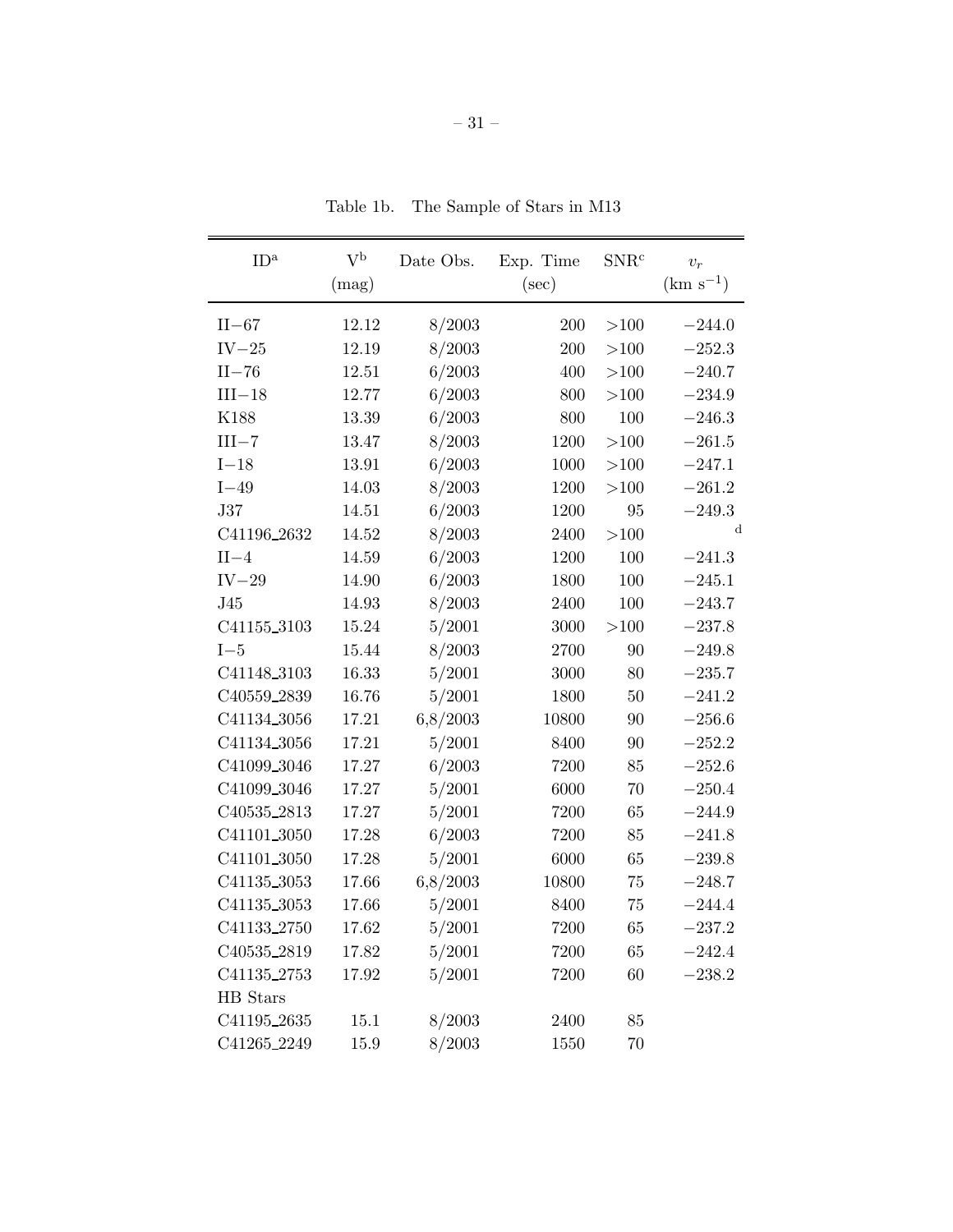Table 1b. The Sample of Stars in M13

| ID[a] | V[b] (mag) | Date Obs. | Exp. Time (sec) | SNR[c] | $v_r$ (km s$^{-1}$) |
|---|---|---|---|---|---|
| II−67 | 12.12 | 8/2003 | 200 | >100 | −244.0 |
| IV−25 | 12.19 | 8/2003 | 200 | >100 | −252.3 |
| II−76 | 12.51 | 6/2003 | 400 | >100 | −240.7 |
| III−18 | 12.77 | 6/2003 | 800 | >100 | −234.9 |
| K188 | 13.39 | 6/2003 | 800 | 100 | −246.3 |
| III−7 | 13.47 | 8/2003 | 1200 | >100 | −261.5 |
| I−18 | 13.91 | 6/2003 | 1000 | >100 | −247.1 |
| I−49 | 14.03 | 8/2003 | 1200 | >100 | −261.2 |
| J37 | 14.51 | 6/2003 | 1200 | 95 | −249.3 |
| C41196_2632 | 14.52 | 8/2003 | 2400 | >100 | [d] |
| II−4 | 14.59 | 6/2003 | 1200 | 100 | −241.3 |
| IV−29 | 14.90 | 6/2003 | 1800 | 100 | −245.1 |
| J45 | 14.93 | 8/2003 | 2400 | 100 | −243.7 |
| C41155_3103 | 15.24 | 5/2001 | 3000 | >100 | −237.8 |
| I−5 | 15.44 | 8/2003 | 2700 | 90 | −249.8 |
| C41148_3103 | 16.33 | 5/2001 | 3000 | 80 | −235.7 |
| C40559_2839 | 16.76 | 5/2001 | 1800 | 50 | −241.2 |
| C41134_3056 | 17.21 | 6,8/2003 | 10800 | 90 | −256.6 |
| C41134_3056 | 17.21 | 5/2001 | 8400 | 90 | −252.2 |
| C41099_3046 | 17.27 | 6/2003 | 7200 | 85 | −252.6 |
| C41099_3046 | 17.27 | 5/2001 | 6000 | 70 | −250.4 |
| C40535_2813 | 17.27 | 5/2001 | 7200 | 65 | −244.9 |
| C41101_3050 | 17.28 | 6/2003 | 7200 | 85 | −241.8 |
| C41101_3050 | 17.28 | 5/2001 | 6000 | 65 | −239.8 |
| C41135_3053 | 17.66 | 6,8/2003 | 10800 | 75 | −248.7 |
| C41135_3053 | 17.66 | 5/2001 | 8400 | 75 | −244.4 |
| C41133_2750 | 17.62 | 5/2001 | 7200 | 65 | −237.2 |
| C40535_2819 | 17.82 | 5/2001 | 7200 | 65 | −242.4 |
| C41135_2753 | 17.92 | 5/2001 | 7200 | 60 | −238.2 |
| HB Stars | | | | | |
| C41195_2635 | 15.1 | 8/2003 | 2400 | 85 | |
| C41265_2249 | 15.9 | 8/2003 | 1550 | 70 | |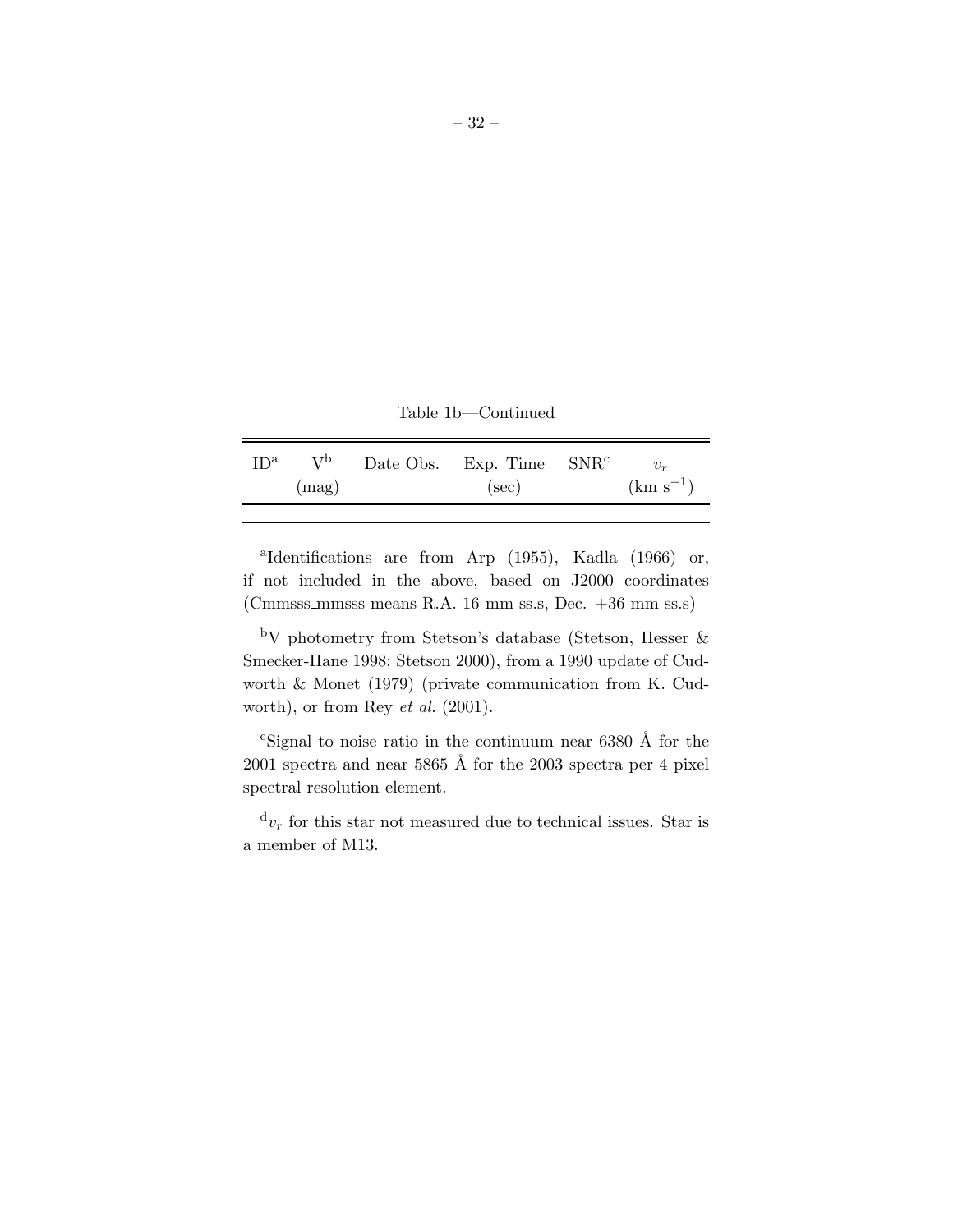Table 1b—Continued

| ID[a] | V[b] (mag) | Date Obs. | Exp. Time (sec) | SNR[c] | $v_r$ (km s$^{-1}$) |
|---|---|---|---|---|---|

[a]Identifications are from Arp (1955), Kadla (1966) or, if not included in the above, based on J2000 coordinates (Cmmsss_mmsss means R.A. 16 mm ss.s, Dec. +36 mm ss.s)

[b]V photometry from Stetson's database (Stetson, Hesser & Smecker-Hane 1998; Stetson 2000), from a 1990 update of Cudworth & Monet (1979) (private communication from K. Cudworth), or from Rey *et al.* (2001).

[c]Signal to noise ratio in the continuum near 6380 Å for the 2001 spectra and near 5865 Å for the 2003 spectra per 4 pixel spectral resolution element.

[d]$v_r$ for this star not measured due to technical issues. Star is a member of M13.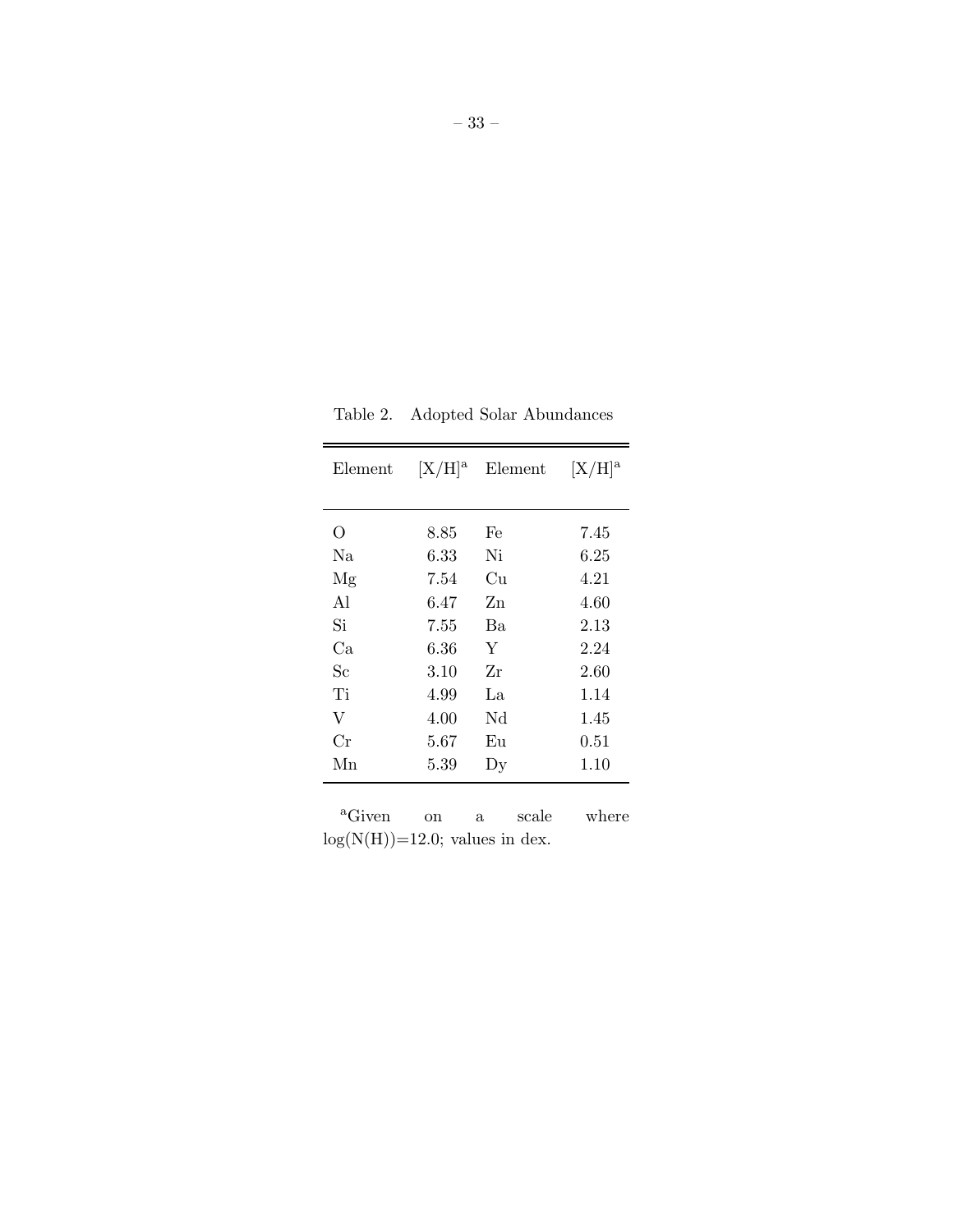Table 2. Adopted Solar Abundances

| Element | [X/H][a] | Element | [X/H][a] |
|---|---|---|---|
| O | 8.85 | Fe | 7.45 |
| Na | 6.33 | Ni | 6.25 |
| Mg | 7.54 | Cu | 4.21 |
| Al | 6.47 | Zn | 4.60 |
| Si | 7.55 | Ba | 2.13 |
| Ca | 6.36 | Y | 2.24 |
| Sc | 3.10 | Zr | 2.60 |
| Ti | 4.99 | La | 1.14 |
| V | 4.00 | Nd | 1.45 |
| Cr | 5.67 | Eu | 0.51 |
| Mn | 5.39 | Dy | 1.10 |

[a]Given on a scale where log(N(H))=12.0; values in dex.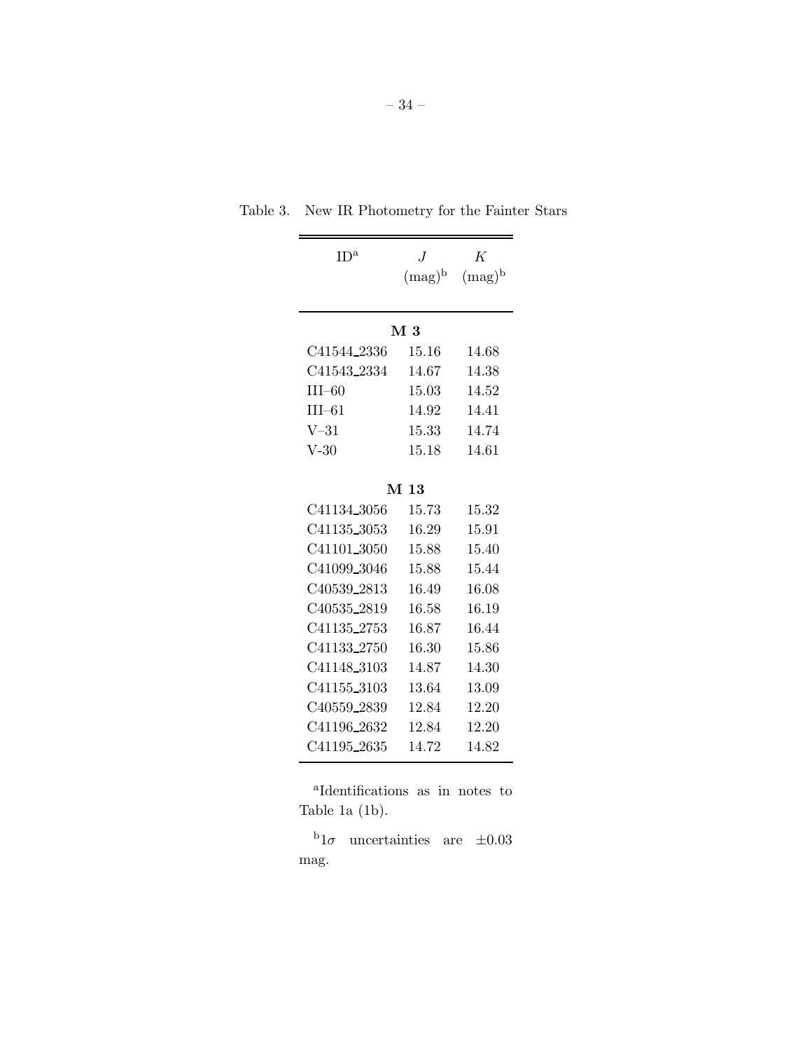Table 3. New IR Photometry for the Fainter Stars

| ID[a] | $J$ (mag)[b] | $K$ (mag)[b] |
|---|---|---|
| **M 3** | | |
| C41544_2336 | 15.16 | 14.68 |
| C41543_2334 | 14.67 | 14.38 |
| III–60 | 15.03 | 14.52 |
| III–61 | 14.92 | 14.41 |
| V–31 | 15.33 | 14.74 |
| V-30 | 15.18 | 14.61 |
| **M 13** | | |
| C41134_3056 | 15.73 | 15.32 |
| C41135_3053 | 16.29 | 15.91 |
| C41101_3050 | 15.88 | 15.40 |
| C41099_3046 | 15.88 | 15.44 |
| C40539_2813 | 16.49 | 16.08 |
| C40535_2819 | 16.58 | 16.19 |
| C41135_2753 | 16.87 | 16.44 |
| C41133_2750 | 16.30 | 15.86 |
| C41148_3103 | 14.87 | 14.30 |
| C41155_3103 | 13.64 | 13.09 |
| C40559_2839 | 12.84 | 12.20 |
| C41196_2632 | 12.84 | 12.20 |
| C41195_2635 | 14.72 | 14.82 |

[a]Identifications as in notes to Table 1a (1b).

[b]$1\sigma$ uncertainties are $\pm 0.03$ mag.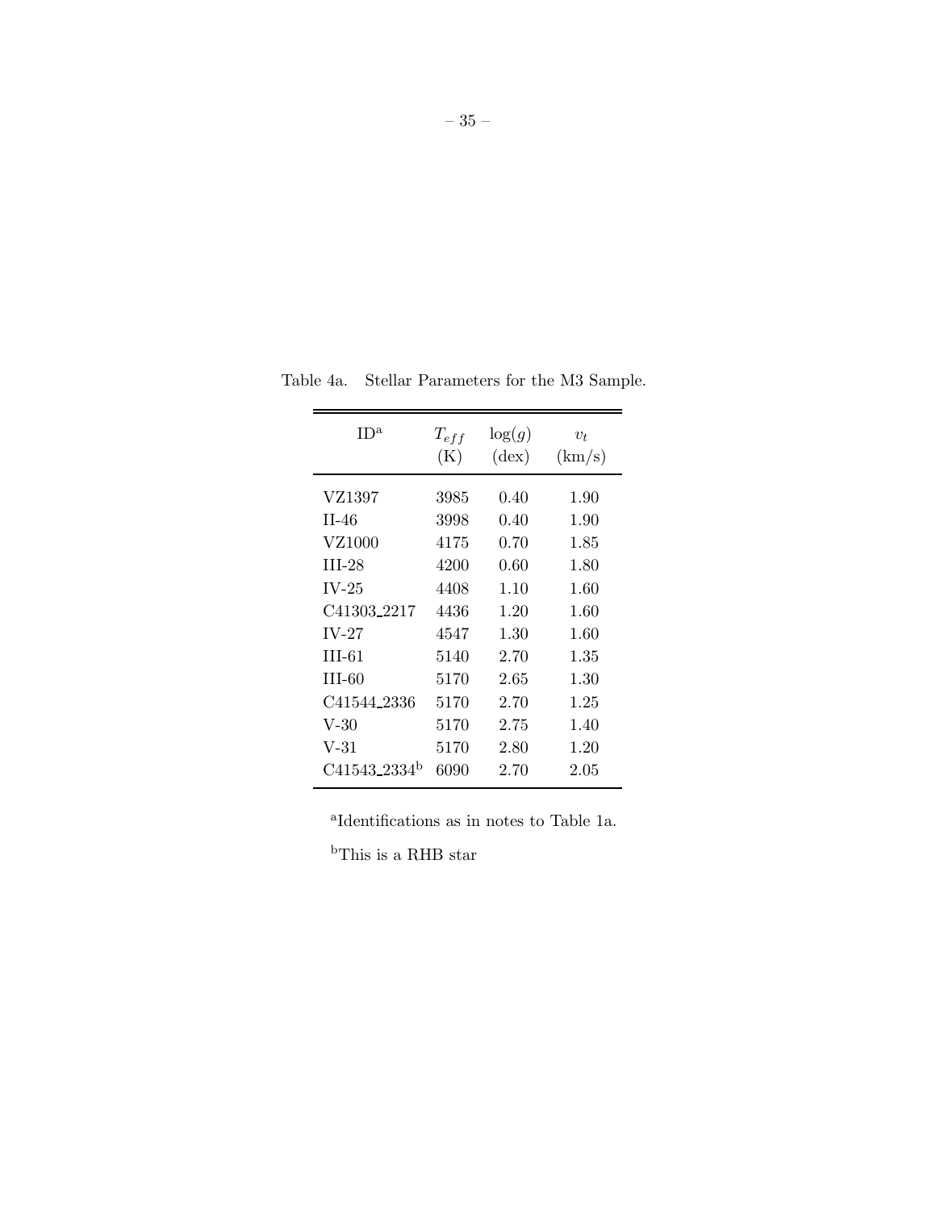Table 4a. Stellar Parameters for the M3 Sample.

| ID[a] | $T_{eff}$ (K) | $\log(g)$ (dex) | $v_t$ (km/s) |
|---|---|---|---|
| VZ1397 | 3985 | 0.40 | 1.90 |
| II-46 | 3998 | 0.40 | 1.90 |
| VZ1000 | 4175 | 0.70 | 1.85 |
| III-28 | 4200 | 0.60 | 1.80 |
| IV-25 | 4408 | 1.10 | 1.60 |
| C41303_2217 | 4436 | 1.20 | 1.60 |
| IV-27 | 4547 | 1.30 | 1.60 |
| III-61 | 5140 | 2.70 | 1.35 |
| III-60 | 5170 | 2.65 | 1.30 |
| C41544_2336 | 5170 | 2.70 | 1.25 |
| V-30 | 5170 | 2.75 | 1.40 |
| V-31 | 5170 | 2.80 | 1.20 |
| C41543_2334[b] | 6090 | 2.70 | 2.05 |

[a]Identifications as in notes to Table 1a.

[b]This is a RHB star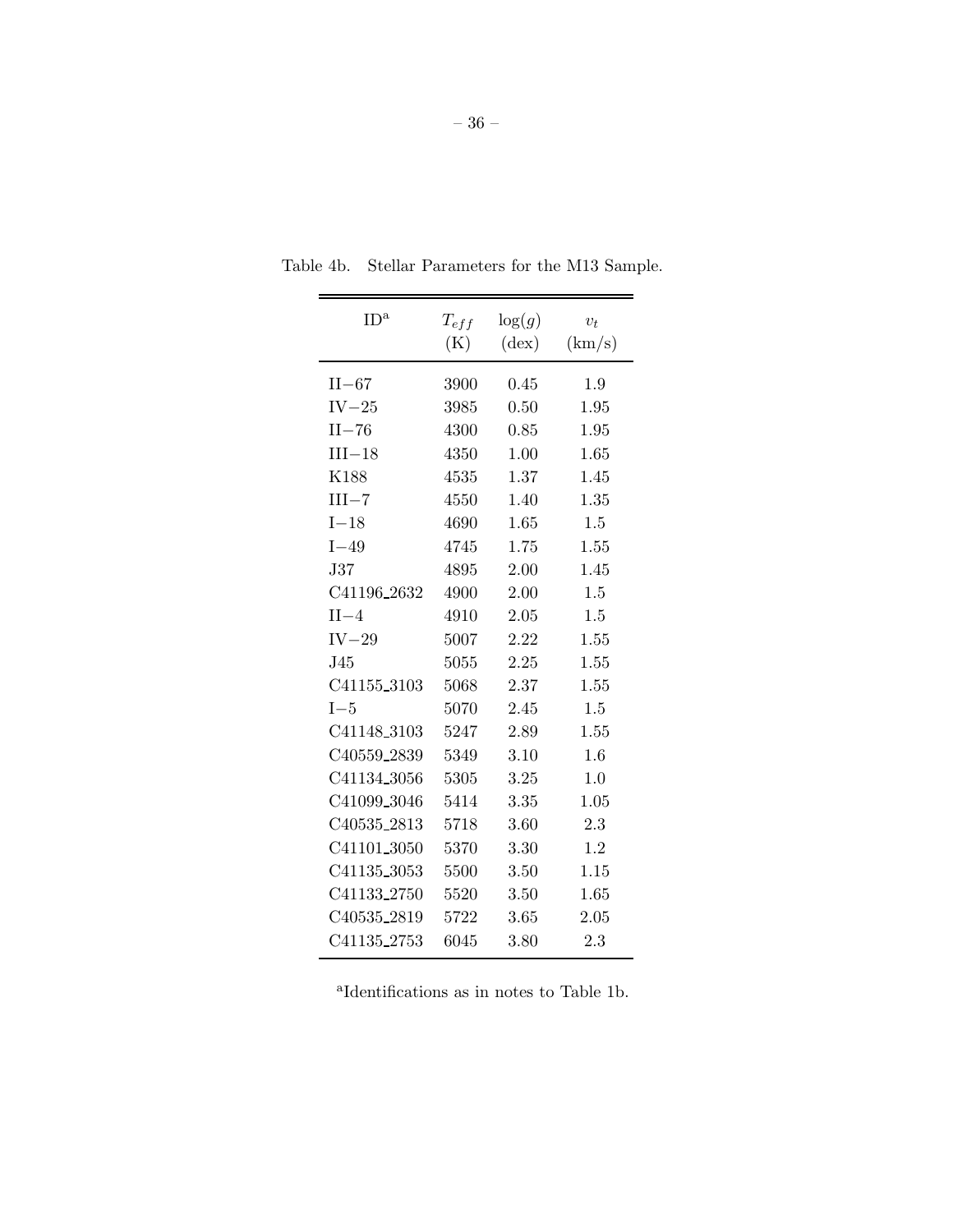Table 4b. Stellar Parameters for the M13 Sample.

| ID[a] | $T_{eff}$ (K) | $\log(g)$ (dex) | $v_t$ (km/s) |
|---|---|---|---|
| II−67 | 3900 | 0.45 | 1.9 |
| IV−25 | 3985 | 0.50 | 1.95 |
| II−76 | 4300 | 0.85 | 1.95 |
| III−18 | 4350 | 1.00 | 1.65 |
| K188 | 4535 | 1.37 | 1.45 |
| III−7 | 4550 | 1.40 | 1.35 |
| I−18 | 4690 | 1.65 | 1.5 |
| I−49 | 4745 | 1.75 | 1.55 |
| J37 | 4895 | 2.00 | 1.45 |
| C41196_2632 | 4900 | 2.00 | 1.5 |
| II−4 | 4910 | 2.05 | 1.5 |
| IV−29 | 5007 | 2.22 | 1.55 |
| J45 | 5055 | 2.25 | 1.55 |
| C41155_3103 | 5068 | 2.37 | 1.55 |
| I−5 | 5070 | 2.45 | 1.5 |
| C41148_3103 | 5247 | 2.89 | 1.55 |
| C40559_2839 | 5349 | 3.10 | 1.6 |
| C41134_3056 | 5305 | 3.25 | 1.0 |
| C41099_3046 | 5414 | 3.35 | 1.05 |
| C40535_2813 | 5718 | 3.60 | 2.3 |
| C41101_3050 | 5370 | 3.30 | 1.2 |
| C41135_3053 | 5500 | 3.50 | 1.15 |
| C41133_2750 | 5520 | 3.50 | 1.65 |
| C40535_2819 | 5722 | 3.65 | 2.05 |
| C41135_2753 | 6045 | 3.80 | 2.3 |

[a]Identifications as in notes to Table 1b.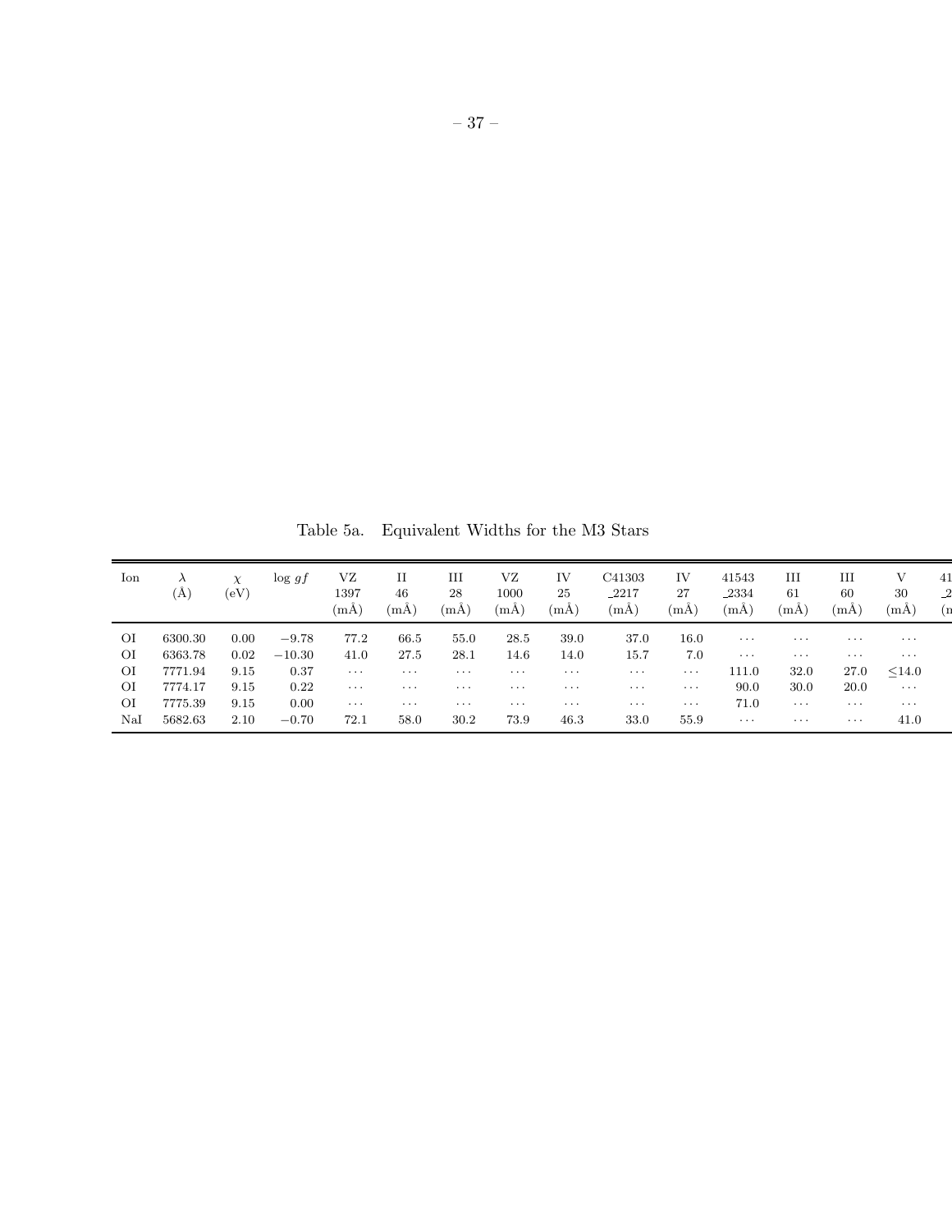Table 5a. Equivalent Widths for the M3 Stars

| Ion | λ (Å) | χ (eV) | log $gf$ | VZ 1397 (mÅ) | II 46 (mÅ) | III 28 (mÅ) | VZ 1000 (mÅ) | IV 25 (mÅ) | C41303 _2217 (mÅ) | IV 27 (mÅ) | 41543 _2334 (mÅ) | III 61 (mÅ) | III 60 (mÅ) | V 30 (mÅ) | 41 _2 (m |
|---|---|---|---|---|---|---|---|---|---|---|---|---|---|---|---|
| OI | 6300.30 | 0.00 | −9.78 | 77.2 | 66.5 | 55.0 | 28.5 | 39.0 | 37.0 | 16.0 | ··· | ··· | ··· | ··· | |
| OI | 6363.78 | 0.02 | −10.30 | 41.0 | 27.5 | 28.1 | 14.6 | 14.0 | 15.7 | 7.0 | ··· | ··· | ··· | ··· | |
| OI | 7771.94 | 9.15 | 0.37 | ··· | ··· | ··· | ··· | ··· | ··· | ··· | 111.0 | 32.0 | 27.0 | ≤14.0 | |
| OI | 7774.17 | 9.15 | 0.22 | ··· | ··· | ··· | ··· | ··· | ··· | ··· | 90.0 | 30.0 | 20.0 | ··· | |
| OI | 7775.39 | 9.15 | 0.00 | ··· | ··· | ··· | ··· | ··· | ··· | ··· | 71.0 | ··· | ··· | ··· | |
| NaI | 5682.63 | 2.10 | −0.70 | 72.1 | 58.0 | 30.2 | 73.9 | 46.3 | 33.0 | 55.9 | ··· | ··· | ··· | 41.0 | |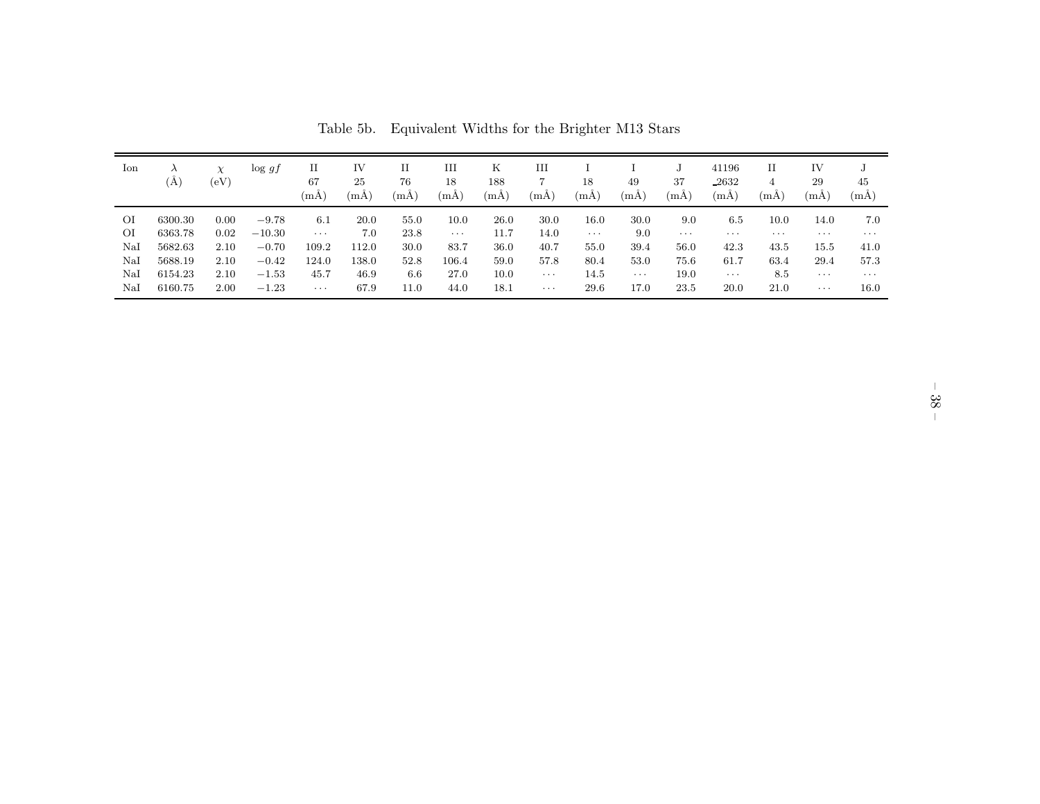Table 5b. Equivalent Widths for the Brighter M13 Stars

| Ion | $\lambda$ (Å) | $\chi$ (eV) | $\log gf$ | II 67 (mÅ) | IV 25 (mÅ) | II 76 (mÅ) | III 18 (mÅ) | K 188 (mÅ) | III 7 (mÅ) | I 18 (mÅ) | I 49 (mÅ) | J 37 (mÅ) | 41196 _2632 (mÅ) | II 4 (mÅ) | IV 29 (mÅ) | J 45 (mÅ) |
|---|---|---|---|---|---|---|---|---|---|---|---|---|---|---|---|---|
| OI | 6300.30 | 0.00 | −9.78 | 6.1 | 20.0 | 55.0 | 10.0 | 26.0 | 30.0 | 16.0 | 30.0 | 9.0 | 6.5 | 10.0 | 14.0 | 7.0 |
| OI | 6363.78 | 0.02 | −10.30 | ··· | 7.0 | 23.8 | ··· | 11.7 | 14.0 | ··· | 9.0 | ··· | ··· | ··· | ··· | ··· |
| NaI | 5682.63 | 2.10 | −0.70 | 109.2 | 112.0 | 30.0 | 83.7 | 36.0 | 40.7 | 55.0 | 39.4 | 56.0 | 42.3 | 43.5 | 15.5 | 41.0 |
| NaI | 5688.19 | 2.10 | −0.42 | 124.0 | 138.0 | 52.8 | 106.4 | 59.0 | 57.8 | 80.4 | 53.0 | 75.6 | 61.7 | 63.4 | 29.4 | 57.3 |
| NaI | 6154.23 | 2.10 | −1.53 | 45.7 | 46.9 | 6.6 | 27.0 | 10.0 | ··· | 14.5 | ··· | 19.0 | ··· | 8.5 | ··· | ··· |
| NaI | 6160.75 | 2.00 | −1.23 | ··· | 67.9 | 11.0 | 44.0 | 18.1 | ··· | 29.6 | 17.0 | 23.5 | 20.0 | 21.0 | ··· | 16.0 |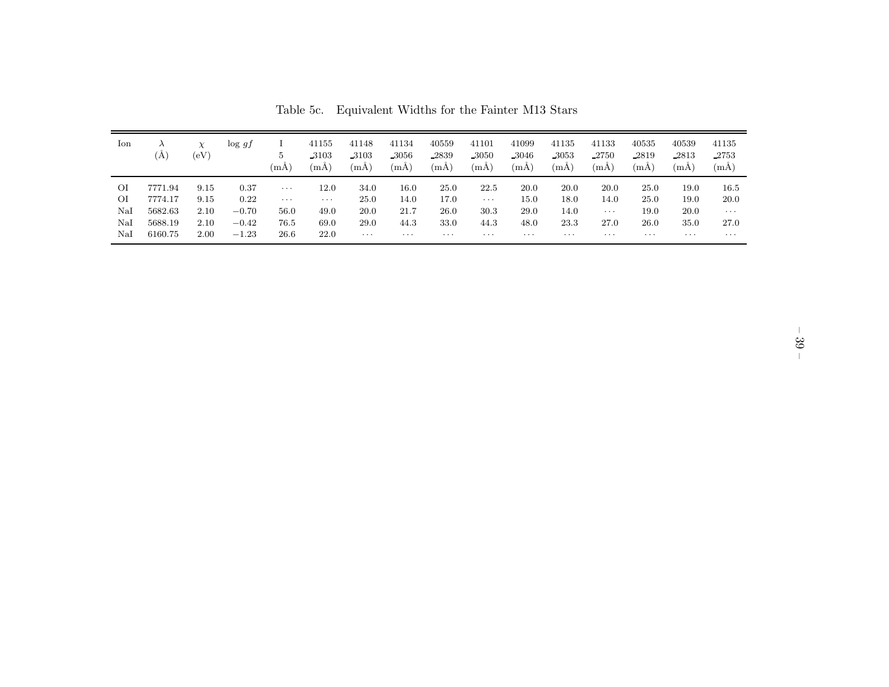Table 5c. Equivalent Widths for the Fainter M13 Stars

| Ion | λ (Å) | χ (eV) | log $gf$ | I 5 (mÅ) | 41155 _3103 (mÅ) | 41148 _3103 (mÅ) | 41134 _3056 (mÅ) | 40559 _2839 (mÅ) | 41101 _3050 (mÅ) | 41099 _3046 (mÅ) | 41135 _3053 (mÅ) | 41133 _2750 (mÅ) | 40535 _2819 (mÅ) | 40539 _2813 (mÅ) | 41135 _2753 (mÅ) |
|---|---|---|---|---|---|---|---|---|---|---|---|---|---|---|---|
| OI | 7771.94 | 9.15 | 0.37 | ··· | 12.0 | 34.0 | 16.0 | 25.0 | 22.5 | 20.0 | 20.0 | 20.0 | 25.0 | 19.0 | 16.5 |
| OI | 7774.17 | 9.15 | 0.22 | ··· | ··· | 25.0 | 14.0 | 17.0 | ··· | 15.0 | 18.0 | 14.0 | 25.0 | 19.0 | 20.0 |
| NaI | 5682.63 | 2.10 | −0.70 | 56.0 | 49.0 | 20.0 | 21.7 | 26.0 | 30.3 | 29.0 | 14.0 | ··· | 19.0 | 20.0 | ··· |
| NaI | 5688.19 | 2.10 | −0.42 | 76.5 | 69.0 | 29.0 | 44.3 | 33.0 | 44.3 | 48.0 | 23.3 | 27.0 | 26.0 | 35.0 | 27.0 |
| NaI | 6160.75 | 2.00 | −1.23 | 26.6 | 22.0 | ··· | ··· | ··· | ··· | ··· | ··· | ··· | ··· | ··· | ··· |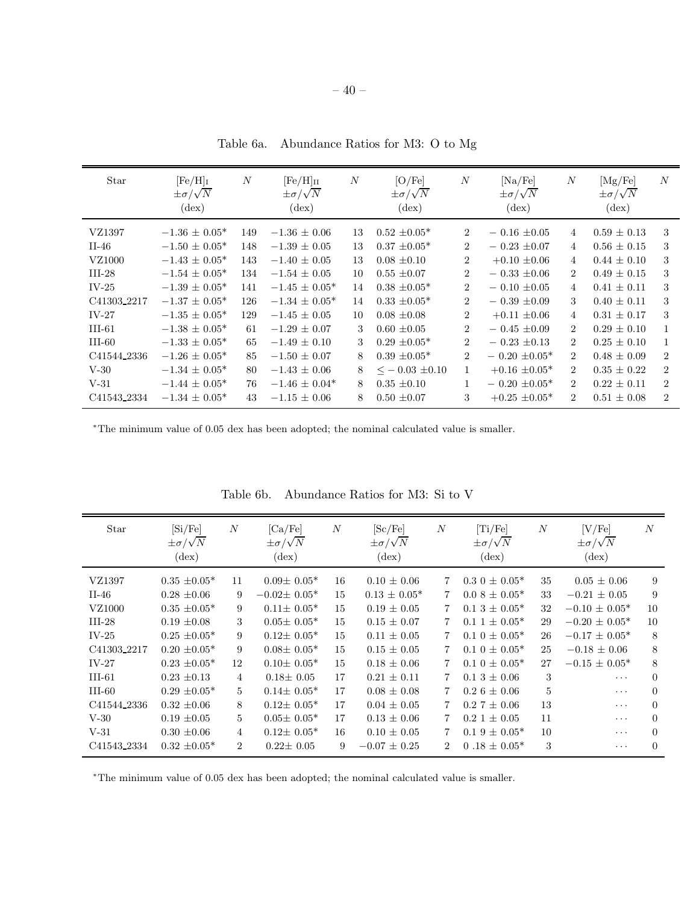Table 6a. Abundance Ratios for M3: O to Mg

| Star | [Fe/H]$_{\rm I}$ $\pm\sigma/\sqrt{N}$ (dex) | $N$ | [Fe/H]$_{\rm II}$ $\pm\sigma/\sqrt{N}$ (dex) | $N$ | [O/Fe] $\pm\sigma/\sqrt{N}$ (dex) | $N$ | [Na/Fe] $\pm\sigma/\sqrt{N}$ (dex) | $N$ | [Mg/Fe] $\pm\sigma/\sqrt{N}$ (dex) | $N$ |
|---|---|---|---|---|---|---|---|---|---|---|
| VZ1397 | $-1.36 \pm 0.05$* | 149 | $-1.36 \pm 0.06$ | 13 | $0.52 \pm 0.05$* | 2 | $-0.16 \pm 0.05$ | 4 | $0.59 \pm 0.13$ | 3 |
| II-46 | $-1.50 \pm 0.05$* | 148 | $-1.39 \pm 0.05$ | 13 | $0.37 \pm 0.05$* | 2 | $-0.23 \pm 0.07$ | 4 | $0.56 \pm 0.15$ | 3 |
| VZ1000 | $-1.43 \pm 0.05$* | 143 | $-1.40 \pm 0.05$ | 13 | $0.08 \pm 0.10$ | 2 | $+0.10 \pm 0.06$ | 4 | $0.44 \pm 0.10$ | 3 |
| III-28 | $-1.54 \pm 0.05$* | 134 | $-1.54 \pm 0.05$ | 10 | $0.55 \pm 0.07$ | 2 | $-0.33 \pm 0.06$ | 2 | $0.49 \pm 0.15$ | 3 |
| IV-25 | $-1.39 \pm 0.05$* | 141 | $-1.45 \pm 0.05$* | 14 | $0.38 \pm 0.05$* | 2 | $-0.10 \pm 0.05$ | 4 | $0.41 \pm 0.11$ | 3 |
| C41303_2217 | $-1.37 \pm 0.05$* | 126 | $-1.34 \pm 0.05$* | 14 | $0.33 \pm 0.05$* | 2 | $-0.39 \pm 0.09$ | 3 | $0.40 \pm 0.11$ | 3 |
| IV-27 | $-1.35 \pm 0.05$* | 129 | $-1.45 \pm 0.05$ | 10 | $0.08 \pm 0.08$ | 2 | $+0.11 \pm 0.06$ | 4 | $0.31 \pm 0.17$ | 3 |
| III-61 | $-1.38 \pm 0.05$* | 61 | $-1.29 \pm 0.07$ | 3 | $0.60 \pm 0.05$ | 2 | $-0.45 \pm 0.09$ | 2 | $0.29 \pm 0.10$ | 1 |
| III-60 | $-1.33 \pm 0.05$* | 65 | $-1.49 \pm 0.10$ | 3 | $0.29 \pm 0.05$* | 2 | $-0.23 \pm 0.13$ | 2 | $0.25 \pm 0.10$ | 1 |
| C41544_2336 | $-1.26 \pm 0.05$* | 85 | $-1.50 \pm 0.07$ | 8 | $0.39 \pm 0.05$* | 2 | $-0.20 \pm 0.05$* | 2 | $0.48 \pm 0.09$ | 2 |
| V-30 | $-1.34 \pm 0.05$* | 80 | $-1.43 \pm 0.06$ | 8 | $\leq -0.03 \pm 0.10$ | 1 | $+0.16 \pm 0.05$* | 2 | $0.35 \pm 0.22$ | 2 |
| V-31 | $-1.44 \pm 0.05$* | 76 | $-1.46 \pm 0.04$* | 8 | $0.35 \pm 0.10$ | 1 | $-0.20 \pm 0.05$* | 2 | $0.22 \pm 0.11$ | 2 |
| C41543_2334 | $-1.34 \pm 0.05$* | 43 | $-1.15 \pm 0.06$ | 8 | $0.50 \pm 0.07$ | 3 | $+0.25 \pm 0.05$* | 2 | $0.51 \pm 0.08$ | 2 |

*The minimum value of 0.05 dex has been adopted; the nominal calculated value is smaller.

Table 6b. Abundance Ratios for M3: Si to V

| Star | [Si/Fe] $\pm\sigma/\sqrt{N}$ (dex) | $N$ | [Ca/Fe] $\pm\sigma/\sqrt{N}$ (dex) | $N$ | [Sc/Fe] $\pm\sigma/\sqrt{N}$ (dex) | $N$ | [Ti/Fe] $\pm\sigma/\sqrt{N}$ (dex) | $N$ | [V/Fe] $\pm\sigma/\sqrt{N}$ (dex) | $N$ |
|---|---|---|---|---|---|---|---|---|---|---|
| VZ1397 | $0.35 \pm 0.05$* | 11 | $0.09 \pm 0.05$* | 16 | $0.10 \pm 0.06$ | 7 | $0.30 \pm 0.05$* | 35 | $0.05 \pm 0.06$ | 9 |
| II-46 | $0.28 \pm 0.06$ | 9 | $-0.02 \pm 0.05$* | 15 | $0.13 \pm 0.05$* | 7 | $0.08 \pm 0.05$* | 33 | $-0.21 \pm 0.05$ | 9 |
| VZ1000 | $0.35 \pm 0.05$* | 9 | $0.11 \pm 0.05$* | 15 | $0.19 \pm 0.05$ | 7 | $0.13 \pm 0.05$* | 32 | $-0.10 \pm 0.05$* | 10 |
| III-28 | $0.19 \pm 0.08$ | 3 | $0.05 \pm 0.05$* | 15 | $0.15 \pm 0.07$ | 7 | $0.11 \pm 0.05$* | 29 | $-0.20 \pm 0.05$* | 10 |
| IV-25 | $0.25 \pm 0.05$* | 9 | $0.12 \pm 0.05$* | 15 | $0.11 \pm 0.05$ | 7 | $0.10 \pm 0.05$* | 26 | $-0.17 \pm 0.05$* | 8 |
| C41303_2217 | $0.20 \pm 0.05$* | 9 | $0.08 \pm 0.05$* | 15 | $0.15 \pm 0.05$ | 7 | $0.10 \pm 0.05$* | 25 | $-0.18 \pm 0.06$ | 8 |
| IV-27 | $0.23 \pm 0.05$* | 12 | $0.10 \pm 0.05$* | 15 | $0.18 \pm 0.06$ | 7 | $0.10 \pm 0.05$* | 27 | $-0.15 \pm 0.05$* | 8 |
| III-61 | $0.23 \pm 0.13$ | 4 | $0.18 \pm 0.05$ | 17 | $0.21 \pm 0.11$ | 7 | $0.13 \pm 0.06$ | 3 | ··· | 0 |
| III-60 | $0.29 \pm 0.05$* | 5 | $0.14 \pm 0.05$* | 17 | $0.08 \pm 0.08$ | 7 | $0.26 \pm 0.06$ | 5 | ··· | 0 |
| C41544_2336 | $0.32 \pm 0.06$ | 8 | $0.12 \pm 0.05$* | 17 | $0.04 \pm 0.05$ | 7 | $0.27 \pm 0.06$ | 13 | ··· | 0 |
| V-30 | $0.19 \pm 0.05$ | 5 | $0.05 \pm 0.05$* | 17 | $0.13 \pm 0.06$ | 7 | $0.21 \pm 0.05$ | 11 | ··· | 0 |
| V-31 | $0.30 \pm 0.06$ | 4 | $0.12 \pm 0.05$* | 16 | $0.10 \pm 0.05$ | 7 | $0.19 \pm 0.05$* | 10 | ··· | 0 |
| C41543_2334 | $0.32 \pm 0.05$* | 2 | $0.22 \pm 0.05$ | 9 | $-0.07 \pm 0.25$ | 2 | $0.18 \pm 0.05$* | 3 | ··· | 0 |

*The minimum value of 0.05 dex has been adopted; the nominal calculated value is smaller.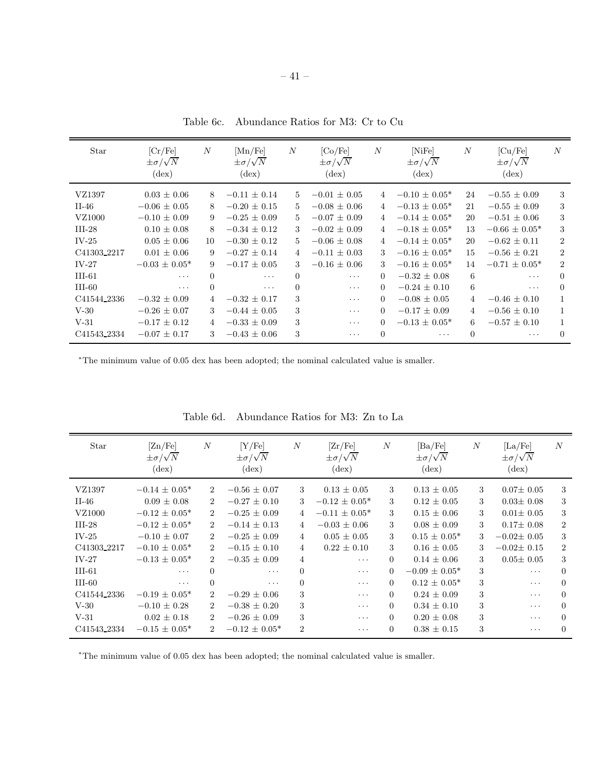Table 6c. Abundance Ratios for M3: Cr to Cu

| Star | [Cr/Fe] $\pm\sigma/\sqrt{N}$ (dex) | $N$ | [Mn/Fe] $\pm\sigma/\sqrt{N}$ (dex) | $N$ | [Co/Fe] $\pm\sigma/\sqrt{N}$ (dex) | $N$ | [NiFe] $\pm\sigma/\sqrt{N}$ (dex) | $N$ | [Cu/Fe] $\pm\sigma/\sqrt{N}$ (dex) | $N$ |
|---|---|---|---|---|---|---|---|---|---|---|
| VZ1397 | $0.03 \pm 0.06$ | 8 | $-0.11 \pm 0.14$ | 5 | $-0.01 \pm 0.05$ | 4 | $-0.10 \pm 0.05$* | 24 | $-0.55 \pm 0.09$ | 3 |
| II-46 | $-0.06 \pm 0.05$ | 8 | $-0.20 \pm 0.15$ | 5 | $-0.08 \pm 0.06$ | 4 | $-0.13 \pm 0.05$* | 21 | $-0.55 \pm 0.09$ | 3 |
| VZ1000 | $-0.10 \pm 0.09$ | 9 | $-0.25 \pm 0.09$ | 5 | $-0.07 \pm 0.09$ | 4 | $-0.14 \pm 0.05$* | 20 | $-0.51 \pm 0.06$ | 3 |
| III-28 | $0.10 \pm 0.08$ | 8 | $-0.34 \pm 0.12$ | 3 | $-0.02 \pm 0.09$ | 4 | $-0.18 \pm 0.05$* | 13 | $-0.66 \pm 0.05$* | 3 |
| IV-25 | $0.05 \pm 0.06$ | 10 | $-0.30 \pm 0.12$ | 5 | $-0.06 \pm 0.08$ | 4 | $-0.14 \pm 0.05$* | 20 | $-0.62 \pm 0.11$ | 2 |
| C41303_2217 | $0.01 \pm 0.06$ | 9 | $-0.27 \pm 0.14$ | 4 | $-0.11 \pm 0.03$ | 3 | $-0.16 \pm 0.05$* | 15 | $-0.56 \pm 0.21$ | 2 |
| IV-27 | $-0.03 \pm 0.05$* | 9 | $-0.17 \pm 0.05$ | 3 | $-0.16 \pm 0.06$ | 3 | $-0.16 \pm 0.05$* | 14 | $-0.71 \pm 0.05$* | 2 |
| III-61 | ··· | 0 | ··· | 0 | ··· | 0 | $-0.32 \pm 0.08$ | 6 | ··· | 0 |
| III-60 | ··· | 0 | ··· | 0 | ··· | 0 | $-0.24 \pm 0.10$ | 6 | ··· | 0 |
| C41544_2336 | $-0.32 \pm 0.09$ | 4 | $-0.32 \pm 0.17$ | 3 | ··· | 0 | $-0.08 \pm 0.05$ | 4 | $-0.46 \pm 0.10$ | 1 |
| V-30 | $-0.26 \pm 0.07$ | 3 | $-0.44 \pm 0.05$ | 3 | ··· | 0 | $-0.17 \pm 0.09$ | 4 | $-0.56 \pm 0.10$ | 1 |
| V-31 | $-0.17 \pm 0.12$ | 4 | $-0.33 \pm 0.09$ | 3 | ··· | 0 | $-0.13 \pm 0.05$* | 6 | $-0.57 \pm 0.10$ | 1 |
| C41543_2334 | $-0.07 \pm 0.17$ | 3 | $-0.43 \pm 0.06$ | 3 | ··· | 0 | ··· | 0 | ··· | 0 |

*The minimum value of 0.05 dex has been adopted; the nominal calculated value is smaller.

Table 6d. Abundance Ratios for M3: Zn to La

| Star | [Zn/Fe] $\pm\sigma/\sqrt{N}$ (dex) | $N$ | [Y/Fe] $\pm\sigma/\sqrt{N}$ (dex) | $N$ | [Zr/Fe] $\pm\sigma/\sqrt{N}$ (dex) | $N$ | [Ba/Fe] $\pm\sigma/\sqrt{N}$ (dex) | $N$ | [La/Fe] $\pm\sigma/\sqrt{N}$ (dex) | $N$ |
|---|---|---|---|---|---|---|---|---|---|---|
| VZ1397 | $-0.14 \pm 0.05$* | 2 | $-0.56 \pm 0.07$ | 3 | $0.13 \pm 0.05$ | 3 | $0.13 \pm 0.05$ | 3 | $0.07 \pm 0.05$ | 3 |
| II-46 | $0.09 \pm 0.08$ | 2 | $-0.27 \pm 0.10$ | 3 | $-0.12 \pm 0.05$* | 3 | $0.12 \pm 0.05$ | 3 | $0.03 \pm 0.08$ | 3 |
| VZ1000 | $-0.12 \pm 0.05$* | 2 | $-0.25 \pm 0.09$ | 4 | $-0.11 \pm 0.05$* | 3 | $0.15 \pm 0.06$ | 3 | $0.01 \pm 0.05$ | 3 |
| III-28 | $-0.12 \pm 0.05$* | 2 | $-0.14 \pm 0.13$ | 4 | $-0.03 \pm 0.06$ | 3 | $0.08 \pm 0.09$ | 3 | $0.17 \pm 0.08$ | 2 |
| IV-25 | $-0.10 \pm 0.07$ | 2 | $-0.25 \pm 0.09$ | 4 | $0.05 \pm 0.05$ | 3 | $0.15 \pm 0.05$* | 3 | $-0.02 \pm 0.05$ | 3 |
| C41303_2217 | $-0.10 \pm 0.05$* | 2 | $-0.15 \pm 0.10$ | 4 | $0.22 \pm 0.10$ | 3 | $0.16 \pm 0.05$ | 3 | $-0.02 \pm 0.15$ | 2 |
| IV-27 | $-0.13 \pm 0.05$* | 2 | $-0.35 \pm 0.09$ | 4 | ··· | 0 | $0.14 \pm 0.06$ | 3 | $0.05 \pm 0.05$ | 3 |
| III-61 | ··· | 0 | ··· | 0 | ··· | 0 | $-0.09 \pm 0.05$* | 3 | ··· | 0 |
| III-60 | ··· | 0 | ··· | 0 | ··· | 0 | $0.12 \pm 0.05$* | 3 | ··· | 0 |
| C41544_2336 | $-0.19 \pm 0.05$* | 2 | $-0.29 \pm 0.06$ | 3 | ··· | 0 | $0.24 \pm 0.09$ | 3 | ··· | 0 |
| V-30 | $-0.10 \pm 0.28$ | 2 | $-0.38 \pm 0.20$ | 3 | ··· | 0 | $0.34 \pm 0.10$ | 3 | ··· | 0 |
| V-31 | $0.02 \pm 0.18$ | 2 | $-0.26 \pm 0.09$ | 3 | ··· | 0 | $0.20 \pm 0.08$ | 3 | ··· | 0 |
| C41543_2334 | $-0.15 \pm 0.05$* | 2 | $-0.12 \pm 0.05$* | 2 | ··· | 0 | $0.38 \pm 0.15$ | 3 | ··· | 0 |

*The minimum value of 0.05 dex has been adopted; the nominal calculated value is smaller.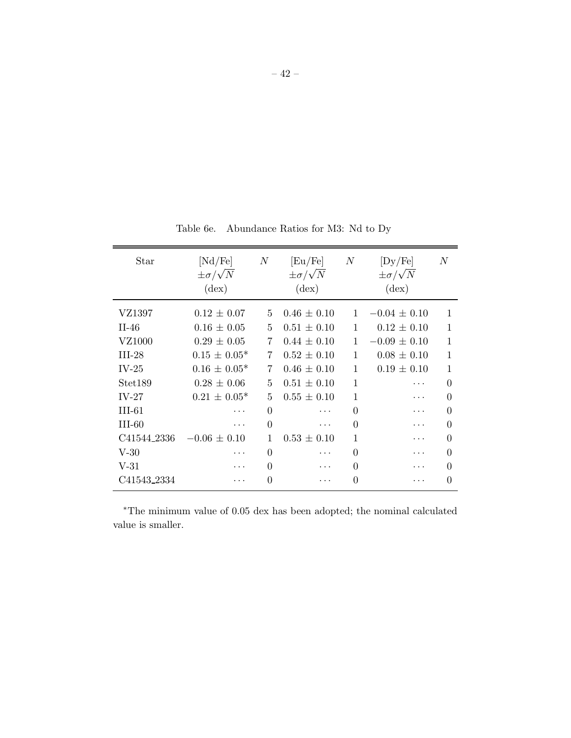Table 6e. Abundance Ratios for M3: Nd to Dy

| Star | [Nd/Fe] $\pm\sigma/\sqrt{N}$ (dex) | $N$ | [Eu/Fe] $\pm\sigma/\sqrt{N}$ (dex) | $N$ | [Dy/Fe] $\pm\sigma/\sqrt{N}$ (dex) | $N$ |
|---|---|---|---|---|---|---|
| VZ1397 | 0.12 ± 0.07 | 5 | 0.46 ± 0.10 | 1 | −0.04 ± 0.10 | 1 |
| II-46 | 0.16 ± 0.05 | 5 | 0.51 ± 0.10 | 1 | 0.12 ± 0.10 | 1 |
| VZ1000 | 0.29 ± 0.05 | 7 | 0.44 ± 0.10 | 1 | −0.09 ± 0.10 | 1 |
| III-28 | 0.15 ± 0.05* | 7 | 0.52 ± 0.10 | 1 | 0.08 ± 0.10 | 1 |
| IV-25 | 0.16 ± 0.05* | 7 | 0.46 ± 0.10 | 1 | 0.19 ± 0.10 | 1 |
| Stet189 | 0.28 ± 0.06 | 5 | 0.51 ± 0.10 | 1 | ... | 0 |
| IV-27 | 0.21 ± 0.05* | 5 | 0.55 ± 0.10 | 1 | ... | 0 |
| III-61 | ... | 0 | ... | 0 | ... | 0 |
| III-60 | ... | 0 | ... | 0 | ... | 0 |
| C41544_2336 | −0.06 ± 0.10 | 1 | 0.53 ± 0.10 | 1 | ... | 0 |
| V-30 | ... | 0 | ... | 0 | ... | 0 |
| V-31 | ... | 0 | ... | 0 | ... | 0 |
| C41543_2334 | ... | 0 | ... | 0 | ... | 0 |

*The minimum value of 0.05 dex has been adopted; the nominal calculated value is smaller.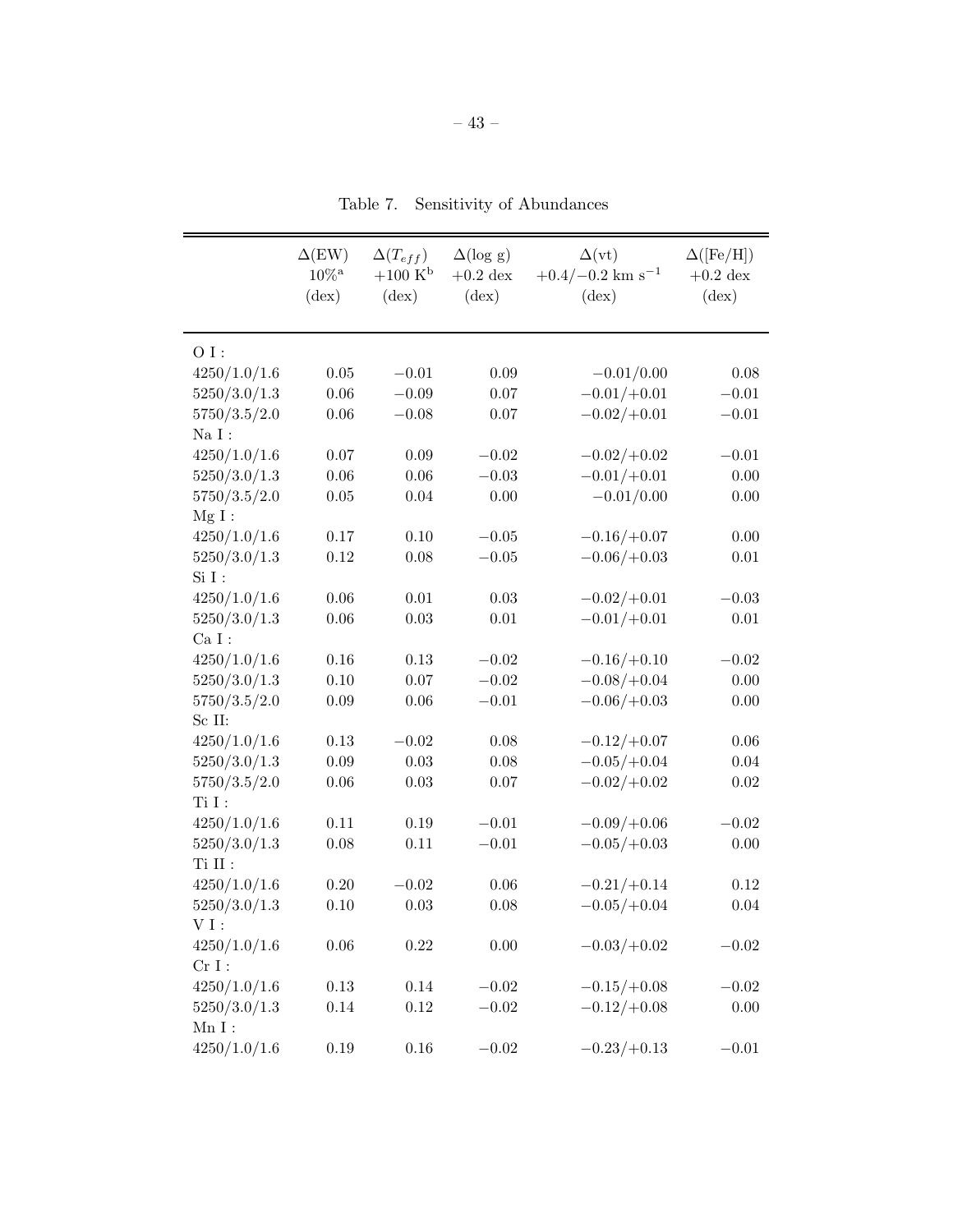Table 7. Sensitivity of Abundances

| | $\Delta$(EW) $10\%$[a] (dex) | $\Delta(T_{eff})$ $+100$ K[b] (dex) | $\Delta$(log g) $+0.2$ dex (dex) | $\Delta$(vt) $+0.4/-0.2$ km s$^{-1}$ (dex) | $\Delta$([Fe/H]) $+0.2$ dex (dex) |
|---|---|---|---|---|---|
| O I : | | | | | |
| 4250/1.0/1.6 | 0.05 | $-0.01$ | 0.09 | $-0.01/0.00$ | 0.08 |
| 5250/3.0/1.3 | 0.06 | $-0.09$ | 0.07 | $-0.01/+0.01$ | $-0.01$ |
| 5750/3.5/2.0 | 0.06 | $-0.08$ | 0.07 | $-0.02/+0.01$ | $-0.01$ |
| Na I : | | | | | |
| 4250/1.0/1.6 | 0.07 | 0.09 | $-0.02$ | $-0.02/+0.02$ | $-0.01$ |
| 5250/3.0/1.3 | 0.06 | 0.06 | $-0.03$ | $-0.01/+0.01$ | 0.00 |
| 5750/3.5/2.0 | 0.05 | 0.04 | 0.00 | $-0.01/0.00$ | 0.00 |
| Mg I : | | | | | |
| 4250/1.0/1.6 | 0.17 | 0.10 | $-0.05$ | $-0.16/+0.07$ | 0.00 |
| 5250/3.0/1.3 | 0.12 | 0.08 | $-0.05$ | $-0.06/+0.03$ | 0.01 |
| Si I : | | | | | |
| 4250/1.0/1.6 | 0.06 | 0.01 | 0.03 | $-0.02/+0.01$ | $-0.03$ |
| 5250/3.0/1.3 | 0.06 | 0.03 | 0.01 | $-0.01/+0.01$ | 0.01 |
| Ca I : | | | | | |
| 4250/1.0/1.6 | 0.16 | 0.13 | $-0.02$ | $-0.16/+0.10$ | $-0.02$ |
| 5250/3.0/1.3 | 0.10 | 0.07 | $-0.02$ | $-0.08/+0.04$ | 0.00 |
| 5750/3.5/2.0 | 0.09 | 0.06 | $-0.01$ | $-0.06/+0.03$ | 0.00 |
| Sc II: | | | | | |
| 4250/1.0/1.6 | 0.13 | $-0.02$ | 0.08 | $-0.12/+0.07$ | 0.06 |
| 5250/3.0/1.3 | 0.09 | 0.03 | 0.08 | $-0.05/+0.04$ | 0.04 |
| 5750/3.5/2.0 | 0.06 | 0.03 | 0.07 | $-0.02/+0.02$ | 0.02 |
| Ti I : | | | | | |
| 4250/1.0/1.6 | 0.11 | 0.19 | $-0.01$ | $-0.09/+0.06$ | $-0.02$ |
| 5250/3.0/1.3 | 0.08 | 0.11 | $-0.01$ | $-0.05/+0.03$ | 0.00 |
| Ti II : | | | | | |
| 4250/1.0/1.6 | 0.20 | $-0.02$ | 0.06 | $-0.21/+0.14$ | 0.12 |
| 5250/3.0/1.3 | 0.10 | 0.03 | 0.08 | $-0.05/+0.04$ | 0.04 |
| V I : | | | | | |
| 4250/1.0/1.6 | 0.06 | 0.22 | 0.00 | $-0.03/+0.02$ | $-0.02$ |
| Cr I : | | | | | |
| 4250/1.0/1.6 | 0.13 | 0.14 | $-0.02$ | $-0.15/+0.08$ | $-0.02$ |
| 5250/3.0/1.3 | 0.14 | 0.12 | $-0.02$ | $-0.12/+0.08$ | 0.00 |
| Mn I : | | | | | |
| 4250/1.0/1.6 | 0.19 | 0.16 | $-0.02$ | $-0.23/+0.13$ | $-0.01$ |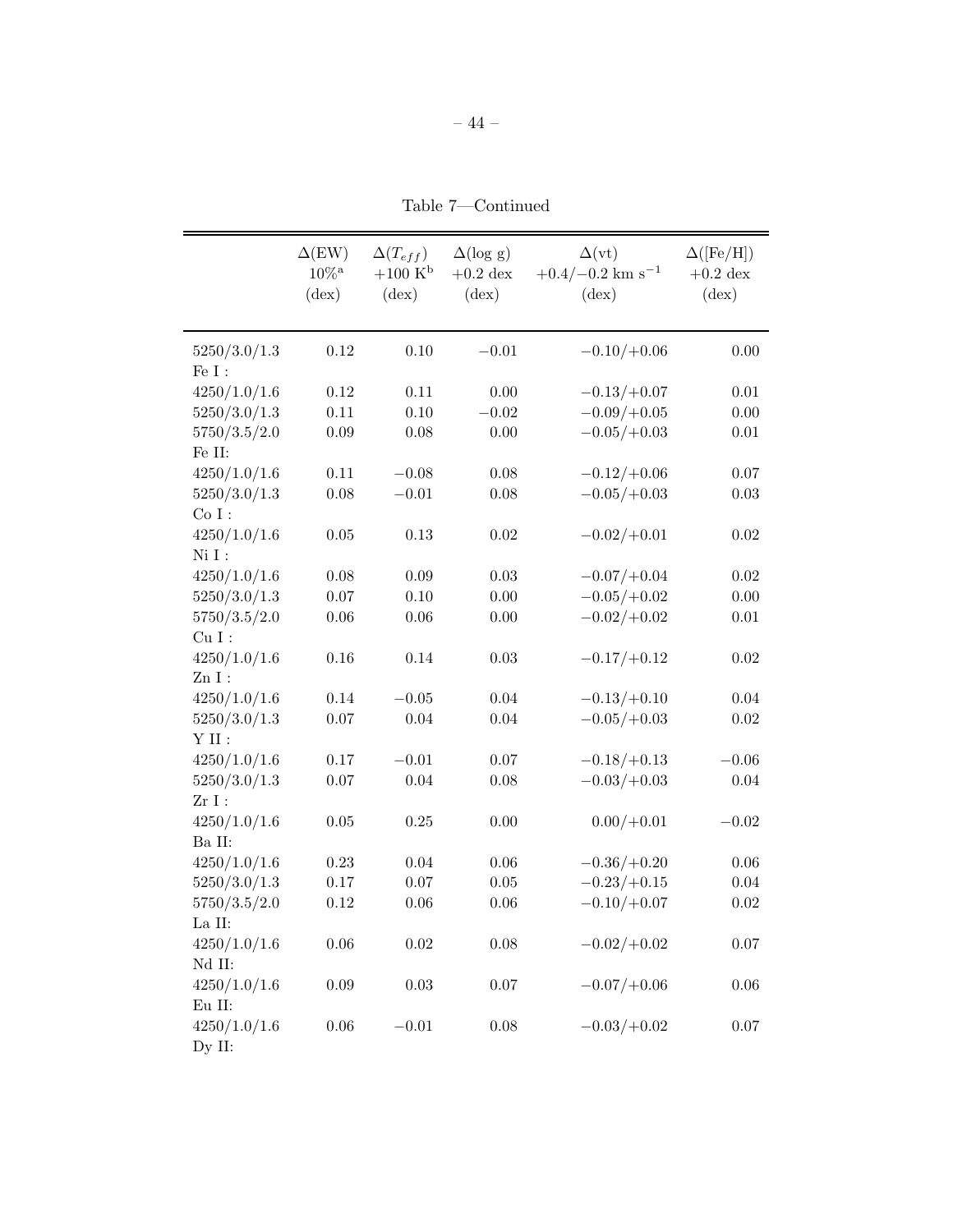Table 7—Continued

| | $\Delta$(EW) $10\%$[a] (dex) | $\Delta(T_{eff})$ $+100$ K[b] (dex) | $\Delta$(log g) $+0.2$ dex (dex) | $\Delta$(vt) $+0.4/-0.2$ km s$^{-1}$ (dex) | $\Delta$([Fe/H]) $+0.2$ dex (dex) |
|---|---|---|---|---|---|
| 5250/3.0/1.3 | 0.12 | 0.10 | −0.01 | −0.10/+0.06 | 0.00 |
| Fe I : | | | | | |
| 4250/1.0/1.6 | 0.12 | 0.11 | 0.00 | −0.13/+0.07 | 0.01 |
| 5250/3.0/1.3 | 0.11 | 0.10 | −0.02 | −0.09/+0.05 | 0.00 |
| 5750/3.5/2.0 | 0.09 | 0.08 | 0.00 | −0.05/+0.03 | 0.01 |
| Fe II: | | | | | |
| 4250/1.0/1.6 | 0.11 | −0.08 | 0.08 | −0.12/+0.06 | 0.07 |
| 5250/3.0/1.3 | 0.08 | −0.01 | 0.08 | −0.05/+0.03 | 0.03 |
| Co I : | | | | | |
| 4250/1.0/1.6 | 0.05 | 0.13 | 0.02 | −0.02/+0.01 | 0.02 |
| Ni I : | | | | | |
| 4250/1.0/1.6 | 0.08 | 0.09 | 0.03 | −0.07/+0.04 | 0.02 |
| 5250/3.0/1.3 | 0.07 | 0.10 | 0.00 | −0.05/+0.02 | 0.00 |
| 5750/3.5/2.0 | 0.06 | 0.06 | 0.00 | −0.02/+0.02 | 0.01 |
| Cu I : | | | | | |
| 4250/1.0/1.6 | 0.16 | 0.14 | 0.03 | −0.17/+0.12 | 0.02 |
| Zn I : | | | | | |
| 4250/1.0/1.6 | 0.14 | −0.05 | 0.04 | −0.13/+0.10 | 0.04 |
| 5250/3.0/1.3 | 0.07 | 0.04 | 0.04 | −0.05/+0.03 | 0.02 |
| Y II : | | | | | |
| 4250/1.0/1.6 | 0.17 | −0.01 | 0.07 | −0.18/+0.13 | −0.06 |
| 5250/3.0/1.3 | 0.07 | 0.04 | 0.08 | −0.03/+0.03 | 0.04 |
| Zr I : | | | | | |
| 4250/1.0/1.6 | 0.05 | 0.25 | 0.00 | 0.00/+0.01 | −0.02 |
| Ba II: | | | | | |
| 4250/1.0/1.6 | 0.23 | 0.04 | 0.06 | −0.36/+0.20 | 0.06 |
| 5250/3.0/1.3 | 0.17 | 0.07 | 0.05 | −0.23/+0.15 | 0.04 |
| 5750/3.5/2.0 | 0.12 | 0.06 | 0.06 | −0.10/+0.07 | 0.02 |
| La II: | | | | | |
| 4250/1.0/1.6 | 0.06 | 0.02 | 0.08 | −0.02/+0.02 | 0.07 |
| Nd II: | | | | | |
| 4250/1.0/1.6 | 0.09 | 0.03 | 0.07 | −0.07/+0.06 | 0.06 |
| Eu II: | | | | | |
| 4250/1.0/1.6 | 0.06 | −0.01 | 0.08 | −0.03/+0.02 | 0.07 |
| Dy II: | | | | | |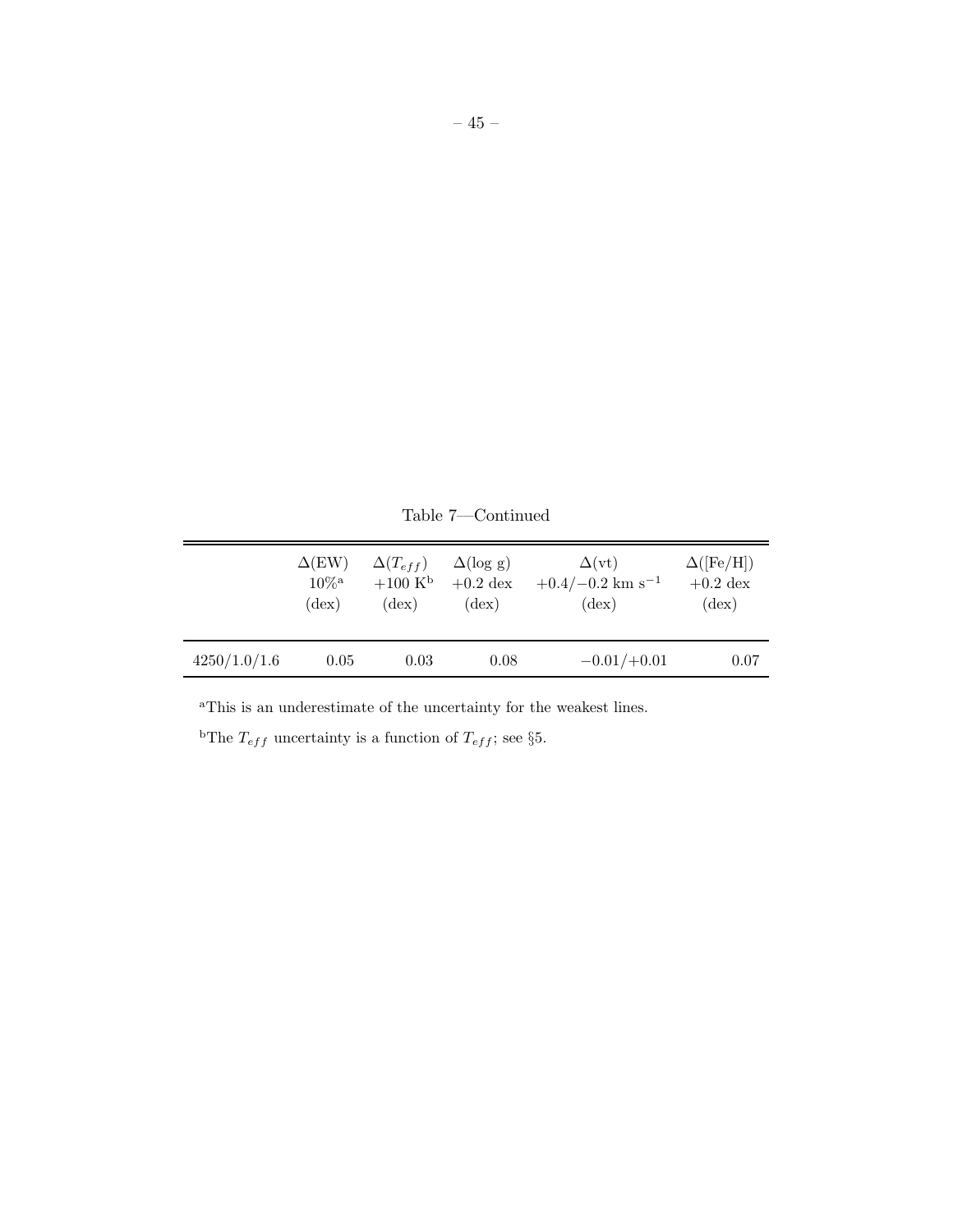Table 7—Continued

| | $\Delta$(EW) $10\%$[a] (dex) | $\Delta(T_{eff})$ $+100$ K[b] (dex) | $\Delta$(log g) $+0.2$ dex (dex) | $\Delta$(vt) $+0.4/-0.2$ km s$^{-1}$ (dex) | $\Delta$([Fe/H]) $+0.2$ dex (dex) |
|---|---|---|---|---|---|
| 4250/1.0/1.6 | 0.05 | 0.03 | 0.08 | $-0.01/+0.01$ | 0.07 |

[a]This is an underestimate of the uncertainty for the weakest lines.

[b]The $T_{eff}$ uncertainty is a function of $T_{eff}$; see §5.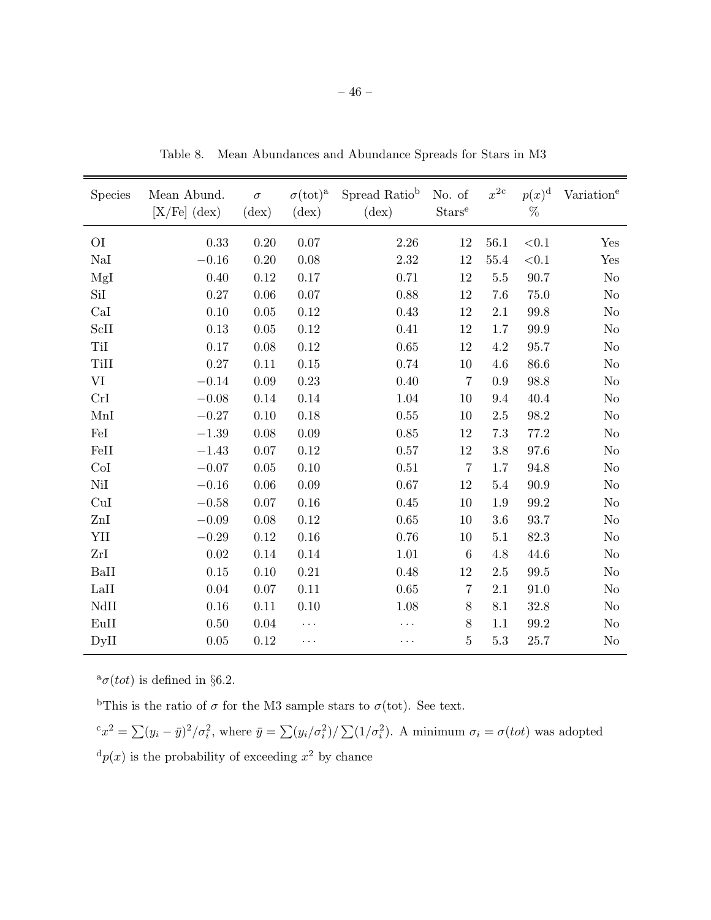Table 8. Mean Abundances and Abundance Spreads for Stars in M3

| Species | Mean Abund. [X/Fe] (dex) | $\sigma$ (dex) | $\sigma$(tot)[a] (dex) | Spread Ratio[b] (dex) | No. of Stars[e] | $x^{2c}$ | $p(x)^{d}$ % | Variation[e] |
|---|---|---|---|---|---|---|---|---|
| OI | 0.33 | 0.20 | 0.07 | 2.26 | 12 | 56.1 | <0.1 | Yes |
| NaI | −0.16 | 0.20 | 0.08 | 2.32 | 12 | 55.4 | <0.1 | Yes |
| MgI | 0.40 | 0.12 | 0.17 | 0.71 | 12 | 5.5 | 90.7 | No |
| SiI | 0.27 | 0.06 | 0.07 | 0.88 | 12 | 7.6 | 75.0 | No |
| CaI | 0.10 | 0.05 | 0.12 | 0.43 | 12 | 2.1 | 99.8 | No |
| ScII | 0.13 | 0.05 | 0.12 | 0.41 | 12 | 1.7 | 99.9 | No |
| TiI | 0.17 | 0.08 | 0.12 | 0.65 | 12 | 4.2 | 95.7 | No |
| TiII | 0.27 | 0.11 | 0.15 | 0.74 | 10 | 4.6 | 86.6 | No |
| VI | −0.14 | 0.09 | 0.23 | 0.40 | 7 | 0.9 | 98.8 | No |
| CrI | −0.08 | 0.14 | 0.14 | 1.04 | 10 | 9.4 | 40.4 | No |
| MnI | −0.27 | 0.10 | 0.18 | 0.55 | 10 | 2.5 | 98.2 | No |
| FeI | −1.39 | 0.08 | 0.09 | 0.85 | 12 | 7.3 | 77.2 | No |
| FeII | −1.43 | 0.07 | 0.12 | 0.57 | 12 | 3.8 | 97.6 | No |
| CoI | −0.07 | 0.05 | 0.10 | 0.51 | 7 | 1.7 | 94.8 | No |
| NiI | −0.16 | 0.06 | 0.09 | 0.67 | 12 | 5.4 | 90.9 | No |
| CuI | −0.58 | 0.07 | 0.16 | 0.45 | 10 | 1.9 | 99.2 | No |
| ZnI | −0.09 | 0.08 | 0.12 | 0.65 | 10 | 3.6 | 93.7 | No |
| YII | −0.29 | 0.12 | 0.16 | 0.76 | 10 | 5.1 | 82.3 | No |
| ZrI | 0.02 | 0.14 | 0.14 | 1.01 | 6 | 4.8 | 44.6 | No |
| BaII | 0.15 | 0.10 | 0.21 | 0.48 | 12 | 2.5 | 99.5 | No |
| LaII | 0.04 | 0.07 | 0.11 | 0.65 | 7 | 2.1 | 91.0 | No |
| NdII | 0.16 | 0.11 | 0.10 | 1.08 | 8 | 8.1 | 32.8 | No |
| EuII | 0.50 | 0.04 | ... | ... | 8 | 1.1 | 99.2 | No |
| DyII | 0.05 | 0.12 | ... | ... | 5 | 5.3 | 25.7 | No |

[a] $\sigma(tot)$ is defined in §6.2.

[b] This is the ratio of $\sigma$ for the M3 sample stars to $\sigma$(tot). See text.

[c] $x^2 = \sum(y_i - \bar{y})^2/\sigma_i^2$, where $\bar{y} = \sum(y_i/\sigma_i^2)/\sum(1/\sigma_i^2)$. A minimum $\sigma_i = \sigma(tot)$ was adopted

[d] $p(x)$ is the probability of exceeding $x^2$ by chance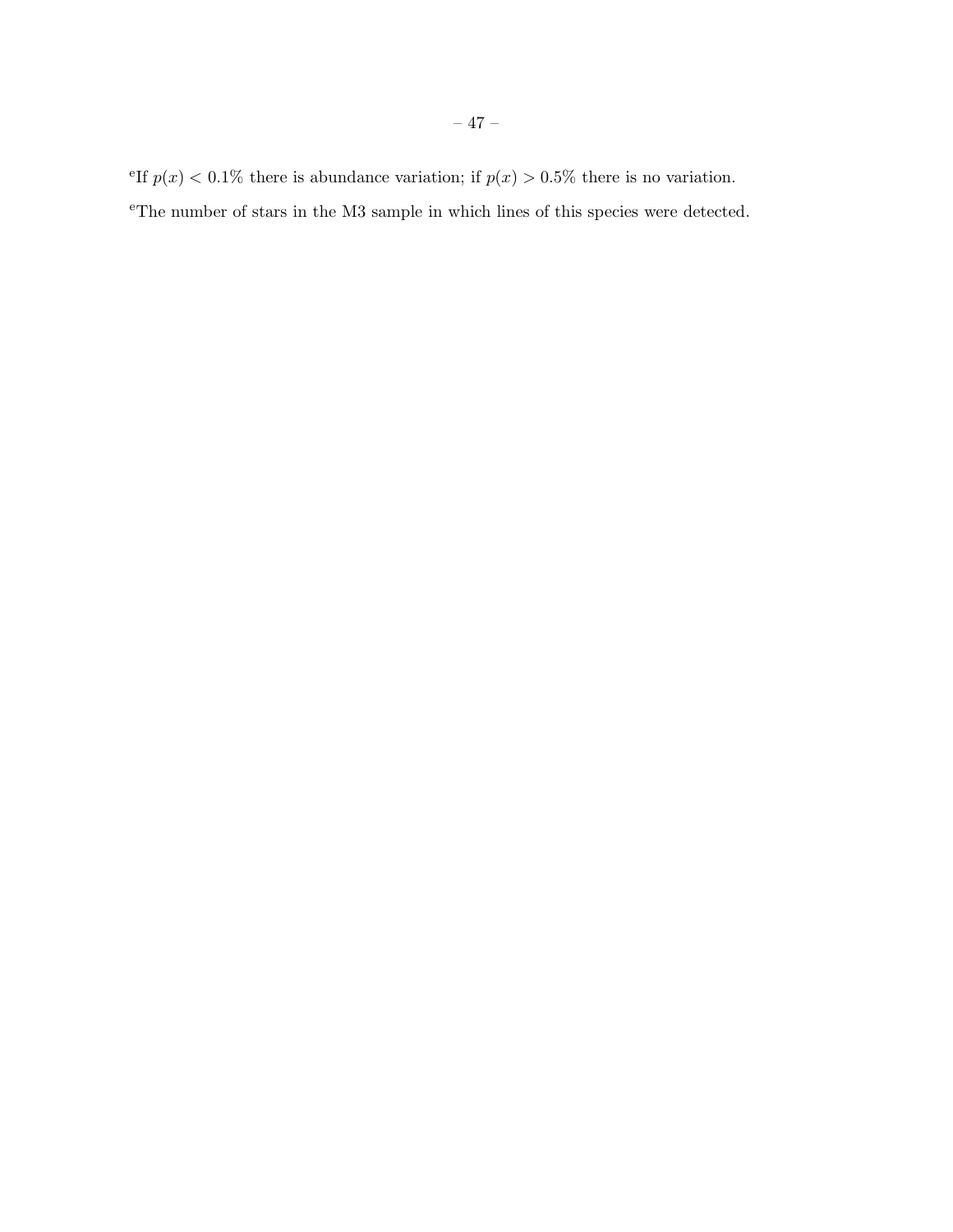[e]If $p(x) < 0.1\%$ there is abundance variation; if $p(x) > 0.5\%$ there is no variation.

[e]The number of stars in the M3 sample in which lines of this species were detected.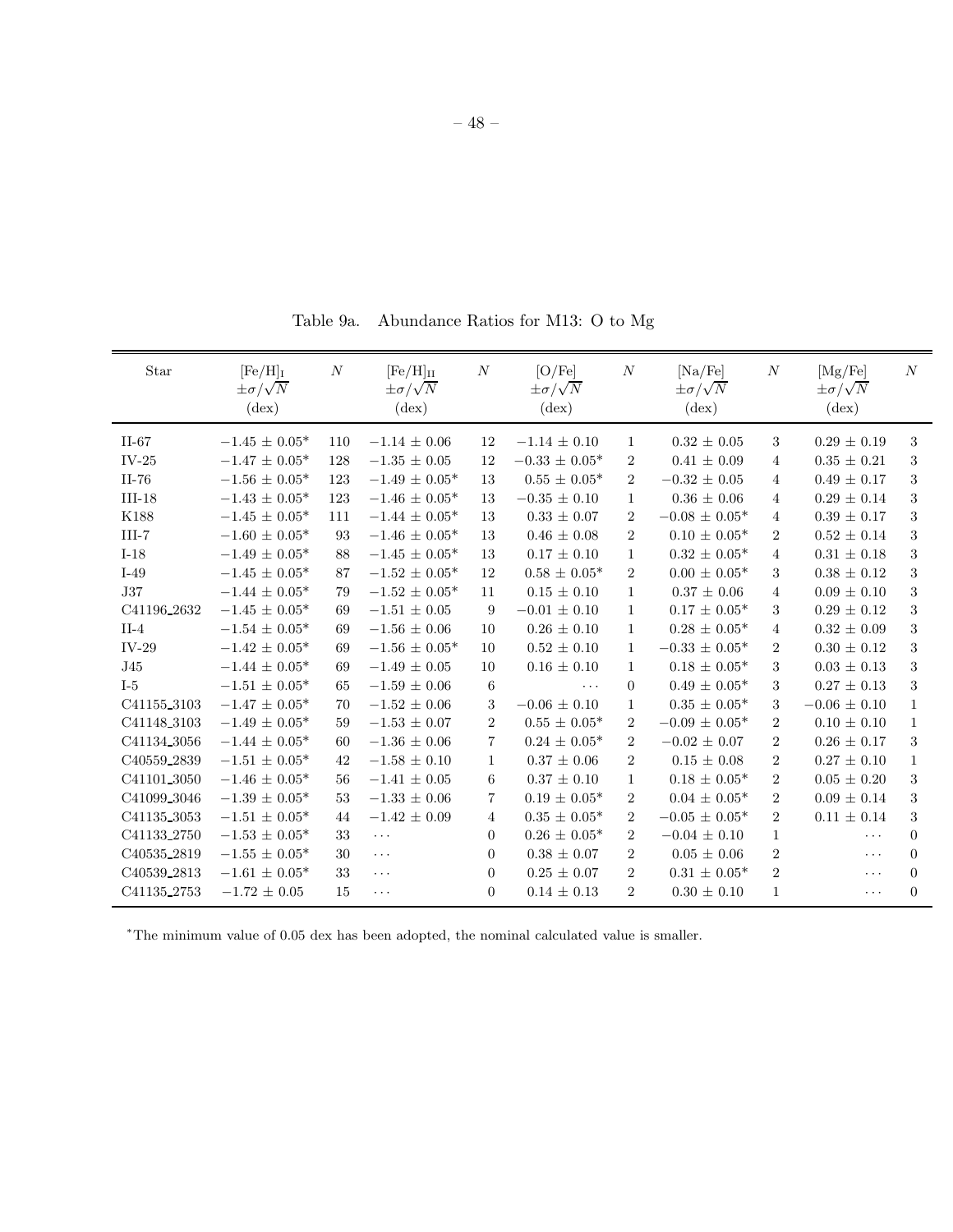Table 9a. Abundance Ratios for M13: O to Mg

| Star | $[\mathrm{Fe/H}]_{\mathrm{I}}$ $\pm\sigma/\sqrt{N}$ (dex) | $N$ | $[\mathrm{Fe/H}]_{\mathrm{II}}$ $\pm\sigma/\sqrt{N}$ (dex) | $N$ | [O/Fe] $\pm\sigma/\sqrt{N}$ (dex) | $N$ | [Na/Fe] $\pm\sigma/\sqrt{N}$ (dex) | $N$ | [Mg/Fe] $\pm\sigma/\sqrt{N}$ (dex) | $N$ |
|---|---|---|---|---|---|---|---|---|---|---|
| II-67 | $-1.45 \pm 0.05$* | 110 | $-1.14 \pm 0.06$ | 12 | $-1.14 \pm 0.10$ | 1 | $0.32 \pm 0.05$ | 3 | $0.29 \pm 0.19$ | 3 |
| IV-25 | $-1.47 \pm 0.05$* | 128 | $-1.35 \pm 0.05$ | 12 | $-0.33 \pm 0.05$* | 2 | $0.41 \pm 0.09$ | 4 | $0.35 \pm 0.21$ | 3 |
| II-76 | $-1.56 \pm 0.05$* | 123 | $-1.49 \pm 0.05$* | 13 | $0.55 \pm 0.05$* | 2 | $-0.32 \pm 0.05$ | 4 | $0.49 \pm 0.17$ | 3 |
| III-18 | $-1.43 \pm 0.05$* | 123 | $-1.46 \pm 0.05$* | 13 | $-0.35 \pm 0.10$ | 1 | $0.36 \pm 0.06$ | 4 | $0.29 \pm 0.14$ | 3 |
| K188 | $-1.45 \pm 0.05$* | 111 | $-1.44 \pm 0.05$* | 13 | $0.33 \pm 0.07$ | 2 | $-0.08 \pm 0.05$* | 4 | $0.39 \pm 0.17$ | 3 |
| III-7 | $-1.60 \pm 0.05$* | 93 | $-1.46 \pm 0.05$* | 13 | $0.46 \pm 0.08$ | 2 | $0.10 \pm 0.05$* | 2 | $0.52 \pm 0.14$ | 3 |
| I-18 | $-1.49 \pm 0.05$* | 88 | $-1.45 \pm 0.05$* | 13 | $0.17 \pm 0.10$ | 1 | $0.32 \pm 0.05$* | 4 | $0.31 \pm 0.18$ | 3 |
| I-49 | $-1.45 \pm 0.05$* | 87 | $-1.52 \pm 0.05$* | 12 | $0.58 \pm 0.05$* | 2 | $0.00 \pm 0.05$* | 3 | $0.38 \pm 0.12$ | 3 |
| J37 | $-1.44 \pm 0.05$* | 79 | $-1.52 \pm 0.05$* | 11 | $0.15 \pm 0.10$ | 1 | $0.37 \pm 0.06$ | 4 | $0.09 \pm 0.10$ | 3 |
| C41196_2632 | $-1.45 \pm 0.05$* | 69 | $-1.51 \pm 0.05$ | 9 | $-0.01 \pm 0.10$ | 1 | $0.17 \pm 0.05$* | 3 | $0.29 \pm 0.12$ | 3 |
| II-4 | $-1.54 \pm 0.05$* | 69 | $-1.56 \pm 0.06$ | 10 | $0.26 \pm 0.10$ | 1 | $0.28 \pm 0.05$* | 4 | $0.32 \pm 0.09$ | 3 |
| IV-29 | $-1.42 \pm 0.05$* | 69 | $-1.56 \pm 0.05$* | 10 | $0.52 \pm 0.10$ | 1 | $-0.33 \pm 0.05$* | 2 | $0.30 \pm 0.12$ | 3 |
| J45 | $-1.44 \pm 0.05$* | 69 | $-1.49 \pm 0.05$ | 10 | $0.16 \pm 0.10$ | 1 | $0.18 \pm 0.05$* | 3 | $0.03 \pm 0.13$ | 3 |
| I-5 | $-1.51 \pm 0.05$* | 65 | $-1.59 \pm 0.06$ | 6 | ··· | 0 | $0.49 \pm 0.05$* | 3 | $0.27 \pm 0.13$ | 3 |
| C41155_3103 | $-1.47 \pm 0.05$* | 70 | $-1.52 \pm 0.06$ | 3 | $-0.06 \pm 0.10$ | 1 | $0.35 \pm 0.05$* | 3 | $-0.06 \pm 0.10$ | 1 |
| C41148_3103 | $-1.49 \pm 0.05$* | 59 | $-1.53 \pm 0.07$ | 2 | $0.55 \pm 0.05$* | 2 | $-0.09 \pm 0.05$* | 2 | $0.10 \pm 0.10$ | 1 |
| C41134_3056 | $-1.44 \pm 0.05$* | 60 | $-1.36 \pm 0.06$ | 7 | $0.24 \pm 0.05$* | 2 | $-0.02 \pm 0.07$ | 2 | $0.26 \pm 0.17$ | 3 |
| C40559_2839 | $-1.51 \pm 0.05$* | 42 | $-1.58 \pm 0.10$ | 1 | $0.37 \pm 0.06$ | 2 | $0.15 \pm 0.08$ | 2 | $0.27 \pm 0.10$ | 1 |
| C41101_3050 | $-1.46 \pm 0.05$* | 56 | $-1.41 \pm 0.05$ | 6 | $0.37 \pm 0.10$ | 1 | $0.18 \pm 0.05$* | 2 | $0.05 \pm 0.20$ | 3 |
| C41099_3046 | $-1.39 \pm 0.05$* | 53 | $-1.33 \pm 0.06$ | 7 | $0.19 \pm 0.05$* | 2 | $0.04 \pm 0.05$* | 2 | $0.09 \pm 0.14$ | 3 |
| C41135_3053 | $-1.51 \pm 0.05$* | 44 | $-1.42 \pm 0.09$ | 4 | $0.35 \pm 0.05$* | 2 | $-0.05 \pm 0.05$* | 2 | $0.11 \pm 0.14$ | 3 |
| C41133_2750 | $-1.53 \pm 0.05$* | 33 | ··· | 0 | $0.26 \pm 0.05$* | 2 | $-0.04 \pm 0.10$ | 1 | ··· | 0 |
| C40535_2819 | $-1.55 \pm 0.05$* | 30 | ··· | 0 | $0.38 \pm 0.07$ | 2 | $0.05 \pm 0.06$ | 2 | ··· | 0 |
| C40539_2813 | $-1.61 \pm 0.05$* | 33 | ··· | 0 | $0.25 \pm 0.07$ | 2 | $0.31 \pm 0.05$* | 2 | ··· | 0 |
| C41135_2753 | $-1.72 \pm 0.05$ | 15 | ··· | 0 | $0.14 \pm 0.13$ | 2 | $0.30 \pm 0.10$ | 1 | ··· | 0 |

*The minimum value of 0.05 dex has been adopted, the nominal calculated value is smaller.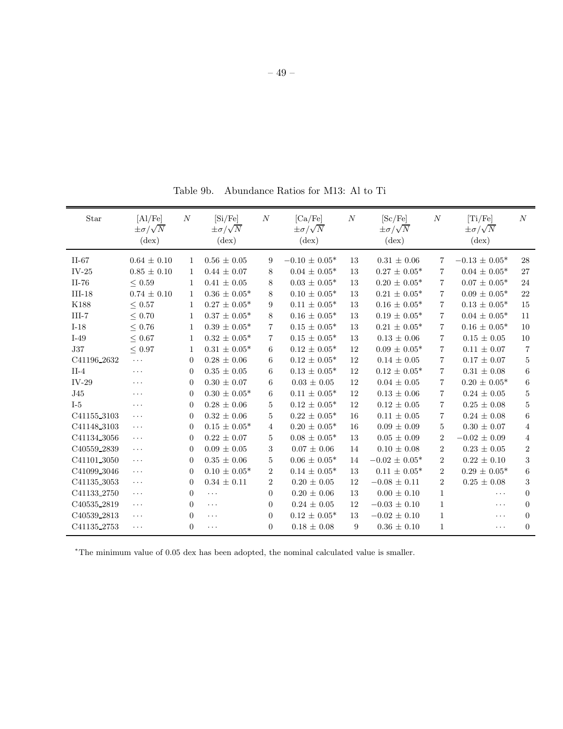Table 9b. Abundance Ratios for M13: Al to Ti

| Star | [Al/Fe] $\pm\sigma/\sqrt{N}$ (dex) | $N$ | [Si/Fe] $\pm\sigma/\sqrt{N}$ (dex) | $N$ | [Ca/Fe] $\pm\sigma/\sqrt{N}$ (dex) | $N$ | [Sc/Fe] $\pm\sigma/\sqrt{N}$ (dex) | $N$ | [Ti/Fe] $\pm\sigma/\sqrt{N}$ (dex) | $N$ |
|---|---|---|---|---|---|---|---|---|---|---|
| II-67 | 0.64 ± 0.10 | 1 | 0.56 ± 0.05 | 9 | −0.10 ± 0.05* | 13 | 0.31 ± 0.06 | 7 | −0.13 ± 0.05* | 28 |
| IV-25 | 0.85 ± 0.10 | 1 | 0.44 ± 0.07 | 8 | 0.04 ± 0.05* | 13 | 0.27 ± 0.05* | 7 | 0.04 ± 0.05* | 27 |
| II-76 | ≤ 0.59 | 1 | 0.41 ± 0.05 | 8 | 0.03 ± 0.05* | 13 | 0.20 ± 0.05* | 7 | 0.07 ± 0.05* | 24 |
| III-18 | 0.74 ± 0.10 | 1 | 0.36 ± 0.05* | 8 | 0.10 ± 0.05* | 13 | 0.21 ± 0.05* | 7 | 0.09 ± 0.05* | 22 |
| K188 | ≤ 0.57 | 1 | 0.27 ± 0.05* | 9 | 0.11 ± 0.05* | 13 | 0.16 ± 0.05* | 7 | 0.13 ± 0.05* | 15 |
| III-7 | ≤ 0.70 | 1 | 0.37 ± 0.05* | 8 | 0.16 ± 0.05* | 13 | 0.19 ± 0.05* | 7 | 0.04 ± 0.05* | 11 |
| I-18 | ≤ 0.76 | 1 | 0.39 ± 0.05* | 7 | 0.15 ± 0.05* | 13 | 0.21 ± 0.05* | 7 | 0.16 ± 0.05* | 10 |
| I-49 | ≤ 0.67 | 1 | 0.32 ± 0.05* | 7 | 0.15 ± 0.05* | 13 | 0.13 ± 0.06 | 7 | 0.15 ± 0.05 | 10 |
| J37 | ≤ 0.97 | 1 | 0.31 ± 0.05* | 6 | 0.12 ± 0.05* | 12 | 0.09 ± 0.05* | 7 | 0.11 ± 0.07 | 7 |
| C41196_2632 | ··· | 0 | 0.28 ± 0.06 | 6 | 0.12 ± 0.05* | 12 | 0.14 ± 0.05 | 7 | 0.17 ± 0.07 | 5 |
| II-4 | ··· | 0 | 0.35 ± 0.05 | 6 | 0.13 ± 0.05* | 12 | 0.12 ± 0.05* | 7 | 0.31 ± 0.08 | 6 |
| IV-29 | ··· | 0 | 0.30 ± 0.07 | 6 | 0.03 ± 0.05 | 12 | 0.04 ± 0.05 | 7 | 0.20 ± 0.05* | 6 |
| J45 | ··· | 0 | 0.30 ± 0.05* | 6 | 0.11 ± 0.05* | 12 | 0.13 ± 0.06 | 7 | 0.24 ± 0.05 | 5 |
| I-5 | ··· | 0 | 0.28 ± 0.06 | 5 | 0.12 ± 0.05* | 12 | 0.12 ± 0.05 | 7 | 0.25 ± 0.08 | 5 |
| C41155_3103 | ··· | 0 | 0.32 ± 0.06 | 5 | 0.22 ± 0.05* | 16 | 0.11 ± 0.05 | 7 | 0.24 ± 0.08 | 6 |
| C41148_3103 | ··· | 0 | 0.15 ± 0.05* | 4 | 0.20 ± 0.05* | 16 | 0.09 ± 0.09 | 5 | 0.30 ± 0.07 | 4 |
| C41134_3056 | ··· | 0 | 0.22 ± 0.07 | 5 | 0.08 ± 0.05* | 13 | 0.05 ± 0.09 | 2 | −0.02 ± 0.09 | 4 |
| C40559_2839 | ··· | 0 | 0.09 ± 0.05 | 3 | 0.07 ± 0.06 | 14 | 0.10 ± 0.08 | 2 | 0.23 ± 0.05 | 2 |
| C41101_3050 | ··· | 0 | 0.35 ± 0.06 | 5 | 0.06 ± 0.05* | 14 | −0.02 ± 0.05* | 2 | 0.22 ± 0.10 | 3 |
| C41099_3046 | ··· | 0 | 0.10 ± 0.05* | 2 | 0.14 ± 0.05* | 13 | 0.11 ± 0.05* | 2 | 0.29 ± 0.05* | 6 |
| C41135_3053 | ··· | 0 | 0.34 ± 0.11 | 2 | 0.20 ± 0.05 | 12 | −0.08 ± 0.11 | 2 | 0.25 ± 0.08 | 3 |
| C41133_2750 | ··· | 0 | ··· | 0 | 0.20 ± 0.06 | 13 | 0.00 ± 0.10 | 1 | ··· | 0 |
| C40535_2819 | ··· | 0 | ··· | 0 | 0.24 ± 0.05 | 12 | −0.03 ± 0.10 | 1 | ··· | 0 |
| C40539_2813 | ··· | 0 | ··· | 0 | 0.12 ± 0.05* | 13 | −0.02 ± 0.10 | 1 | ··· | 0 |
| C41135_2753 | ··· | 0 | ··· | 0 | 0.18 ± 0.08 | 9 | 0.36 ± 0.10 | 1 | ··· | 0 |

*The minimum value of 0.05 dex has been adopted, the nominal calculated value is smaller.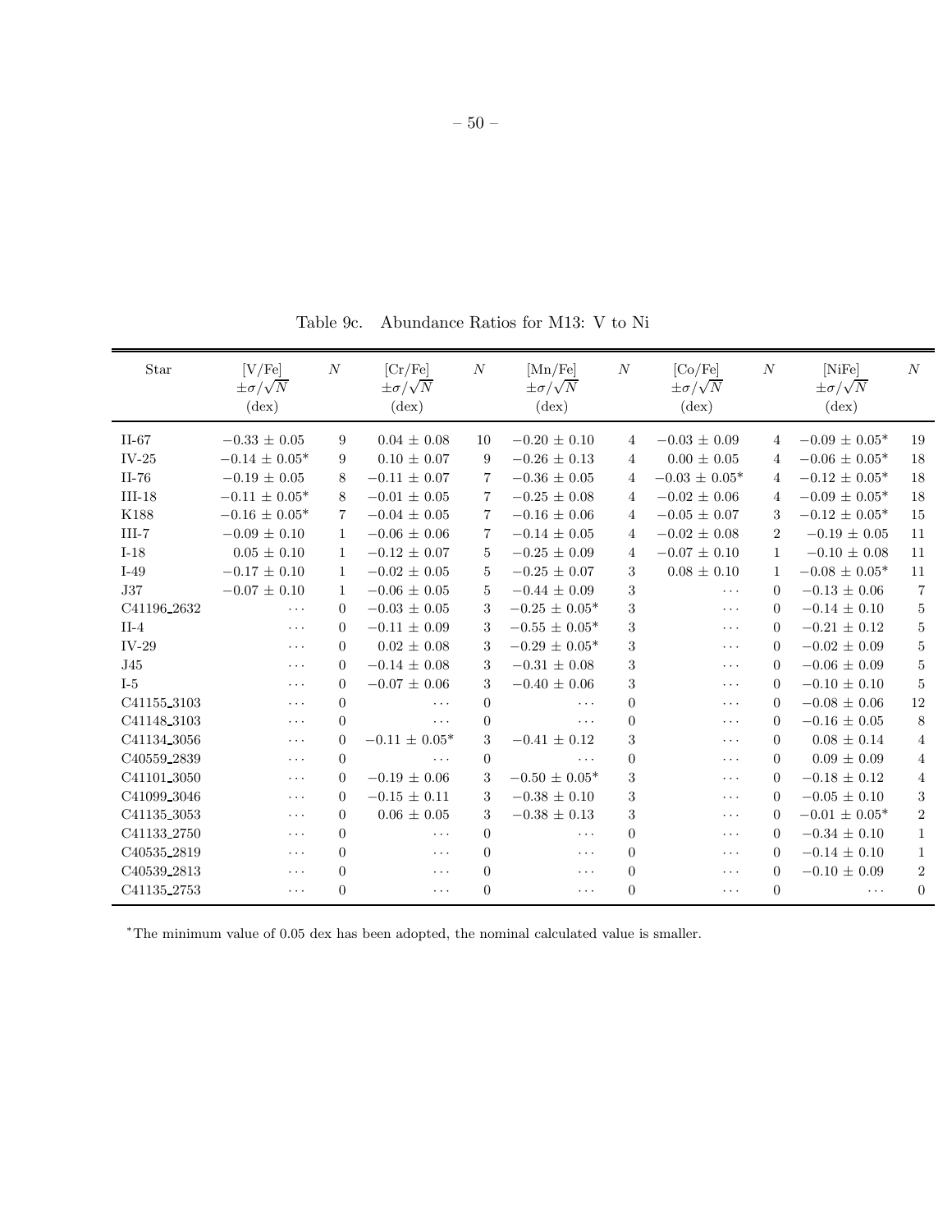Table 9c. Abundance Ratios for M13: V to Ni

| Star | [V/Fe] $\pm\sigma/\sqrt{N}$ (dex) | $N$ | [Cr/Fe] $\pm\sigma/\sqrt{N}$ (dex) | $N$ | [Mn/Fe] $\pm\sigma/\sqrt{N}$ (dex) | $N$ | [Co/Fe] $\pm\sigma/\sqrt{N}$ (dex) | $N$ | [NiFe] $\pm\sigma/\sqrt{N}$ (dex) | $N$ |
|---|---|---|---|---|---|---|---|---|---|---|
| II-67 | $-0.33 \pm 0.05$ | 9 | $0.04 \pm 0.08$ | 10 | $-0.20 \pm 0.10$ | 4 | $-0.03 \pm 0.09$ | 4 | $-0.09 \pm 0.05$* | 19 |
| IV-25 | $-0.14 \pm 0.05$* | 9 | $0.10 \pm 0.07$ | 9 | $-0.26 \pm 0.13$ | 4 | $0.00 \pm 0.05$ | 4 | $-0.06 \pm 0.05$* | 18 |
| II-76 | $-0.19 \pm 0.05$ | 8 | $-0.11 \pm 0.07$ | 7 | $-0.36 \pm 0.05$ | 4 | $-0.03 \pm 0.05$* | 4 | $-0.12 \pm 0.05$* | 18 |
| III-18 | $-0.11 \pm 0.05$* | 8 | $-0.01 \pm 0.05$ | 7 | $-0.25 \pm 0.08$ | 4 | $-0.02 \pm 0.06$ | 4 | $-0.09 \pm 0.05$* | 18 |
| K188 | $-0.16 \pm 0.05$* | 7 | $-0.04 \pm 0.05$ | 7 | $-0.16 \pm 0.06$ | 4 | $-0.05 \pm 0.07$ | 3 | $-0.12 \pm 0.05$* | 15 |
| III-7 | $-0.09 \pm 0.10$ | 1 | $-0.06 \pm 0.06$ | 7 | $-0.14 \pm 0.05$ | 4 | $-0.02 \pm 0.08$ | 2 | $-0.19 \pm 0.05$ | 11 |
| I-18 | $0.05 \pm 0.10$ | 1 | $-0.12 \pm 0.07$ | 5 | $-0.25 \pm 0.09$ | 4 | $-0.07 \pm 0.10$ | 1 | $-0.10 \pm 0.08$ | 11 |
| I-49 | $-0.17 \pm 0.10$ | 1 | $-0.02 \pm 0.05$ | 5 | $-0.25 \pm 0.07$ | 3 | $0.08 \pm 0.10$ | 1 | $-0.08 \pm 0.05$* | 11 |
| J37 | $-0.07 \pm 0.10$ | 1 | $-0.06 \pm 0.05$ | 5 | $-0.44 \pm 0.09$ | 3 | ··· | 0 | $-0.13 \pm 0.06$ | 7 |
| C41196_2632 | ··· | 0 | $-0.03 \pm 0.05$ | 3 | $-0.25 \pm 0.05$* | 3 | ··· | 0 | $-0.14 \pm 0.10$ | 5 |
| II-4 | ··· | 0 | $-0.11 \pm 0.09$ | 3 | $-0.55 \pm 0.05$* | 3 | ··· | 0 | $-0.21 \pm 0.12$ | 5 |
| IV-29 | ··· | 0 | $0.02 \pm 0.08$ | 3 | $-0.29 \pm 0.05$* | 3 | ··· | 0 | $-0.02 \pm 0.09$ | 5 |
| J45 | ··· | 0 | $-0.14 \pm 0.08$ | 3 | $-0.31 \pm 0.08$ | 3 | ··· | 0 | $-0.06 \pm 0.09$ | 5 |
| I-5 | ··· | 0 | $-0.07 \pm 0.06$ | 3 | $-0.40 \pm 0.06$ | 3 | ··· | 0 | $-0.10 \pm 0.10$ | 5 |
| C41155_3103 | ··· | 0 | ··· | 0 | ··· | 0 | ··· | 0 | $-0.08 \pm 0.06$ | 12 |
| C41148_3103 | ··· | 0 | ··· | 0 | ··· | 0 | ··· | 0 | $-0.16 \pm 0.05$ | 8 |
| C41134_3056 | ··· | 0 | $-0.11 \pm 0.05$* | 3 | $-0.41 \pm 0.12$ | 3 | ··· | 0 | $0.08 \pm 0.14$ | 4 |
| C40559_2839 | ··· | 0 | ··· | 0 | ··· | 0 | ··· | 0 | $0.09 \pm 0.09$ | 4 |
| C41101_3050 | ··· | 0 | $-0.19 \pm 0.06$ | 3 | $-0.50 \pm 0.05$* | 3 | ··· | 0 | $-0.18 \pm 0.12$ | 4 |
| C41099_3046 | ··· | 0 | $-0.15 \pm 0.11$ | 3 | $-0.38 \pm 0.10$ | 3 | ··· | 0 | $-0.05 \pm 0.10$ | 3 |
| C41135_3053 | ··· | 0 | $0.06 \pm 0.05$ | 3 | $-0.38 \pm 0.13$ | 3 | ··· | 0 | $-0.01 \pm 0.05$* | 2 |
| C41133_2750 | ··· | 0 | ··· | 0 | ··· | 0 | ··· | 0 | $-0.34 \pm 0.10$ | 1 |
| C40535_2819 | ··· | 0 | ··· | 0 | ··· | 0 | ··· | 0 | $-0.14 \pm 0.10$ | 1 |
| C40539_2813 | ··· | 0 | ··· | 0 | ··· | 0 | ··· | 0 | $-0.10 \pm 0.09$ | 2 |
| C41135_2753 | ··· | 0 | ··· | 0 | ··· | 0 | ··· | 0 | ··· | 0 |

*The minimum value of 0.05 dex has been adopted, the nominal calculated value is smaller.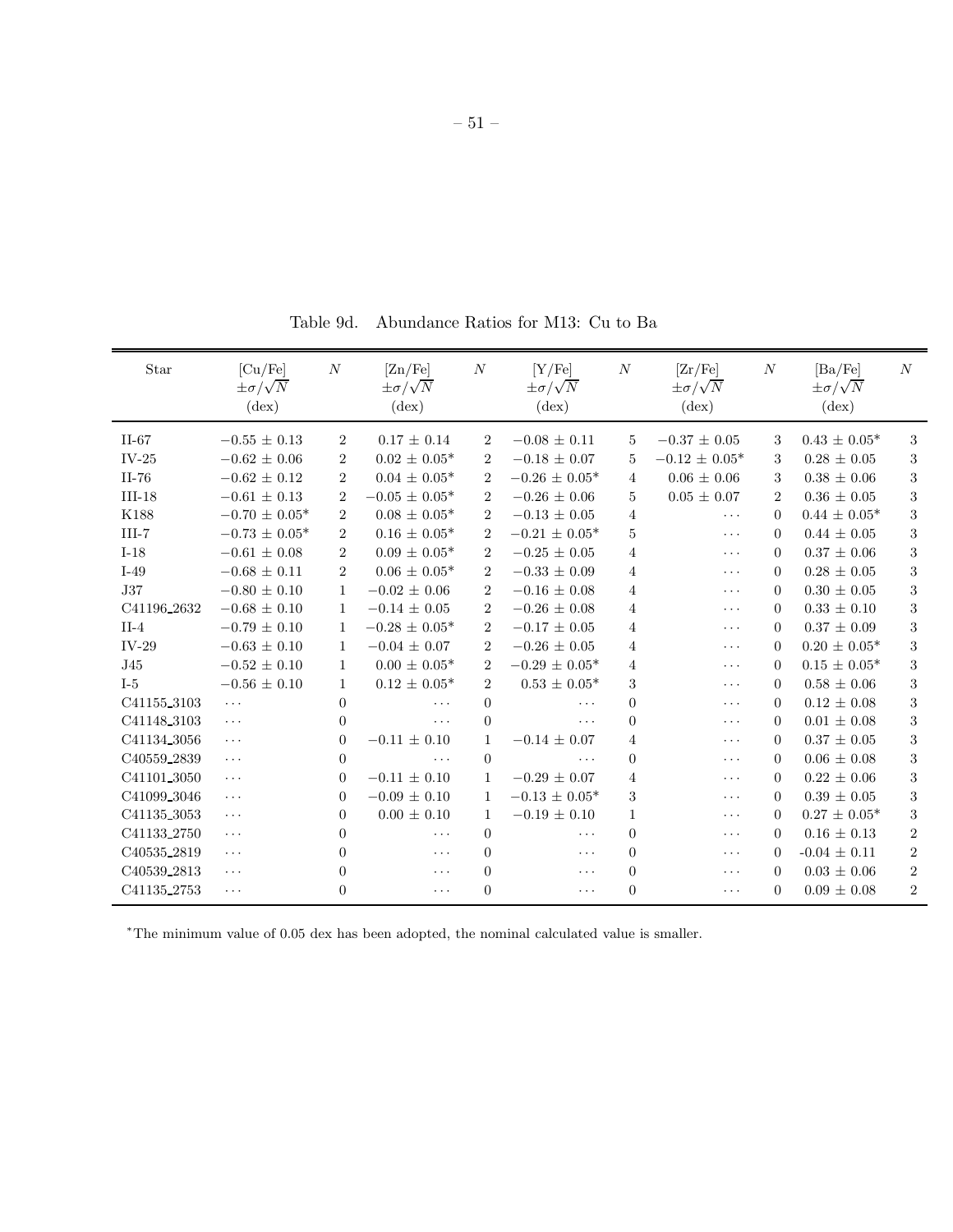Table 9d. Abundance Ratios for M13: Cu to Ba

| Star | [Cu/Fe] $\pm\sigma/\sqrt{N}$ (dex) | $N$ | [Zn/Fe] $\pm\sigma/\sqrt{N}$ (dex) | $N$ | [Y/Fe] $\pm\sigma/\sqrt{N}$ (dex) | $N$ | [Zr/Fe] $\pm\sigma/\sqrt{N}$ (dex) | $N$ | [Ba/Fe] $\pm\sigma/\sqrt{N}$ (dex) | $N$ |
|---|---|---|---|---|---|---|---|---|---|---|
| II-67 | $-0.55 \pm 0.13$ | 2 | $0.17 \pm 0.14$ | 2 | $-0.08 \pm 0.11$ | 5 | $-0.37 \pm 0.05$ | 3 | $0.43 \pm 0.05$* | 3 |
| IV-25 | $-0.62 \pm 0.06$ | 2 | $0.02 \pm 0.05$* | 2 | $-0.18 \pm 0.07$ | 5 | $-0.12 \pm 0.05$* | 3 | $0.28 \pm 0.05$ | 3 |
| II-76 | $-0.62 \pm 0.12$ | 2 | $0.04 \pm 0.05$* | 2 | $-0.26 \pm 0.05$* | 4 | $0.06 \pm 0.06$ | 3 | $0.38 \pm 0.06$ | 3 |
| III-18 | $-0.61 \pm 0.13$ | 2 | $-0.05 \pm 0.05$* | 2 | $-0.26 \pm 0.06$ | 5 | $0.05 \pm 0.07$ | 2 | $0.36 \pm 0.05$ | 3 |
| K188 | $-0.70 \pm 0.05$* | 2 | $0.08 \pm 0.05$* | 2 | $-0.13 \pm 0.05$ | 4 | ··· | 0 | $0.44 \pm 0.05$* | 3 |
| III-7 | $-0.73 \pm 0.05$* | 2 | $0.16 \pm 0.05$* | 2 | $-0.21 \pm 0.05$* | 5 | ··· | 0 | $0.44 \pm 0.05$ | 3 |
| I-18 | $-0.61 \pm 0.08$ | 2 | $0.09 \pm 0.05$* | 2 | $-0.25 \pm 0.05$ | 4 | ··· | 0 | $0.37 \pm 0.06$ | 3 |
| I-49 | $-0.68 \pm 0.11$ | 2 | $0.06 \pm 0.05$* | 2 | $-0.33 \pm 0.09$ | 4 | ··· | 0 | $0.28 \pm 0.05$ | 3 |
| J37 | $-0.80 \pm 0.10$ | 1 | $-0.02 \pm 0.06$ | 2 | $-0.16 \pm 0.08$ | 4 | ··· | 0 | $0.30 \pm 0.05$ | 3 |
| C41196_2632 | $-0.68 \pm 0.10$ | 1 | $-0.14 \pm 0.05$ | 2 | $-0.26 \pm 0.08$ | 4 | ··· | 0 | $0.33 \pm 0.10$ | 3 |
| II-4 | $-0.79 \pm 0.10$ | 1 | $-0.28 \pm 0.05$* | 2 | $-0.17 \pm 0.05$ | 4 | ··· | 0 | $0.37 \pm 0.09$ | 3 |
| IV-29 | $-0.63 \pm 0.10$ | 1 | $-0.04 \pm 0.07$ | 2 | $-0.26 \pm 0.05$ | 4 | ··· | 0 | $0.20 \pm 0.05$* | 3 |
| J45 | $-0.52 \pm 0.10$ | 1 | $0.00 \pm 0.05$* | 2 | $-0.29 \pm 0.05$* | 4 | ··· | 0 | $0.15 \pm 0.05$* | 3 |
| I-5 | $-0.56 \pm 0.10$ | 1 | $0.12 \pm 0.05$* | 2 | $0.53 \pm 0.05$* | 3 | ··· | 0 | $0.58 \pm 0.06$ | 3 |
| C41155_3103 | ··· | 0 | ··· | 0 | ··· | 0 | ··· | 0 | $0.12 \pm 0.08$ | 3 |
| C41148_3103 | ··· | 0 | ··· | 0 | ··· | 0 | ··· | 0 | $0.01 \pm 0.08$ | 3 |
| C41134_3056 | ··· | 0 | $-0.11 \pm 0.10$ | 1 | $-0.14 \pm 0.07$ | 4 | ··· | 0 | $0.37 \pm 0.05$ | 3 |
| C40559_2839 | ··· | 0 | ··· | 0 | ··· | 0 | ··· | 0 | $0.06 \pm 0.08$ | 3 |
| C41101_3050 | ··· | 0 | $-0.11 \pm 0.10$ | 1 | $-0.29 \pm 0.07$ | 4 | ··· | 0 | $0.22 \pm 0.06$ | 3 |
| C41099_3046 | ··· | 0 | $-0.09 \pm 0.10$ | 1 | $-0.13 \pm 0.05$* | 3 | ··· | 0 | $0.39 \pm 0.05$ | 3 |
| C41135_3053 | ··· | 0 | $0.00 \pm 0.10$ | 1 | $-0.19 \pm 0.10$ | 1 | ··· | 0 | $0.27 \pm 0.05$* | 3 |
| C41133_2750 | ··· | 0 | ··· | 0 | ··· | 0 | ··· | 0 | $0.16 \pm 0.13$ | 2 |
| C40535_2819 | ··· | 0 | ··· | 0 | ··· | 0 | ··· | 0 | $-0.04 \pm 0.11$ | 2 |
| C40539_2813 | ··· | 0 | ··· | 0 | ··· | 0 | ··· | 0 | $0.03 \pm 0.06$ | 2 |
| C41135_2753 | ··· | 0 | ··· | 0 | ··· | 0 | ··· | 0 | $0.09 \pm 0.08$ | 2 |

*The minimum value of 0.05 dex has been adopted, the nominal calculated value is smaller.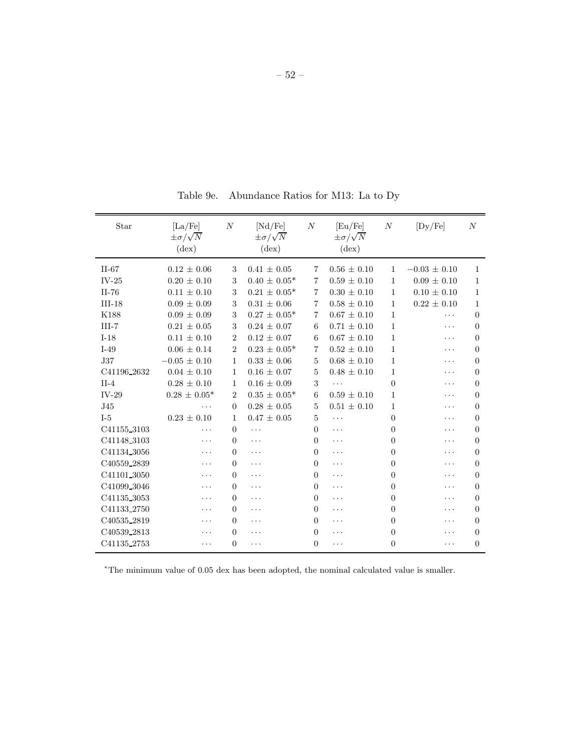Table 9e. Abundance Ratios for M13: La to Dy

| Star | [La/Fe] $\pm\sigma/\sqrt{N}$ (dex) | $N$ | [Nd/Fe] $\pm\sigma/\sqrt{N}$ (dex) | $N$ | [Eu/Fe] $\pm\sigma/\sqrt{N}$ (dex) | $N$ | [Dy/Fe] | $N$ |
|---|---|---|---|---|---|---|---|---|
| II-67 | 0.12 ± 0.06 | 3 | 0.41 ± 0.05 | 7 | 0.56 ± 0.10 | 1 | −0.03 ± 0.10 | 1 |
| IV-25 | 0.20 ± 0.10 | 3 | 0.40 ± 0.05* | 7 | 0.59 ± 0.10 | 1 | 0.09 ± 0.10 | 1 |
| II-76 | 0.11 ± 0.10 | 3 | 0.21 ± 0.05* | 7 | 0.30 ± 0.10 | 1 | 0.10 ± 0.10 | 1 |
| III-18 | 0.09 ± 0.09 | 3 | 0.31 ± 0.06 | 7 | 0.58 ± 0.10 | 1 | 0.22 ± 0.10 | 1 |
| K188 | 0.09 ± 0.09 | 3 | 0.27 ± 0.05* | 7 | 0.67 ± 0.10 | 1 | ⋯ | 0 |
| III-7 | 0.21 ± 0.05 | 3 | 0.24 ± 0.07 | 6 | 0.71 ± 0.10 | 1 | ⋯ | 0 |
| I-18 | 0.11 ± 0.10 | 2 | 0.12 ± 0.07 | 6 | 0.67 ± 0.10 | 1 | ⋯ | 0 |
| I-49 | 0.06 ± 0.14 | 2 | 0.23 ± 0.05* | 7 | 0.52 ± 0.10 | 1 | ⋯ | 0 |
| J37 | −0.05 ± 0.10 | 1 | 0.33 ± 0.06 | 5 | 0.68 ± 0.10 | 1 | ⋯ | 0 |
| C41196_2632 | 0.04 ± 0.10 | 1 | 0.16 ± 0.07 | 5 | 0.48 ± 0.10 | 1 | ⋯ | 0 |
| II-4 | 0.28 ± 0.10 | 1 | 0.16 ± 0.09 | 3 | ⋯ | 0 | ⋯ | 0 |
| IV-29 | 0.28 ± 0.05* | 2 | 0.35 ± 0.05* | 6 | 0.59 ± 0.10 | 1 | ⋯ | 0 |
| J45 | ⋯ | 0 | 0.28 ± 0.05 | 5 | 0.51 ± 0.10 | 1 | ⋯ | 0 |
| I-5 | 0.23 ± 0.10 | 1 | 0.47 ± 0.05 | 5 | ⋯ | 0 | ⋯ | 0 |
| C41155_3103 | ⋯ | 0 | ⋯ | 0 | ⋯ | 0 | ⋯ | 0 |
| C41148_3103 | ⋯ | 0 | ⋯ | 0 | ⋯ | 0 | ⋯ | 0 |
| C41134_3056 | ⋯ | 0 | ⋯ | 0 | ⋯ | 0 | ⋯ | 0 |
| C40559_2839 | ⋯ | 0 | ⋯ | 0 | ⋯ | 0 | ⋯ | 0 |
| C41101_3050 | ⋯ | 0 | ⋯ | 0 | ⋯ | 0 | ⋯ | 0 |
| C41099_3046 | ⋯ | 0 | ⋯ | 0 | ⋯ | 0 | ⋯ | 0 |
| C41135_3053 | ⋯ | 0 | ⋯ | 0 | ⋯ | 0 | ⋯ | 0 |
| C41133_2750 | ⋯ | 0 | ⋯ | 0 | ⋯ | 0 | ⋯ | 0 |
| C40535_2819 | ⋯ | 0 | ⋯ | 0 | ⋯ | 0 | ⋯ | 0 |
| C40539_2813 | ⋯ | 0 | ⋯ | 0 | ⋯ | 0 | ⋯ | 0 |
| C41135_2753 | ⋯ | 0 | ⋯ | 0 | ⋯ | 0 | ⋯ | 0 |

*The minimum value of 0.05 dex has been adopted, the nominal calculated value is smaller.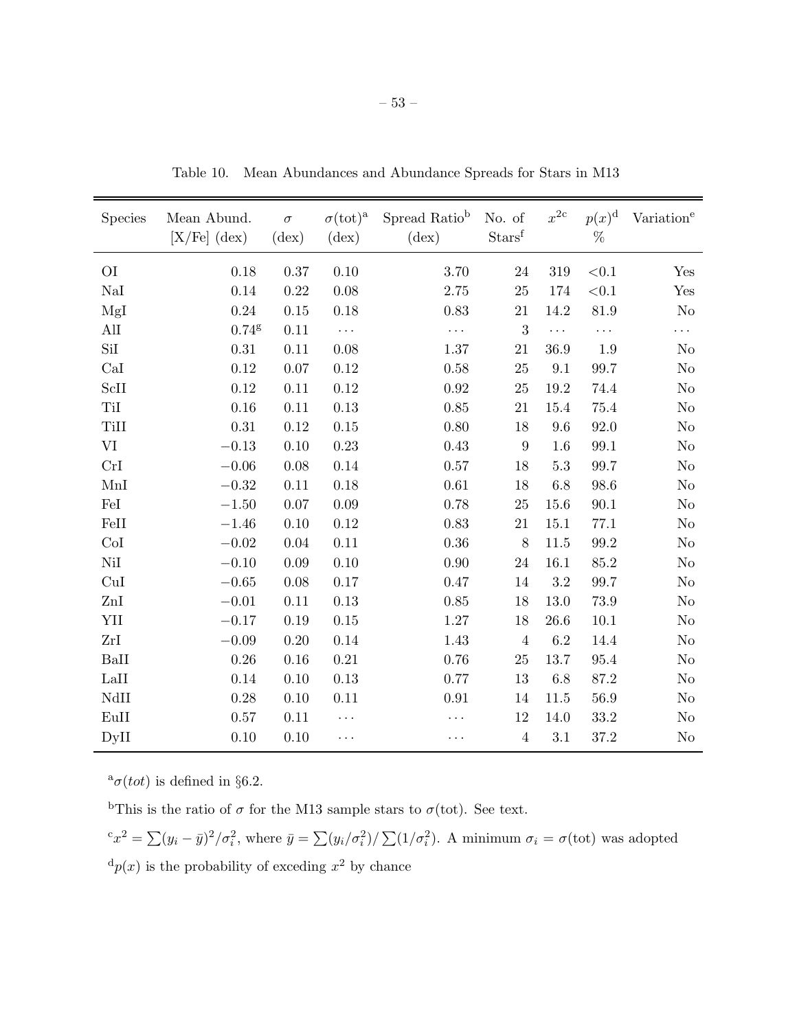Table 10. Mean Abundances and Abundance Spreads for Stars in M13

| Species | Mean Abund. [X/Fe] (dex) | $\sigma$ (dex) | $\sigma$(tot)[a] (dex) | Spread Ratio[b] (dex) | No. of Stars[f] | $x^{2}$[c] | $p(x)$[d] % | Variation[e] |
|---|---|---|---|---|---|---|---|---|
| OI | 0.18 | 0.37 | 0.10 | 3.70 | 24 | 319 | <0.1 | Yes |
| NaI | 0.14 | 0.22 | 0.08 | 2.75 | 25 | 174 | <0.1 | Yes |
| MgI | 0.24 | 0.15 | 0.18 | 0.83 | 21 | 14.2 | 81.9 | No |
| AlI | 0.74[g] | 0.11 | ... | ... | 3 | ... | ... | ... |
| SiI | 0.31 | 0.11 | 0.08 | 1.37 | 21 | 36.9 | 1.9 | No |
| CaI | 0.12 | 0.07 | 0.12 | 0.58 | 25 | 9.1 | 99.7 | No |
| ScII | 0.12 | 0.11 | 0.12 | 0.92 | 25 | 19.2 | 74.4 | No |
| TiI | 0.16 | 0.11 | 0.13 | 0.85 | 21 | 15.4 | 75.4 | No |
| TiII | 0.31 | 0.12 | 0.15 | 0.80 | 18 | 9.6 | 92.0 | No |
| VI | −0.13 | 0.10 | 0.23 | 0.43 | 9 | 1.6 | 99.1 | No |
| CrI | −0.06 | 0.08 | 0.14 | 0.57 | 18 | 5.3 | 99.7 | No |
| MnI | −0.32 | 0.11 | 0.18 | 0.61 | 18 | 6.8 | 98.6 | No |
| FeI | −1.50 | 0.07 | 0.09 | 0.78 | 25 | 15.6 | 90.1 | No |
| FeII | −1.46 | 0.10 | 0.12 | 0.83 | 21 | 15.1 | 77.1 | No |
| CoI | −0.02 | 0.04 | 0.11 | 0.36 | 8 | 11.5 | 99.2 | No |
| NiI | −0.10 | 0.09 | 0.10 | 0.90 | 24 | 16.1 | 85.2 | No |
| CuI | −0.65 | 0.08 | 0.17 | 0.47 | 14 | 3.2 | 99.7 | No |
| ZnI | −0.01 | 0.11 | 0.13 | 0.85 | 18 | 13.0 | 73.9 | No |
| YII | −0.17 | 0.19 | 0.15 | 1.27 | 18 | 26.6 | 10.1 | No |
| ZrI | −0.09 | 0.20 | 0.14 | 1.43 | 4 | 6.2 | 14.4 | No |
| BaII | 0.26 | 0.16 | 0.21 | 0.76 | 25 | 13.7 | 95.4 | No |
| LaII | 0.14 | 0.10 | 0.13 | 0.77 | 13 | 6.8 | 87.2 | No |
| NdII | 0.28 | 0.10 | 0.11 | 0.91 | 14 | 11.5 | 56.9 | No |
| EuII | 0.57 | 0.11 | ... | ... | 12 | 14.0 | 33.2 | No |
| DyII | 0.10 | 0.10 | ... | ... | 4 | 3.1 | 37.2 | No |

[a]$\sigma(tot)$ is defined in §6.2.

[b]This is the ratio of $\sigma$ for the M13 sample stars to $\sigma$(tot). See text.

[c]$x^2 = \sum(y_i - \bar{y})^2/\sigma_i^2$, where $\bar{y} = \sum(y_i/\sigma_i^2)/\sum(1/\sigma_i^2)$. A minimum $\sigma_i = \sigma$(tot) was adopted

[d]$p(x)$ is the probability of exceding $x^2$ by chance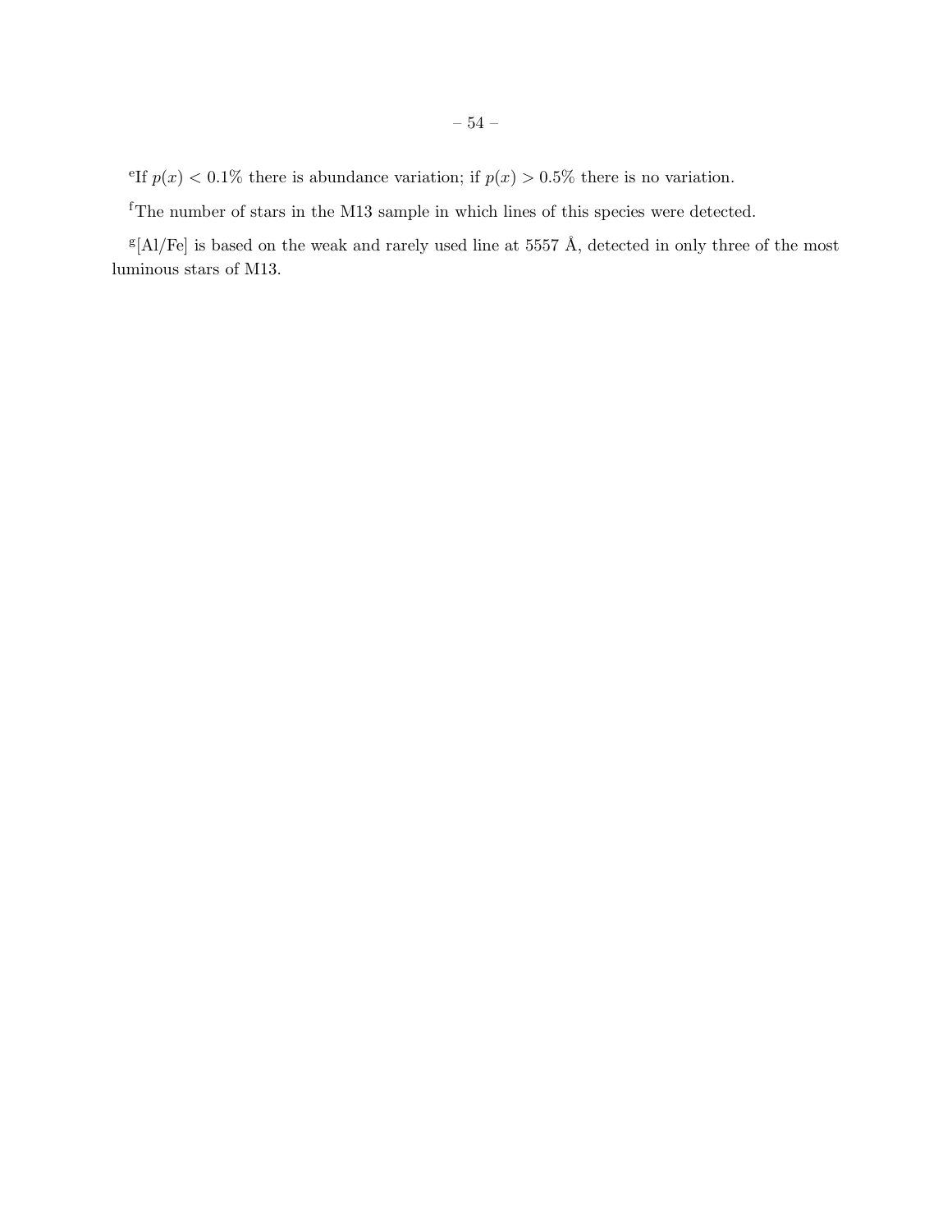[e]If $p(x) < 0.1\%$ there is abundance variation; if $p(x) > 0.5\%$ there is no variation.

[f]The number of stars in the M13 sample in which lines of this species were detected.

[g][Al/Fe] is based on the weak and rarely used line at 5557 Å, detected in only three of the most luminous stars of M13.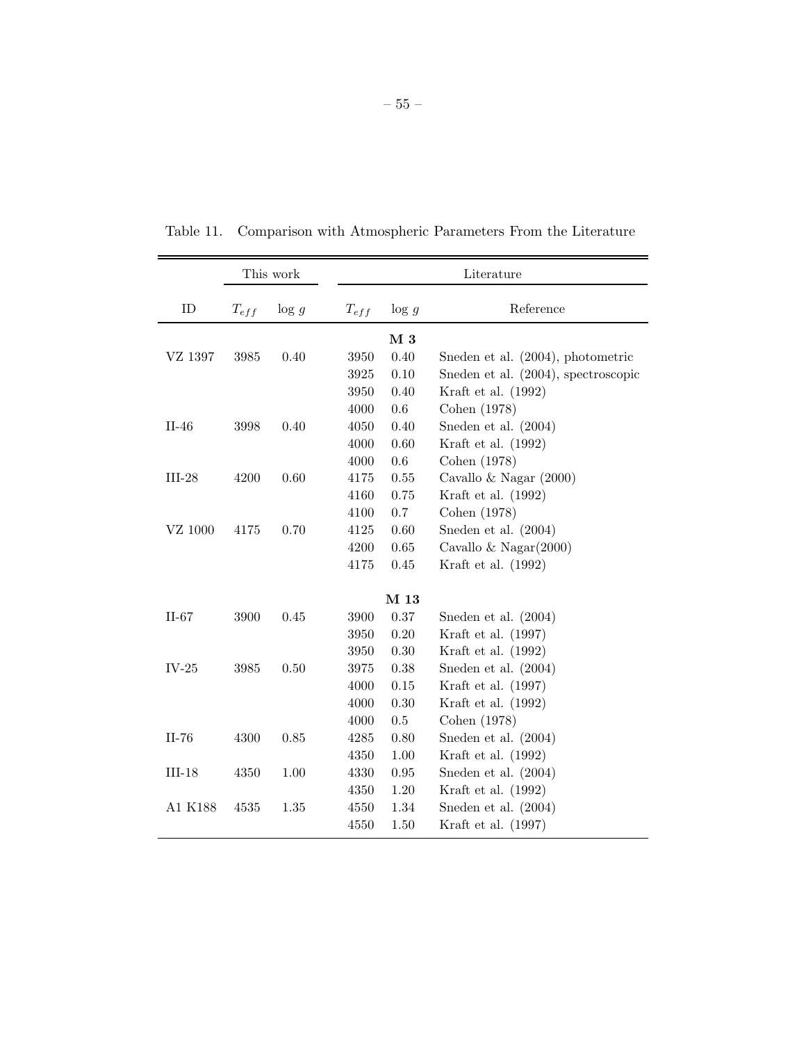Table 11. Comparison with Atmospheric Parameters From the Literature

| | This work | | Literature | | |
|---|---|---|---|---|---|
| ID | $T_{eff}$ | log $g$ | $T_{eff}$ | log $g$ | Reference |
| | | | | **M 3** | |
| VZ 1397 | 3985 | 0.40 | 3950 | 0.40 | Sneden et al. (2004), photometric |
| | | | 3925 | 0.10 | Sneden et al. (2004), spectroscopic |
| | | | 3950 | 0.40 | Kraft et al. (1992) |
| | | | 4000 | 0.6 | Cohen (1978) |
| II-46 | 3998 | 0.40 | 4050 | 0.40 | Sneden et al. (2004) |
| | | | 4000 | 0.60 | Kraft et al. (1992) |
| | | | 4000 | 0.6 | Cohen (1978) |
| III-28 | 4200 | 0.60 | 4175 | 0.55 | Cavallo & Nagar (2000) |
| | | | 4160 | 0.75 | Kraft et al. (1992) |
| | | | 4100 | 0.7 | Cohen (1978) |
| VZ 1000 | 4175 | 0.70 | 4125 | 0.60 | Sneden et al. (2004) |
| | | | 4200 | 0.65 | Cavallo & Nagar(2000) |
| | | | 4175 | 0.45 | Kraft et al. (1992) |
| | | | | **M 13** | |
| II-67 | 3900 | 0.45 | 3900 | 0.37 | Sneden et al. (2004) |
| | | | 3950 | 0.20 | Kraft et al. (1997) |
| | | | 3950 | 0.30 | Kraft et al. (1992) |
| IV-25 | 3985 | 0.50 | 3975 | 0.38 | Sneden et al. (2004) |
| | | | 4000 | 0.15 | Kraft et al. (1997) |
| | | | 4000 | 0.30 | Kraft et al. (1992) |
| | | | 4000 | 0.5 | Cohen (1978) |
| II-76 | 4300 | 0.85 | 4285 | 0.80 | Sneden et al. (2004) |
| | | | 4350 | 1.00 | Kraft et al. (1992) |
| III-18 | 4350 | 1.00 | 4330 | 0.95 | Sneden et al. (2004) |
| | | | 4350 | 1.20 | Kraft et al. (1992) |
| A1 K188 | 4535 | 1.35 | 4550 | 1.34 | Sneden et al. (2004) |
| | | | 4550 | 1.50 | Kraft et al. (1997) |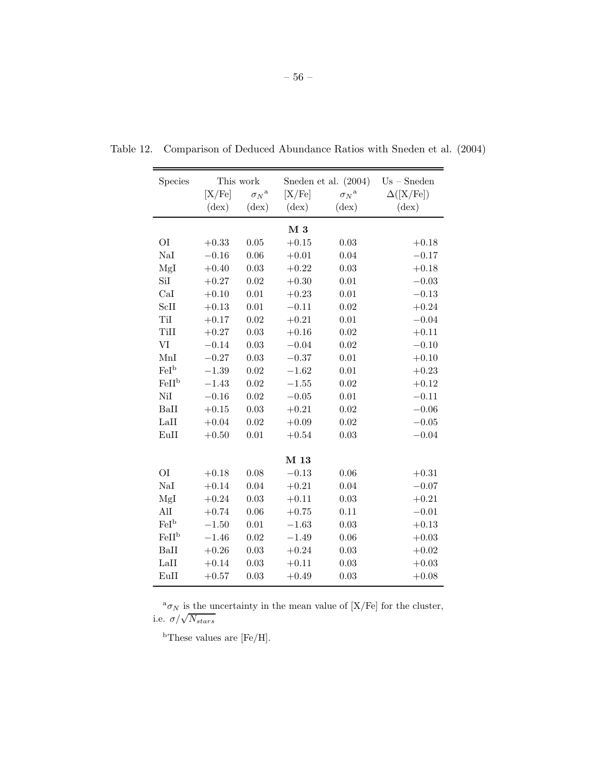Table 12. Comparison of Deduced Abundance Ratios with Sneden et al. (2004)

| Species | This work | | Sneden et al. (2004) | | Us – Sneden |
|---|---|---|---|---|---|
| | [X/Fe] | $\sigma_N$[a] | [X/Fe] | $\sigma_N$[a] | $\Delta$([X/Fe]) |
| | (dex) | (dex) | (dex) | (dex) | (dex) |
| | | | **M 3** | | |
| OI | +0.33 | 0.05 | +0.15 | 0.03 | +0.18 |
| NaI | −0.16 | 0.06 | +0.01 | 0.04 | −0.17 |
| MgI | +0.40 | 0.03 | +0.22 | 0.03 | +0.18 |
| SiI | +0.27 | 0.02 | +0.30 | 0.01 | −0.03 |
| CaI | +0.10 | 0.01 | +0.23 | 0.01 | −0.13 |
| ScII | +0.13 | 0.01 | −0.11 | 0.02 | +0.24 |
| TiI | +0.17 | 0.02 | +0.21 | 0.01 | −0.04 |
| TiII | +0.27 | 0.03 | +0.16 | 0.02 | +0.11 |
| VI | −0.14 | 0.03 | −0.04 | 0.02 | −0.10 |
| MnI | −0.27 | 0.03 | −0.37 | 0.01 | +0.10 |
| FeI[b] | −1.39 | 0.02 | −1.62 | 0.01 | +0.23 |
| FeII[b] | −1.43 | 0.02 | −1.55 | 0.02 | +0.12 |
| NiI | −0.16 | 0.02 | −0.05 | 0.01 | −0.11 |
| BaII | +0.15 | 0.03 | +0.21 | 0.02 | −0.06 |
| LaII | +0.04 | 0.02 | +0.09 | 0.02 | −0.05 |
| EuII | +0.50 | 0.01 | +0.54 | 0.03 | −0.04 |
| | | | **M 13** | | |
| OI | +0.18 | 0.08 | −0.13 | 0.06 | +0.31 |
| NaI | +0.14 | 0.04 | +0.21 | 0.04 | −0.07 |
| MgI | +0.24 | 0.03 | +0.11 | 0.03 | +0.21 |
| AlI | +0.74 | 0.06 | +0.75 | 0.11 | −0.01 |
| FeI[b] | −1.50 | 0.01 | −1.63 | 0.03 | +0.13 |
| FeII[b] | −1.46 | 0.02 | −1.49 | 0.06 | +0.03 |
| BaII | +0.26 | 0.03 | +0.24 | 0.03 | +0.02 |
| LaII | +0.14 | 0.03 | +0.11 | 0.03 | +0.03 |
| EuII | +0.57 | 0.03 | +0.49 | 0.03 | +0.08 |

[a]$\sigma_N$ is the uncertainty in the mean value of [X/Fe] for the cluster, i.e. $\sigma/\sqrt{N_{stars}}$

[b]These values are [Fe/H].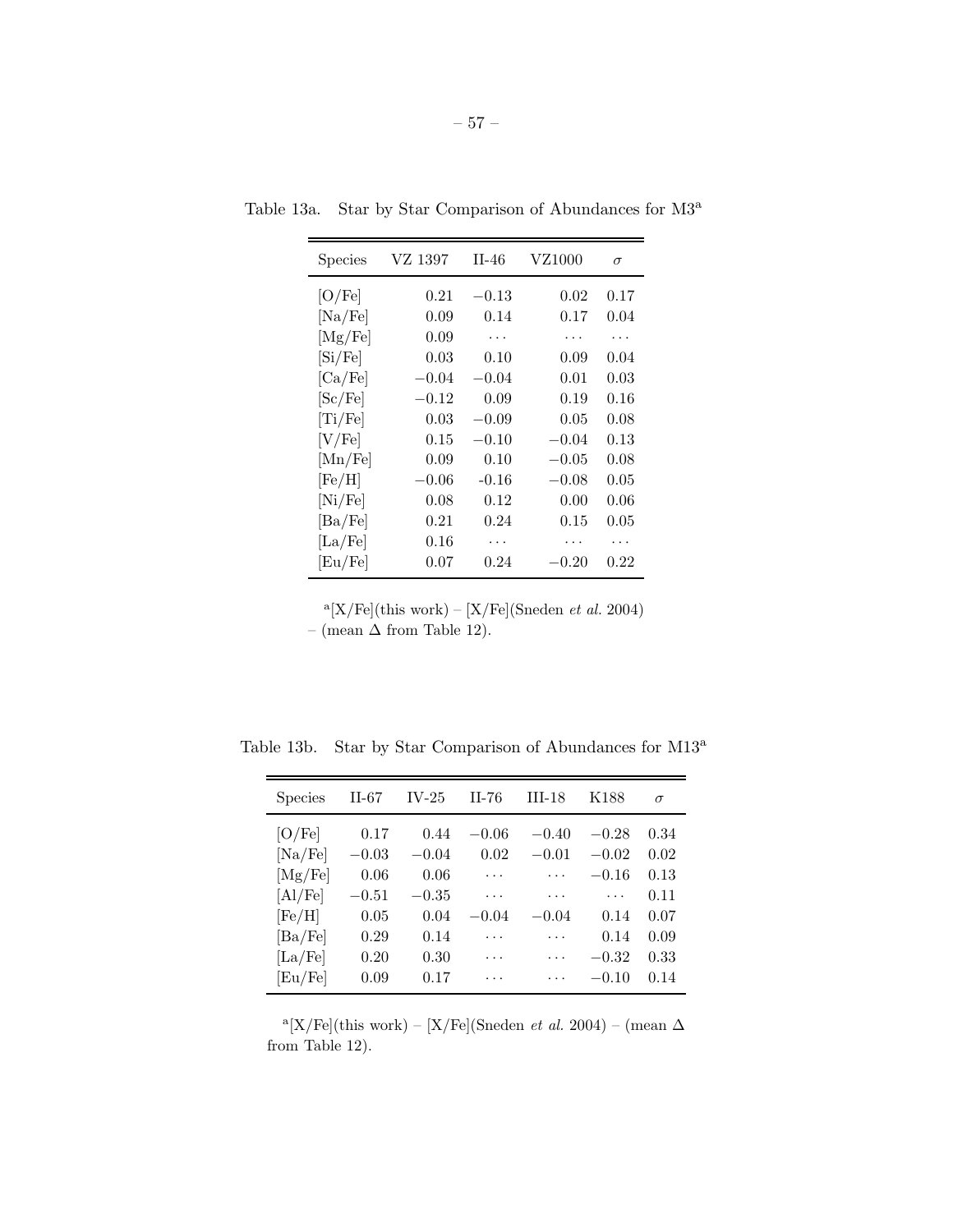Table 13a. Star by Star Comparison of Abundances for M3[a]

| Species | VZ 1397 | II-46 | VZ1000 | $\sigma$ |
|---|---|---|---|---|
| [O/Fe] | 0.21 | −0.13 | 0.02 | 0.17 |
| [Na/Fe] | 0.09 | 0.14 | 0.17 | 0.04 |
| [Mg/Fe] | 0.09 | ... | ... | ... |
| [Si/Fe] | 0.03 | 0.10 | 0.09 | 0.04 |
| [Ca/Fe] | −0.04 | −0.04 | 0.01 | 0.03 |
| [Sc/Fe] | −0.12 | 0.09 | 0.19 | 0.16 |
| [Ti/Fe] | 0.03 | −0.09 | 0.05 | 0.08 |
| [V/Fe] | 0.15 | −0.10 | −0.04 | 0.13 |
| [Mn/Fe] | 0.09 | 0.10 | −0.05 | 0.08 |
| [Fe/H] | −0.06 | -0.16 | −0.08 | 0.05 |
| [Ni/Fe] | 0.08 | 0.12 | 0.00 | 0.06 |
| [Ba/Fe] | 0.21 | 0.24 | 0.15 | 0.05 |
| [La/Fe] | 0.16 | ... | ... | ... |
| [Eu/Fe] | 0.07 | 0.24 | −0.20 | 0.22 |

[a][X/Fe](this work) – [X/Fe](Sneden *et al.* 2004) – (mean $\Delta$ from Table 12).

Table 13b. Star by Star Comparison of Abundances for M13[a]

| Species | II-67 | IV-25 | II-76 | III-18 | K188 | $\sigma$ |
|---|---|---|---|---|---|---|
| [O/Fe] | 0.17 | 0.44 | −0.06 | −0.40 | −0.28 | 0.34 |
| [Na/Fe] | −0.03 | −0.04 | 0.02 | −0.01 | −0.02 | 0.02 |
| [Mg/Fe] | 0.06 | 0.06 | ... | ... | −0.16 | 0.13 |
| [Al/Fe] | −0.51 | −0.35 | ... | ... | ... | 0.11 |
| [Fe/H] | 0.05 | 0.04 | −0.04 | −0.04 | 0.14 | 0.07 |
| [Ba/Fe] | 0.29 | 0.14 | ... | ... | 0.14 | 0.09 |
| [La/Fe] | 0.20 | 0.30 | ... | ... | −0.32 | 0.33 |
| [Eu/Fe] | 0.09 | 0.17 | ... | ... | −0.10 | 0.14 |

[a][X/Fe](this work) – [X/Fe](Sneden *et al.* 2004) – (mean $\Delta$ from Table 12).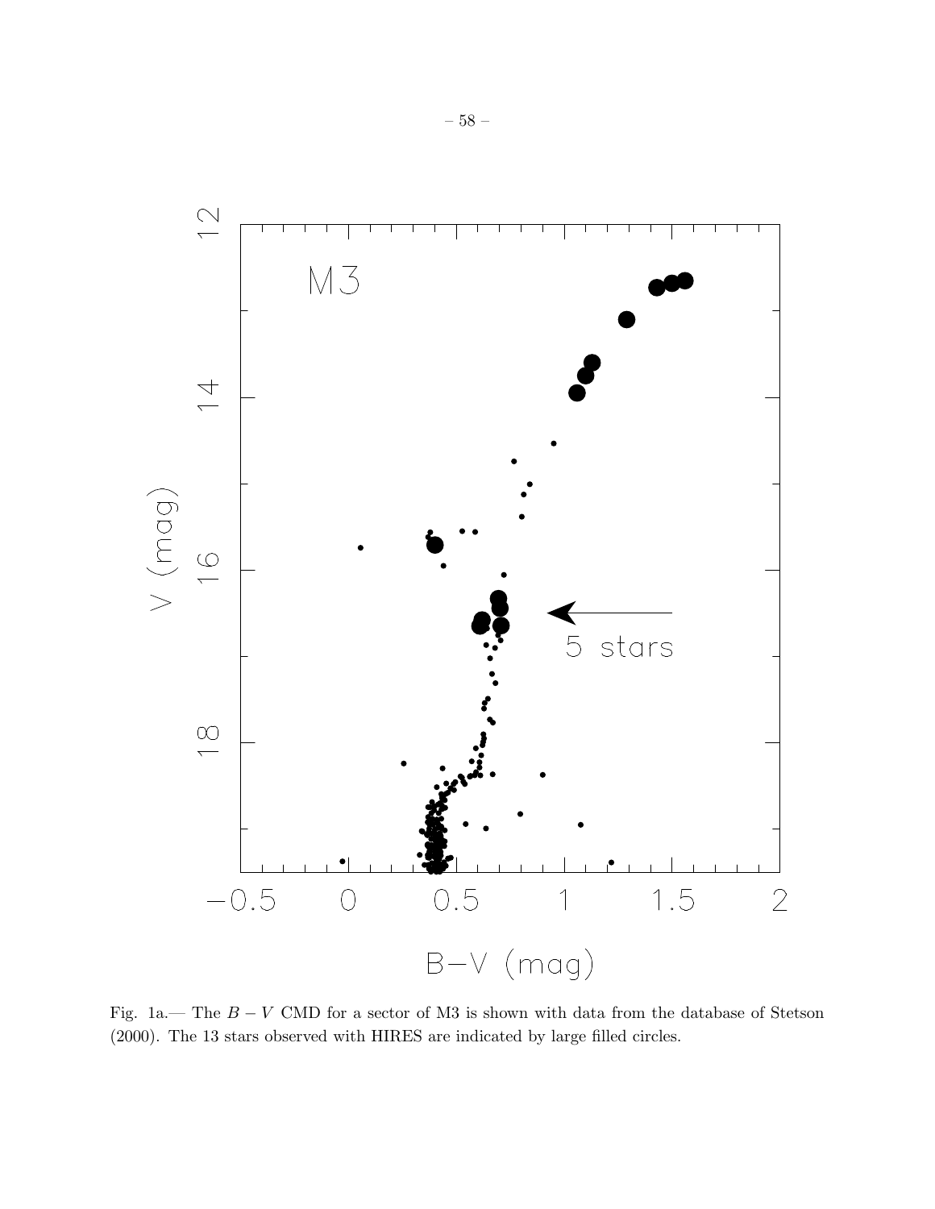Fig. 1a.— The $B-V$ CMD for a sector of M3 is shown with data from the database of Stetson (2000). The 13 stars observed with HIRES are indicated by large filled circles.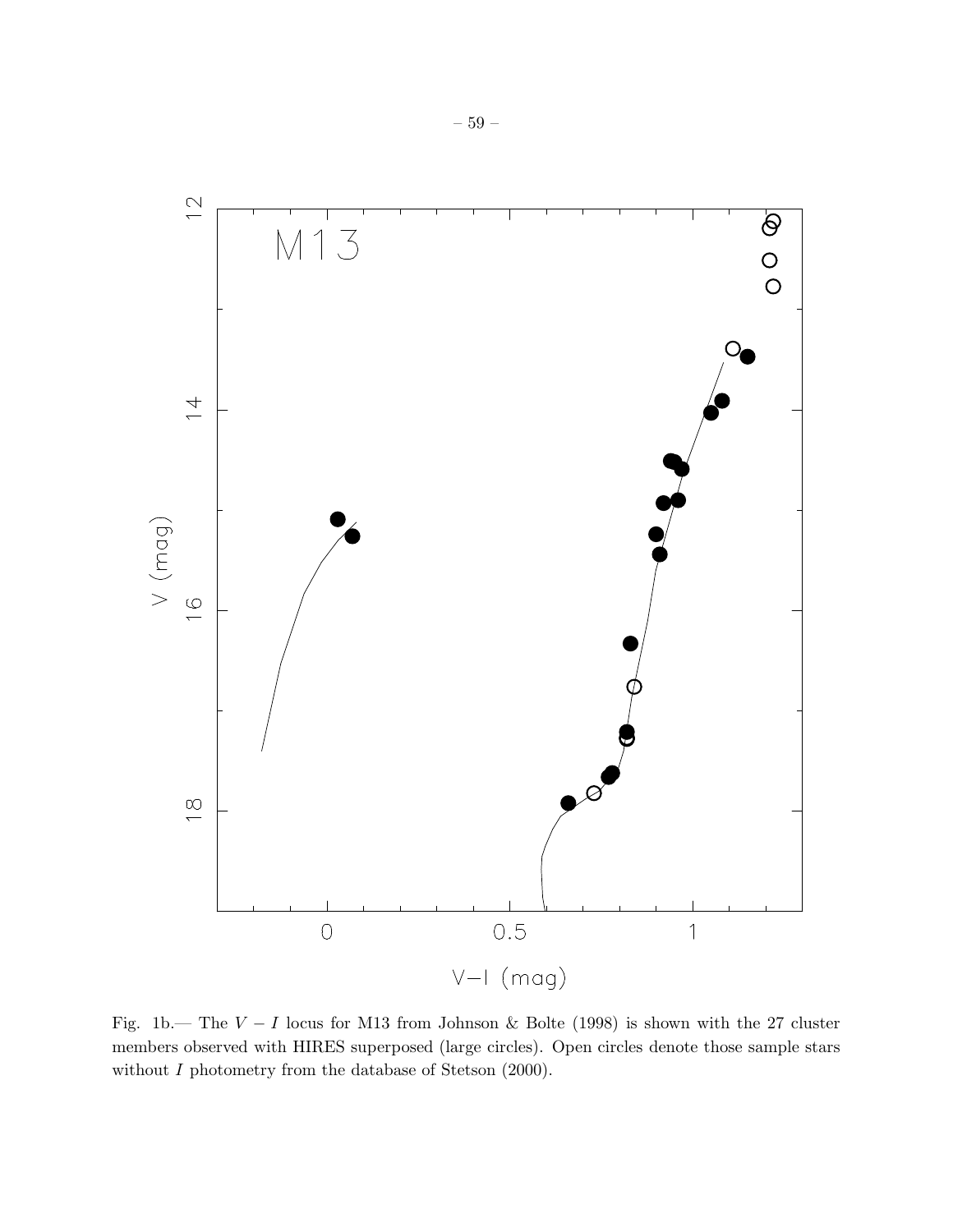Fig. 1b.— The $V - I$ locus for M13 from Johnson & Bolte (1998) is shown with the 27 cluster members observed with HIRES superposed (large circles). Open circles denote those sample stars without $I$ photometry from the database of Stetson (2000).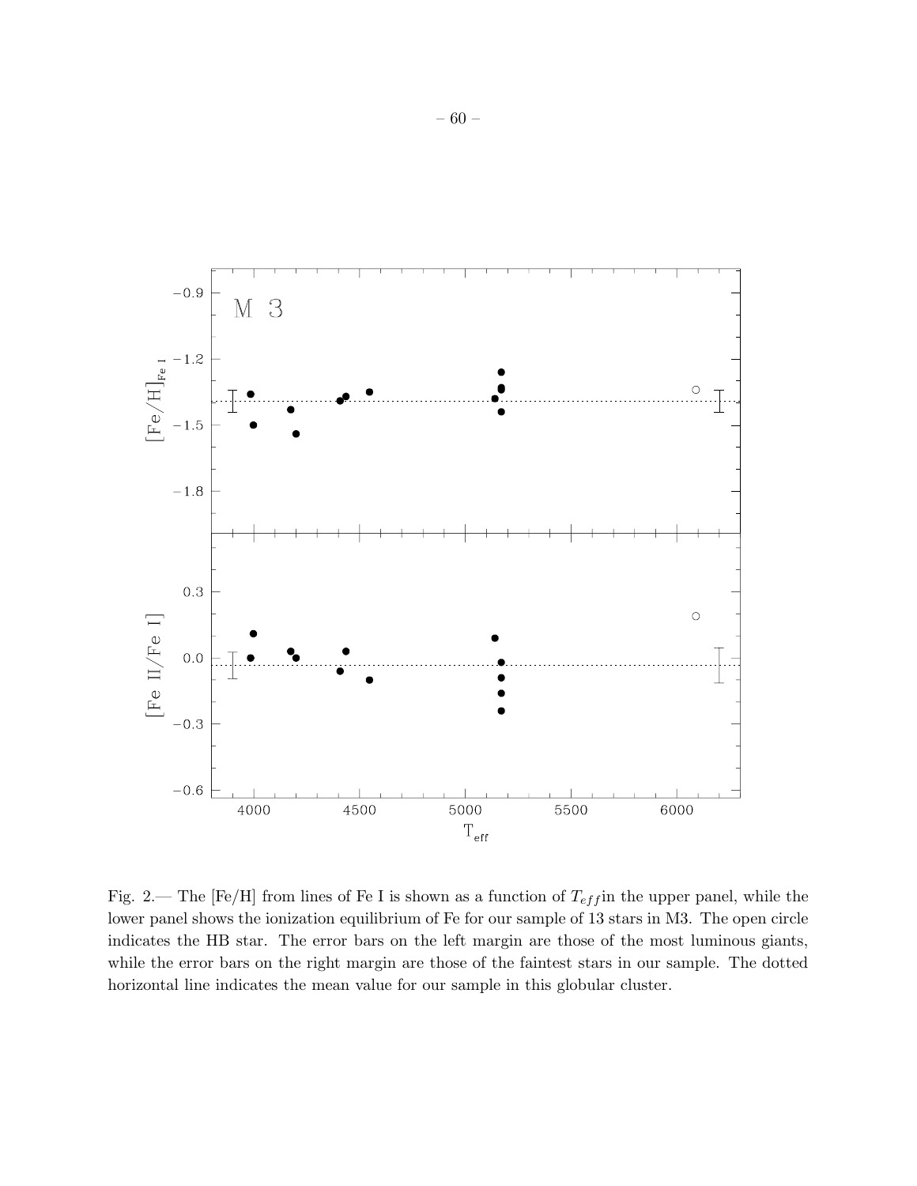Fig. 2.— The [Fe/H] from lines of Fe I is shown as a function of $T_{eff}$in the upper panel, while the lower panel shows the ionization equilibrium of Fe for our sample of 13 stars in M3. The open circle indicates the HB star. The error bars on the left margin are those of the most luminous giants, while the error bars on the right margin are those of the faintest stars in our sample. The dotted horizontal line indicates the mean value for our sample in this globular cluster.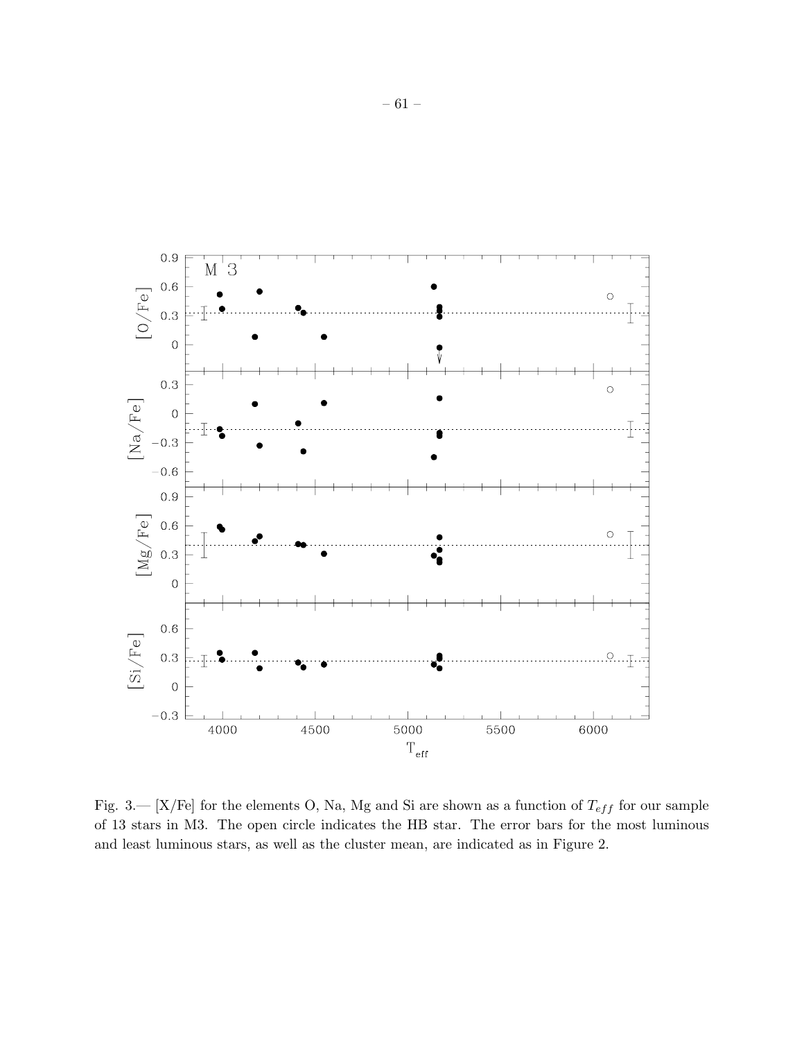Fig. 3.— [X/Fe] for the elements O, Na, Mg and Si are shown as a function of $T_{eff}$ for our sample of 13 stars in M3. The open circle indicates the HB star. The error bars for the most luminous and least luminous stars, as well as the cluster mean, are indicated as in Figure 2.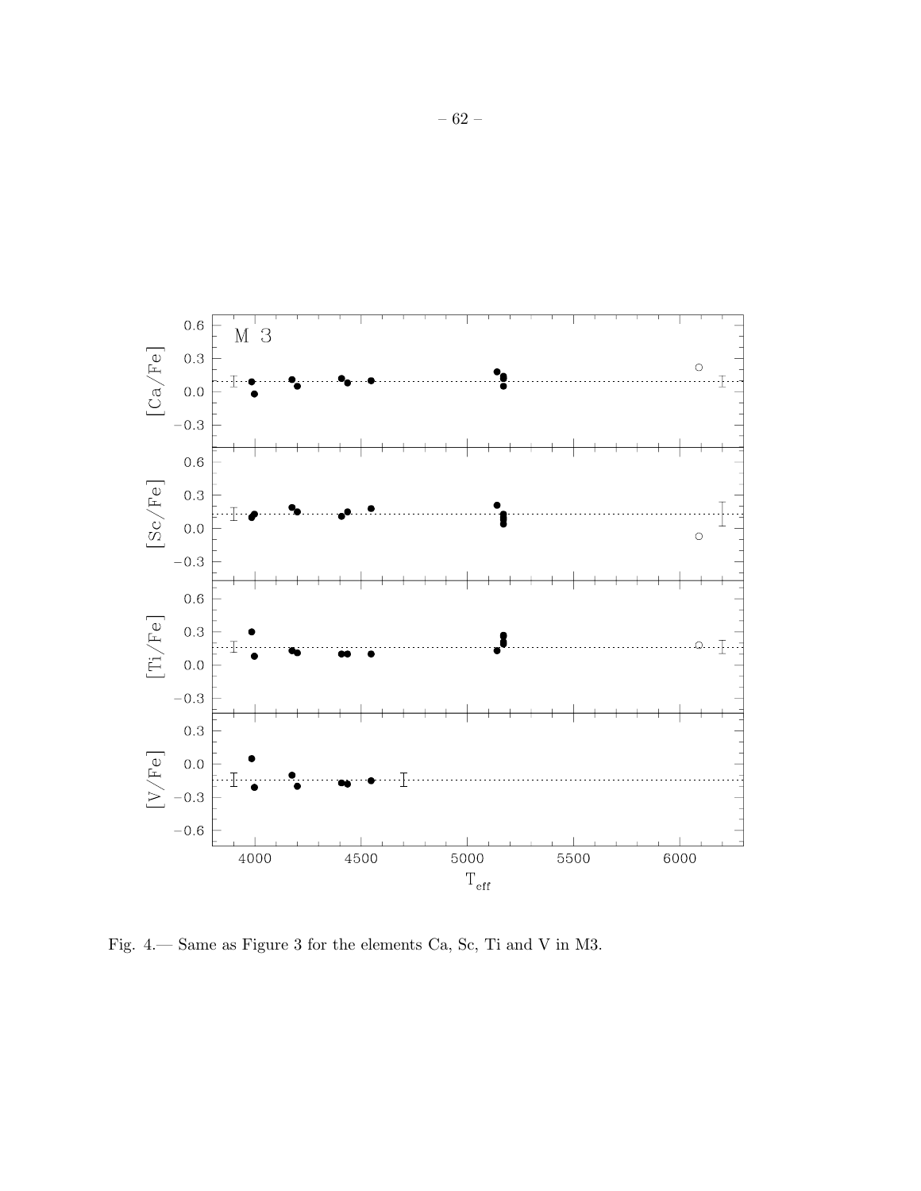Fig. 4.— Same as Figure 3 for the elements Ca, Sc, Ti and V in M3.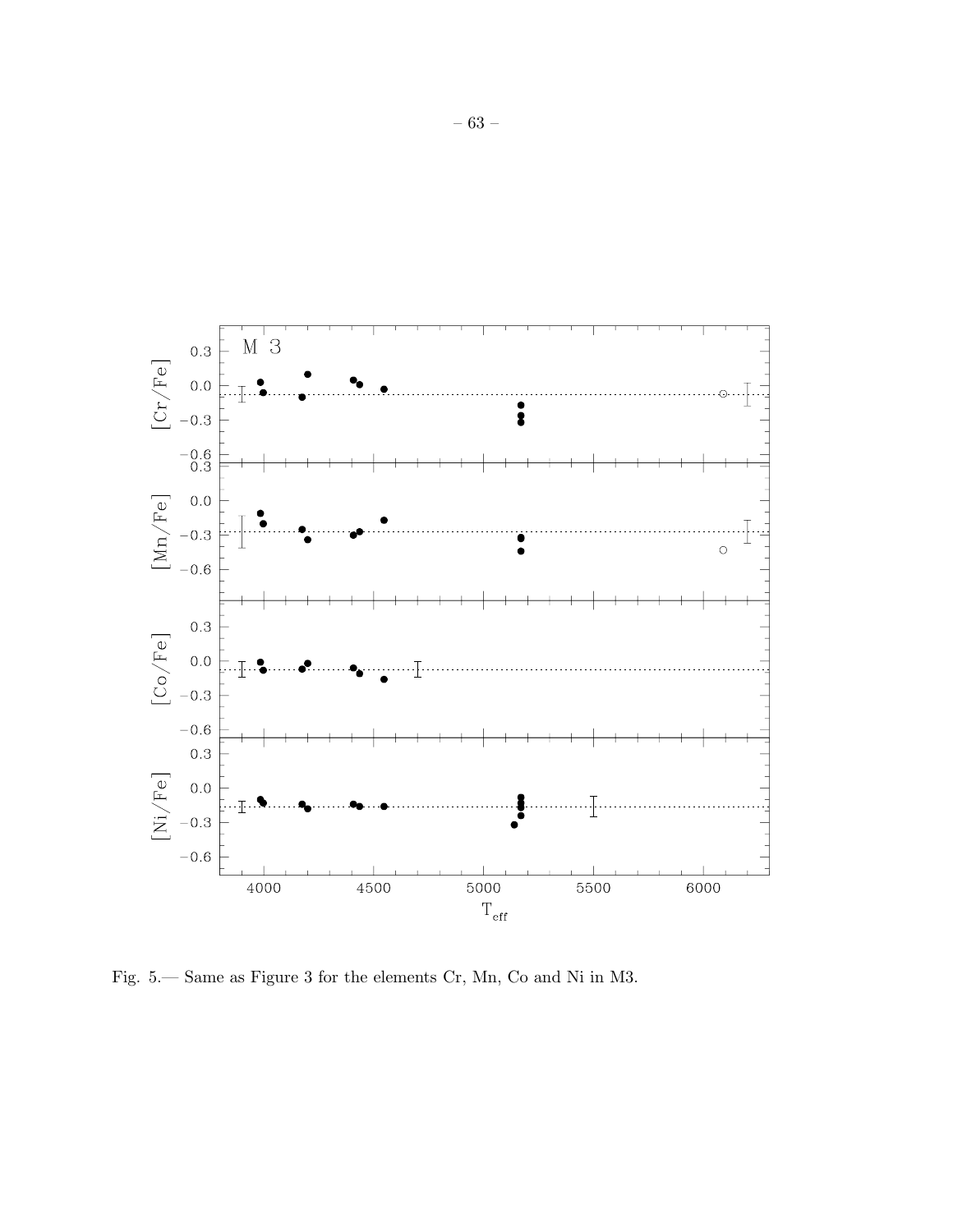Fig. 5.— Same as Figure 3 for the elements Cr, Mn, Co and Ni in M3.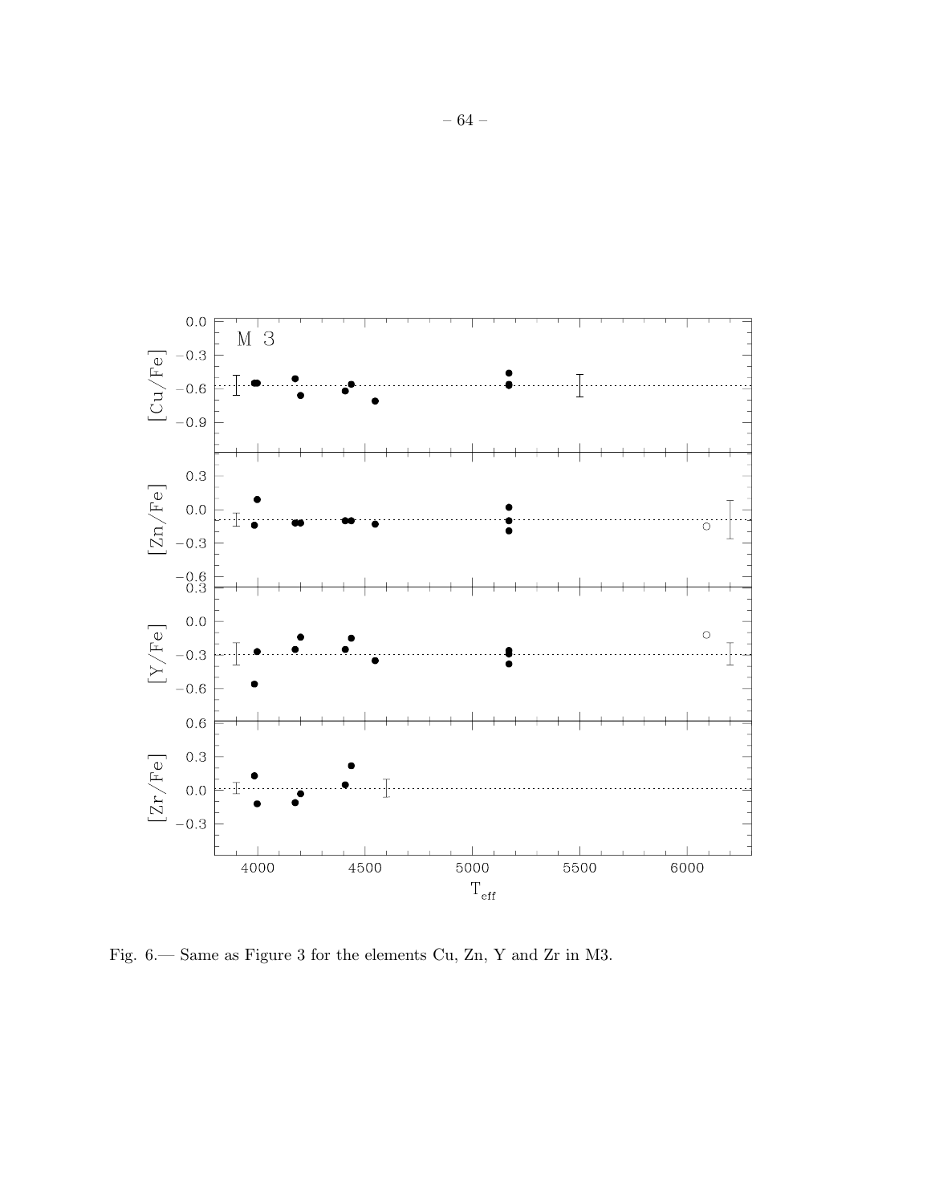Fig. 6.— Same as Figure 3 for the elements Cu, Zn, Y and Zr in M3.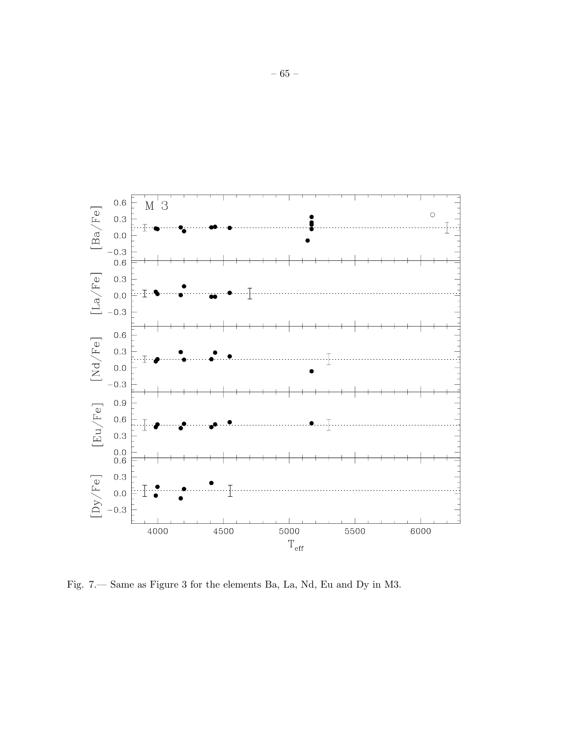Fig. 7.— Same as Figure 3 for the elements Ba, La, Nd, Eu and Dy in M3.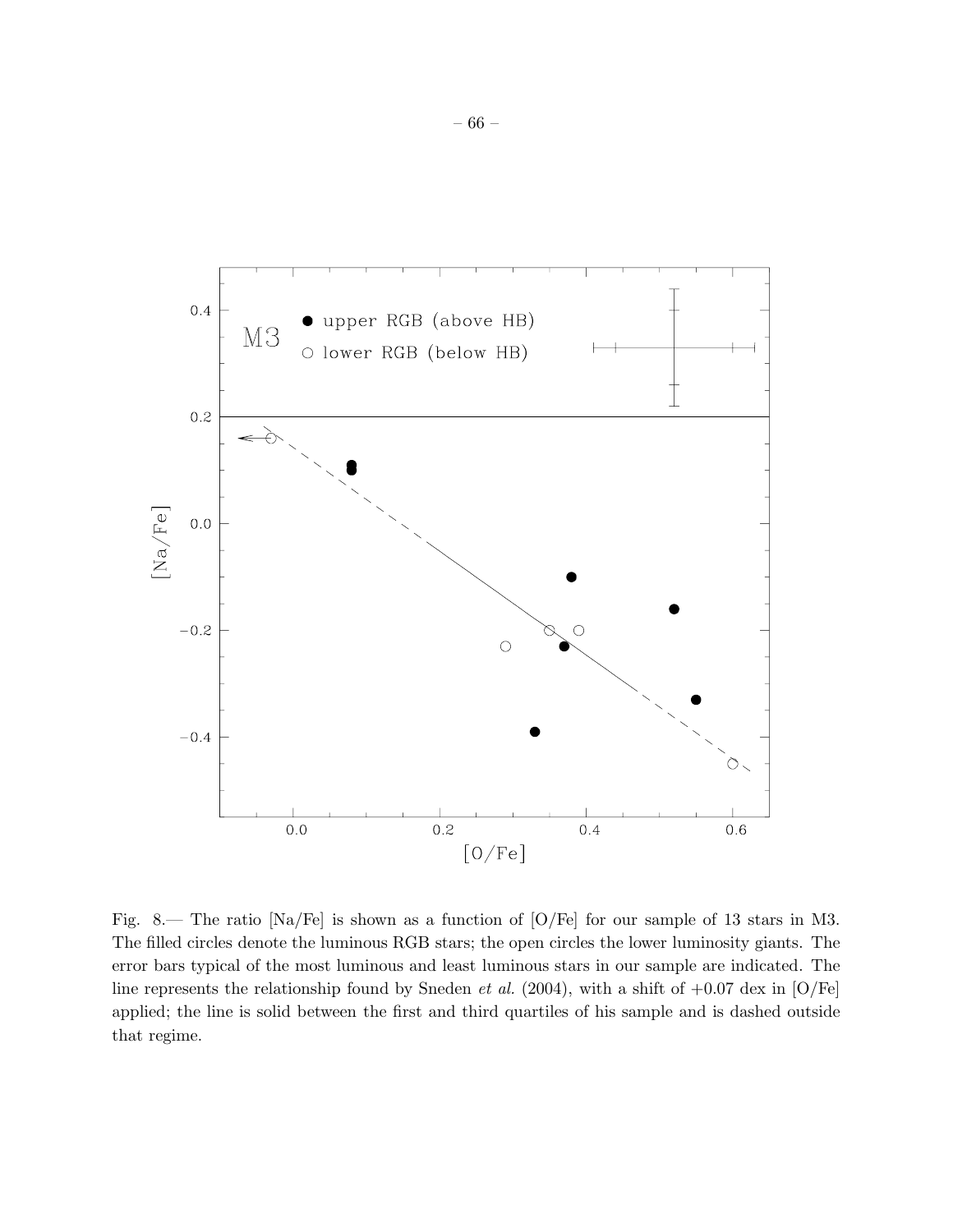Fig. 8.— The ratio [Na/Fe] is shown as a function of [O/Fe] for our sample of 13 stars in M3. The filled circles denote the luminous RGB stars; the open circles the lower luminosity giants. The error bars typical of the most luminous and least luminous stars in our sample are indicated. The line represents the relationship found by Sneden *et al.* (2004), with a shift of +0.07 dex in [O/Fe] applied; the line is solid between the first and third quartiles of his sample and is dashed outside that regime.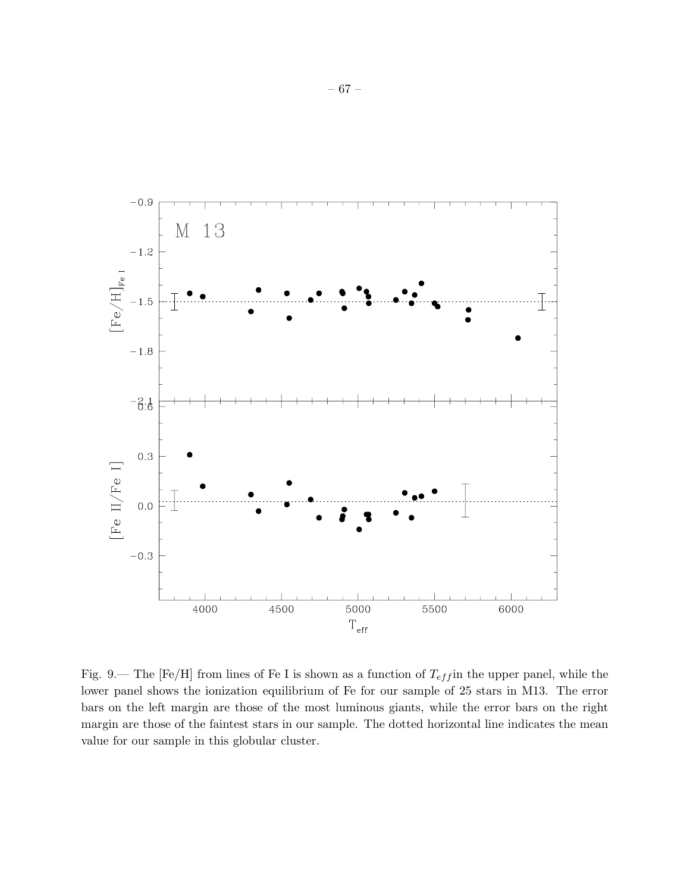Fig. 9.— The [Fe/H] from lines of Fe I is shown as a function of $T_{eff}$in the upper panel, while the lower panel shows the ionization equilibrium of Fe for our sample of 25 stars in M13. The error bars on the left margin are those of the most luminous giants, while the error bars on the right margin are those of the faintest stars in our sample. The dotted horizontal line indicates the mean value for our sample in this globular cluster.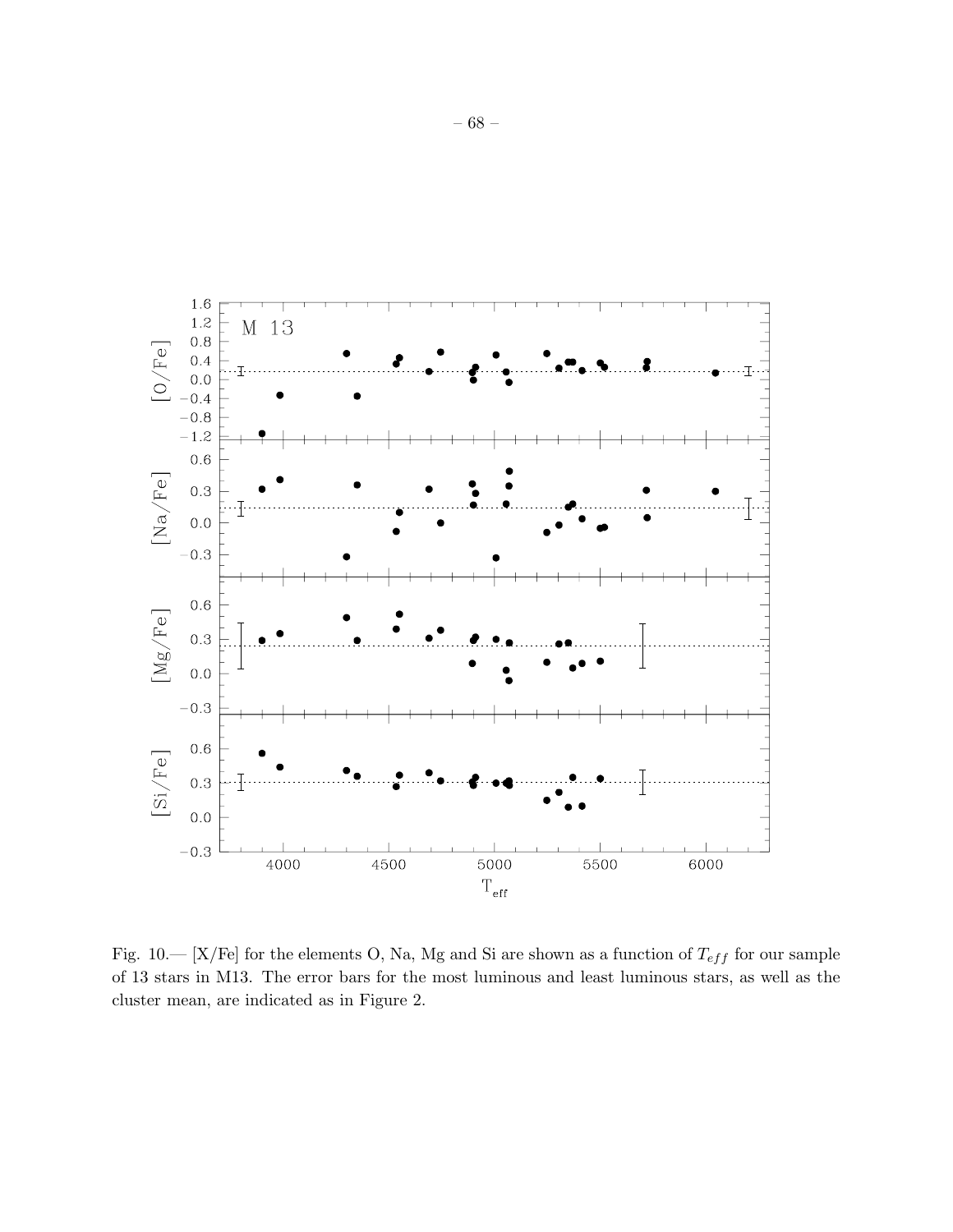Fig. 10.— [X/Fe] for the elements O, Na, Mg and Si are shown as a function of $T_{eff}$ for our sample of 13 stars in M13. The error bars for the most luminous and least luminous stars, as well as the cluster mean, are indicated as in Figure 2.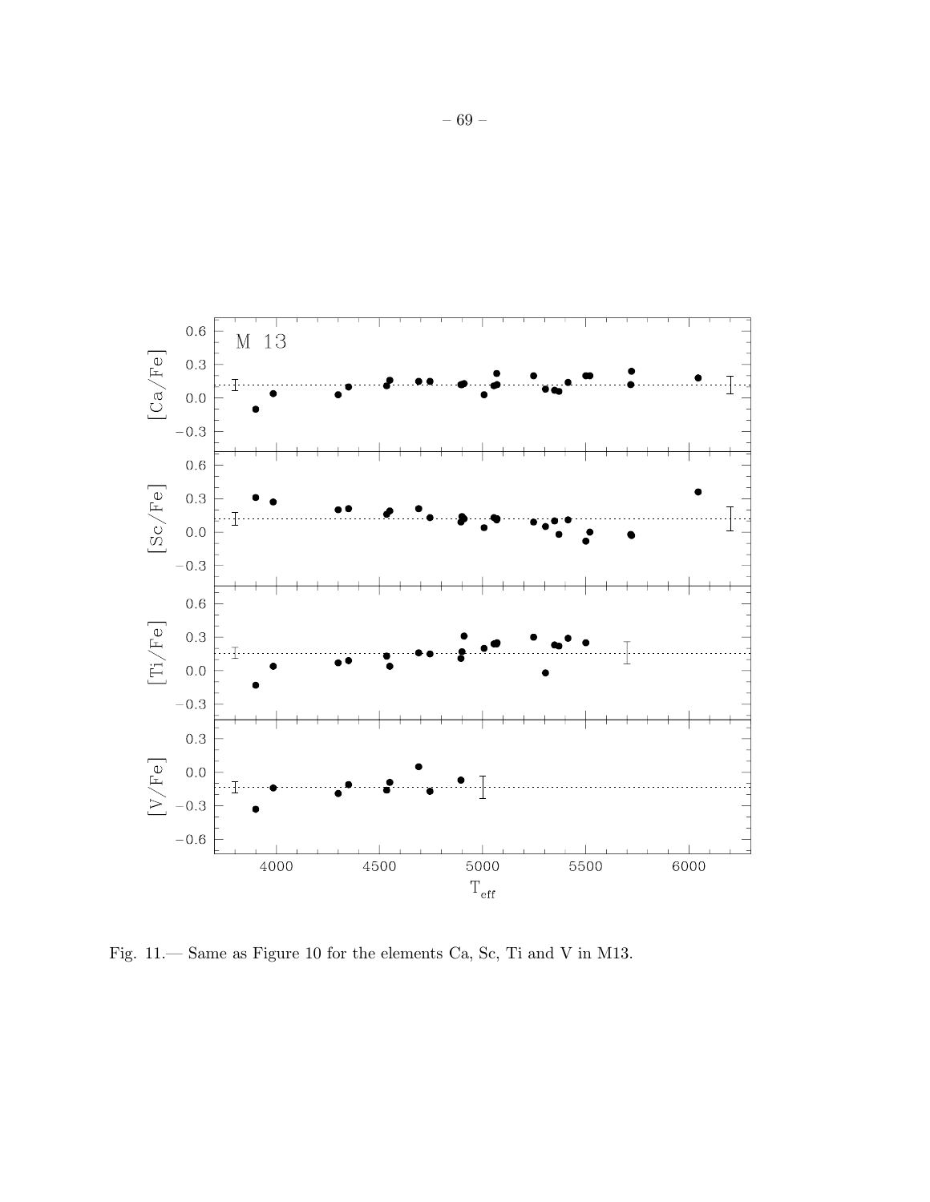Fig. 11.— Same as Figure 10 for the elements Ca, Sc, Ti and V in M13.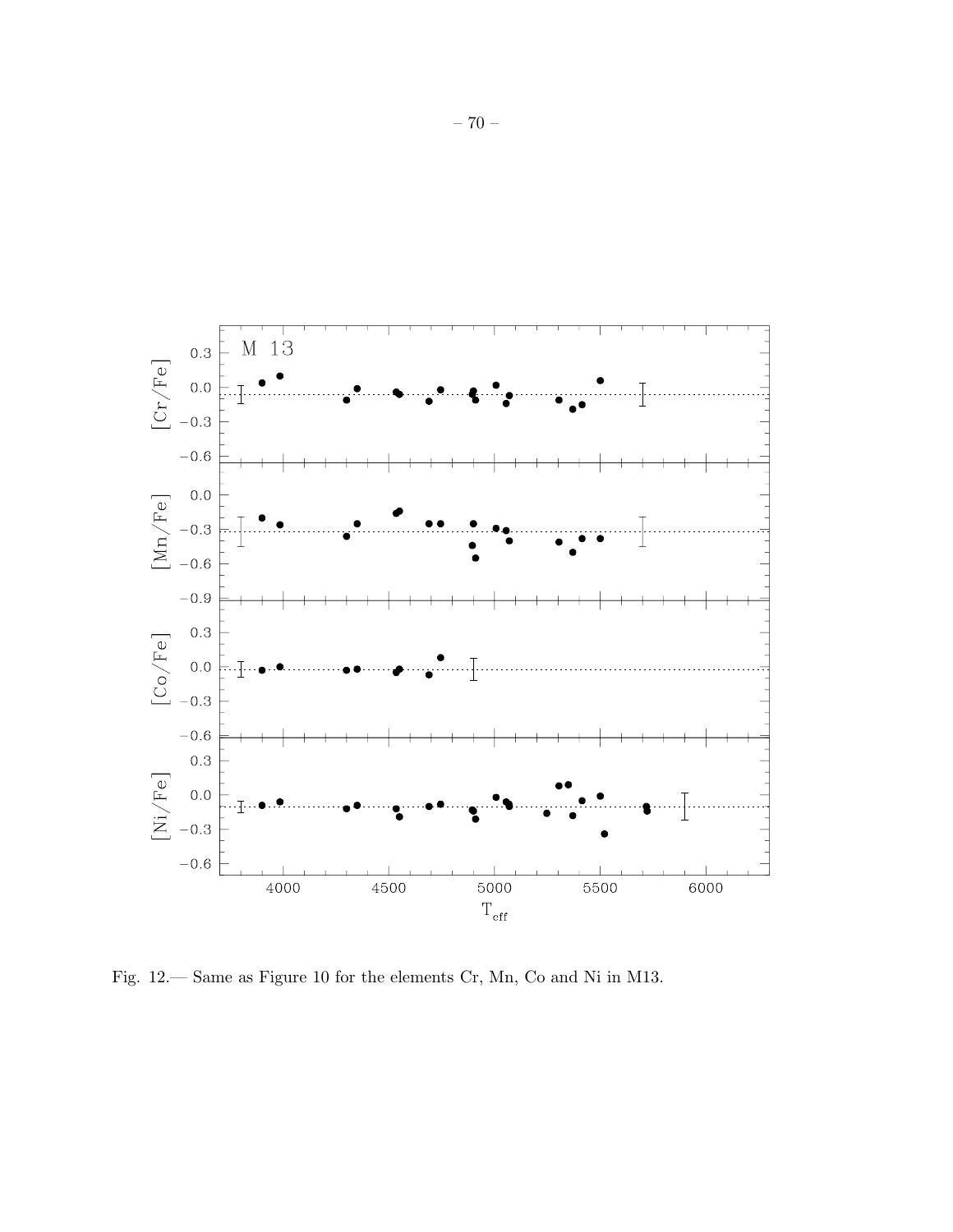Fig. 12.— Same as Figure 10 for the elements Cr, Mn, Co and Ni in M13.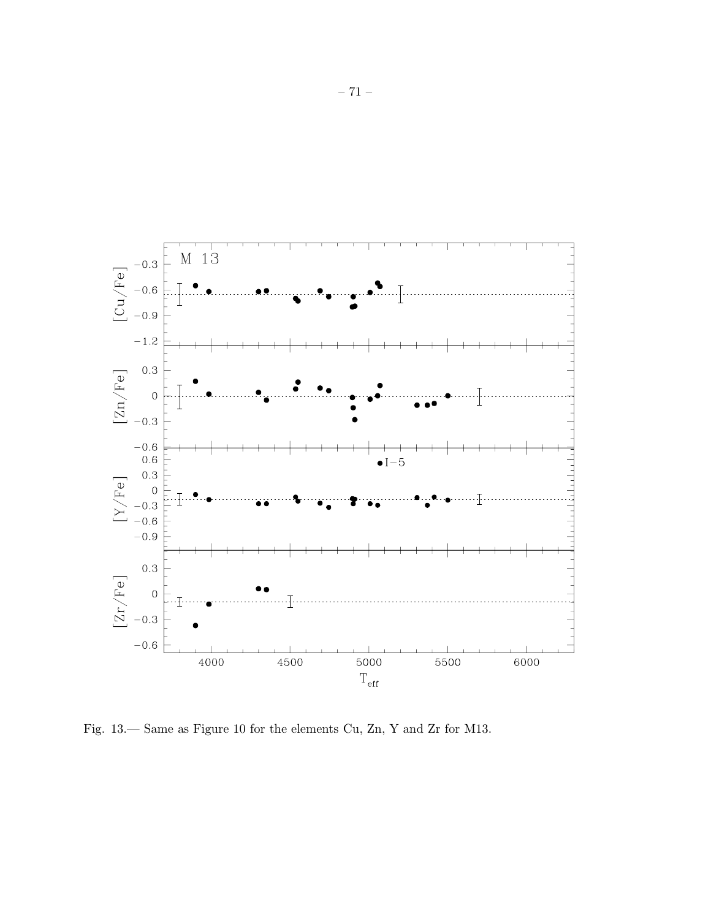Fig. 13.— Same as Figure 10 for the elements Cu, Zn, Y and Zr for M13.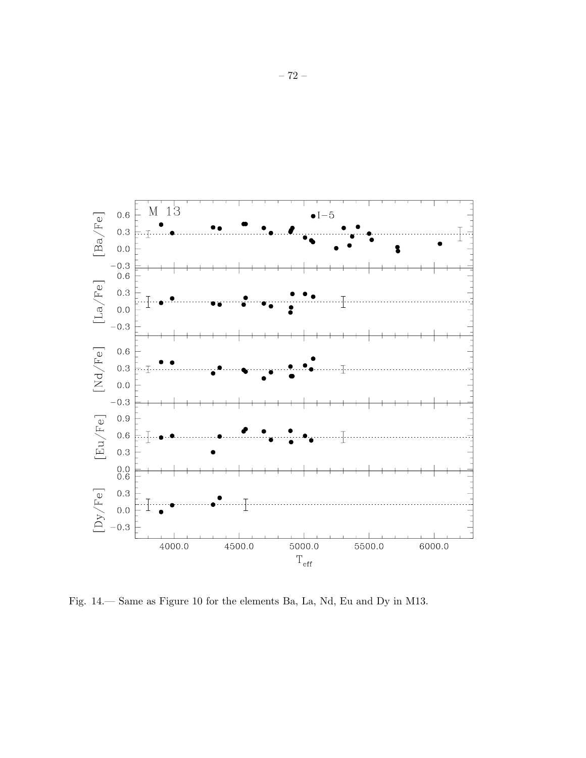Fig. 14.— Same as Figure 10 for the elements Ba, La, Nd, Eu and Dy in M13.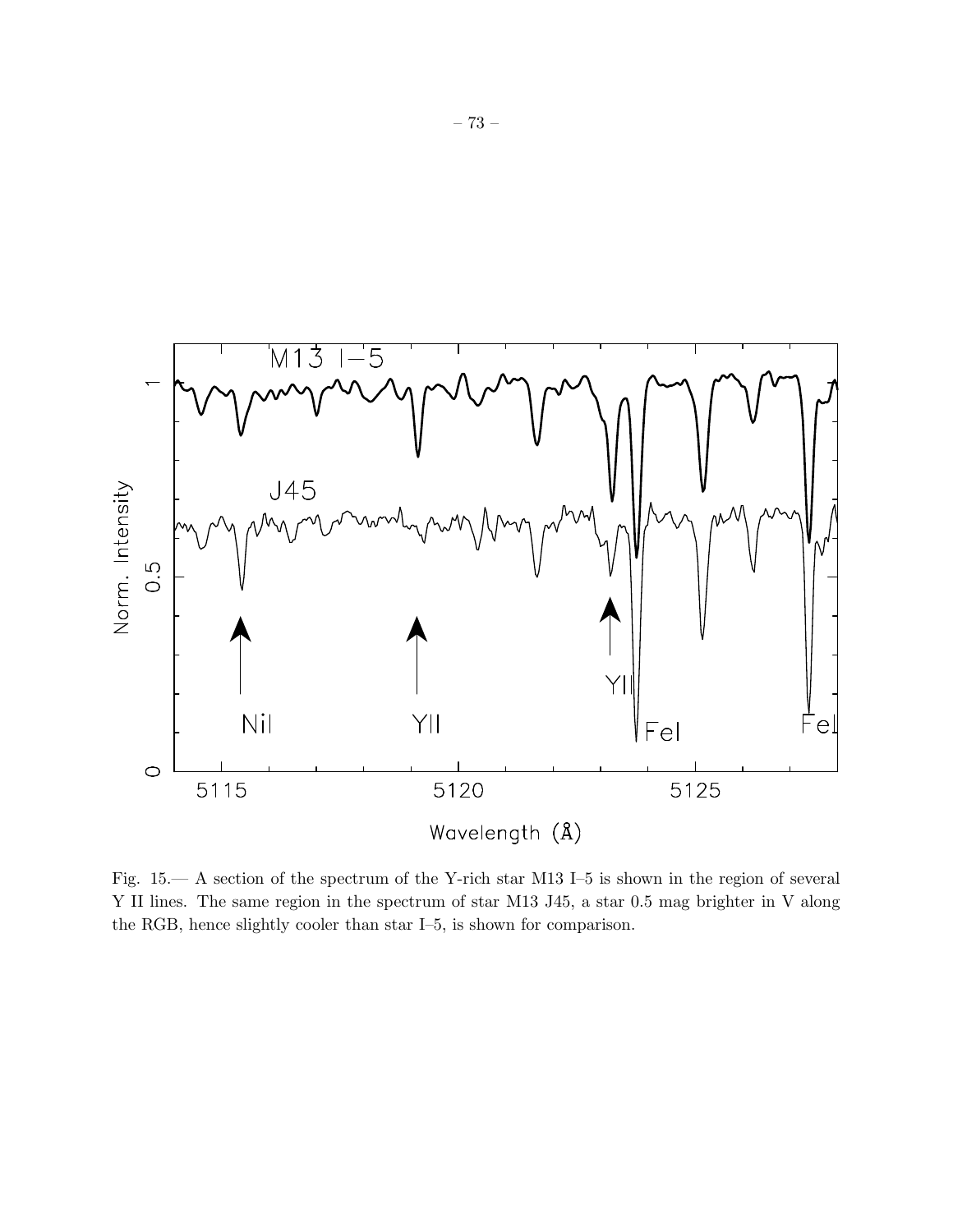Fig. 15.— A section of the spectrum of the Y-rich star M13 I–5 is shown in the region of several Y II lines. The same region in the spectrum of star M13 J45, a star 0.5 mag brighter in V along the RGB, hence slightly cooler than star I–5, is shown for comparison.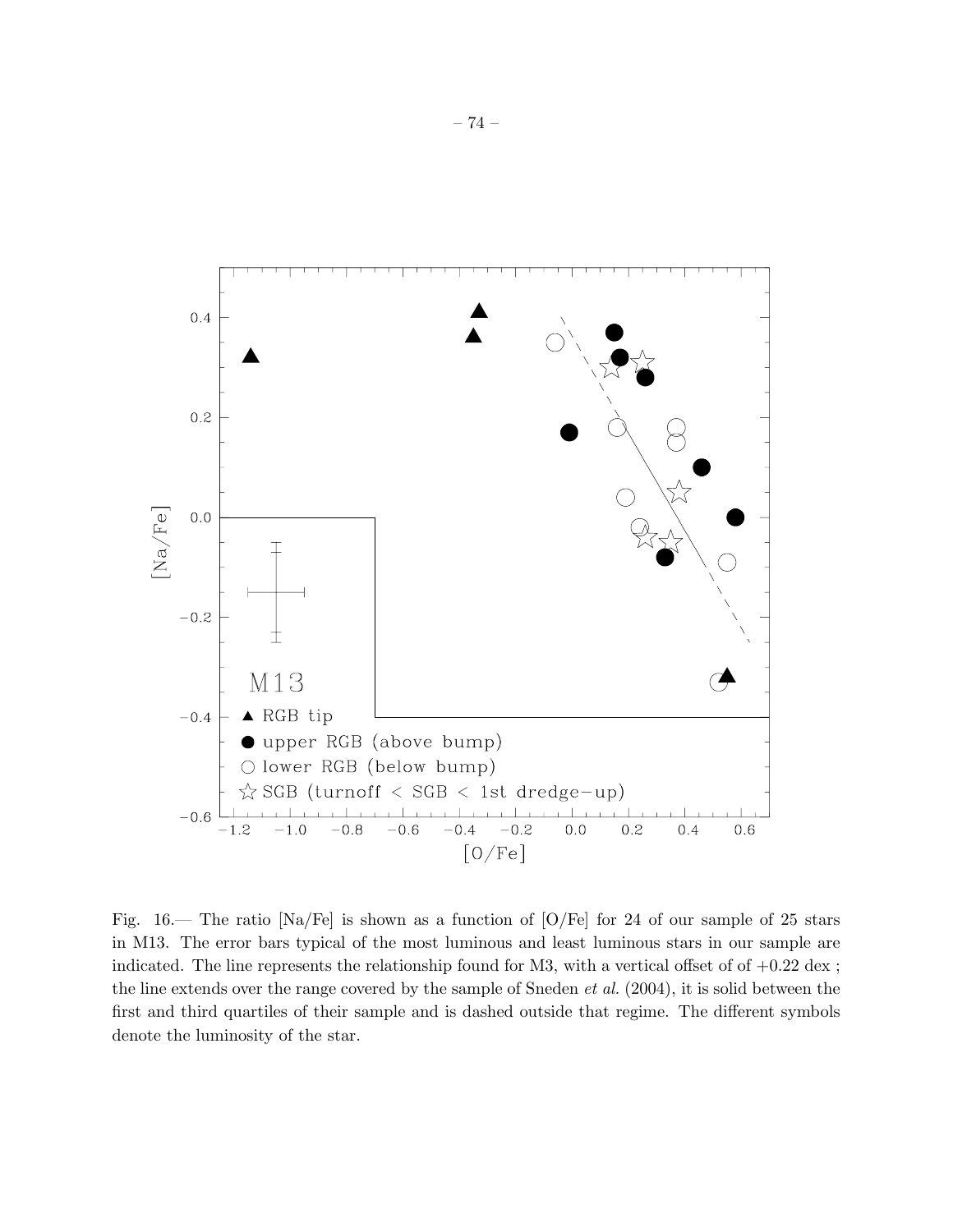Fig. 16.— The ratio [Na/Fe] is shown as a function of [O/Fe] for 24 of our sample of 25 stars in M13. The error bars typical of the most luminous and least luminous stars in our sample are indicated. The line represents the relationship found for M3, with a vertical offset of of +0.22 dex ; the line extends over the range covered by the sample of Sneden *et al.* (2004), it is solid between the first and third quartiles of their sample and is dashed outside that regime. The different symbols denote the luminosity of the star.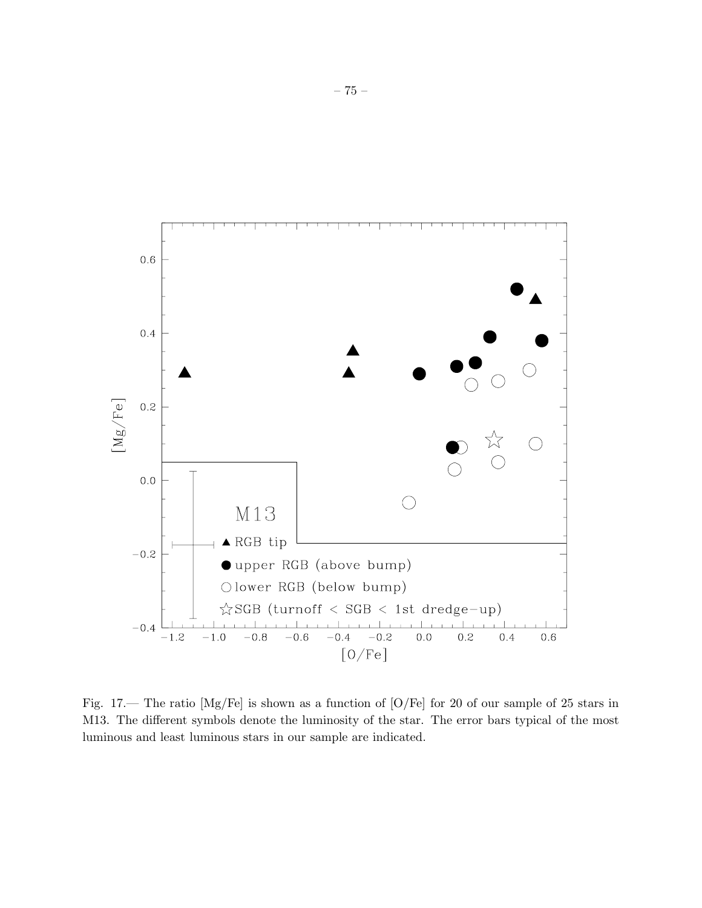Fig. 17.— The ratio [Mg/Fe] is shown as a function of [O/Fe] for 20 of our sample of 25 stars in M13. The different symbols denote the luminosity of the star. The error bars typical of the most luminous and least luminous stars in our sample are indicated.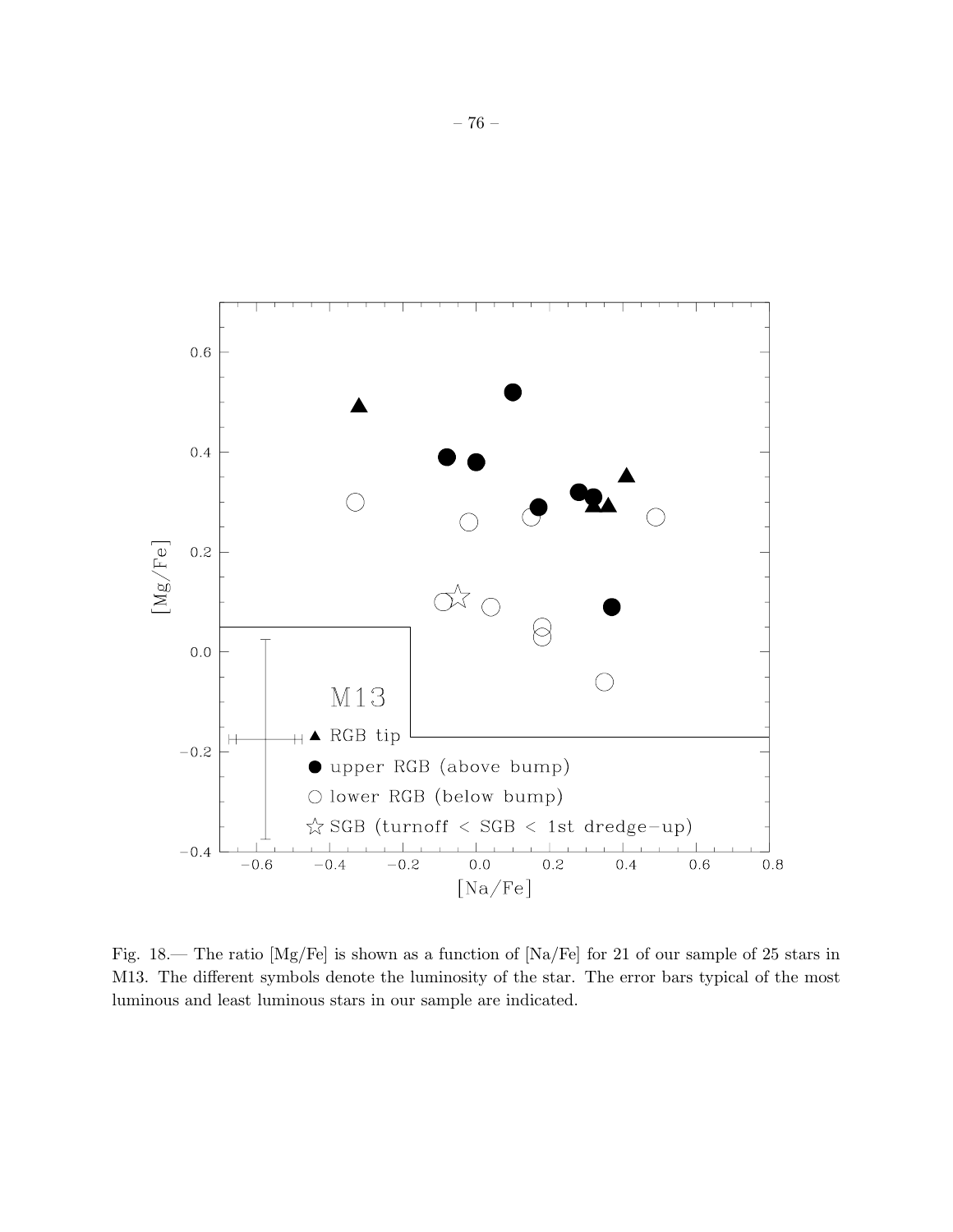Fig. 18.— The ratio [Mg/Fe] is shown as a function of [Na/Fe] for 21 of our sample of 25 stars in M13. The different symbols denote the luminosity of the star. The error bars typical of the most luminous and least luminous stars in our sample are indicated.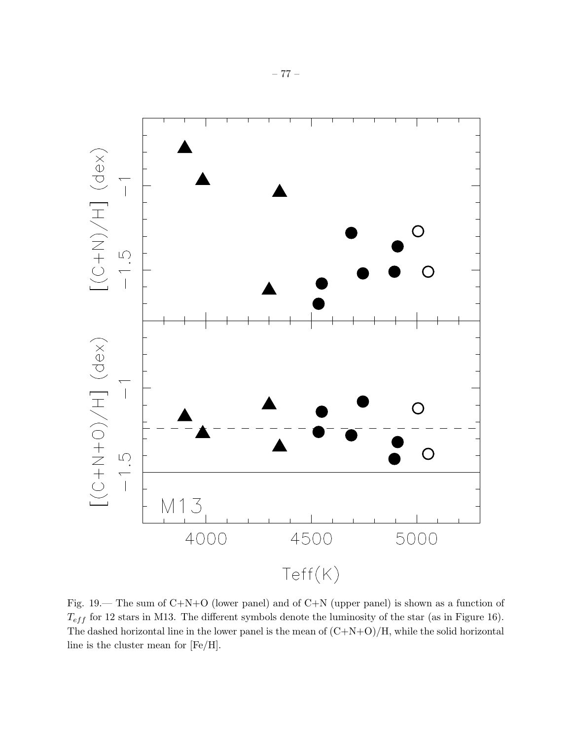Fig. 19.— The sum of C+N+O (lower panel) and of C+N (upper panel) is shown as a function of $T_{eff}$ for 12 stars in M13. The different symbols denote the luminosity of the star (as in Figure 16). The dashed horizontal line in the lower panel is the mean of (C+N+O)/H, while the solid horizontal line is the cluster mean for [Fe/H].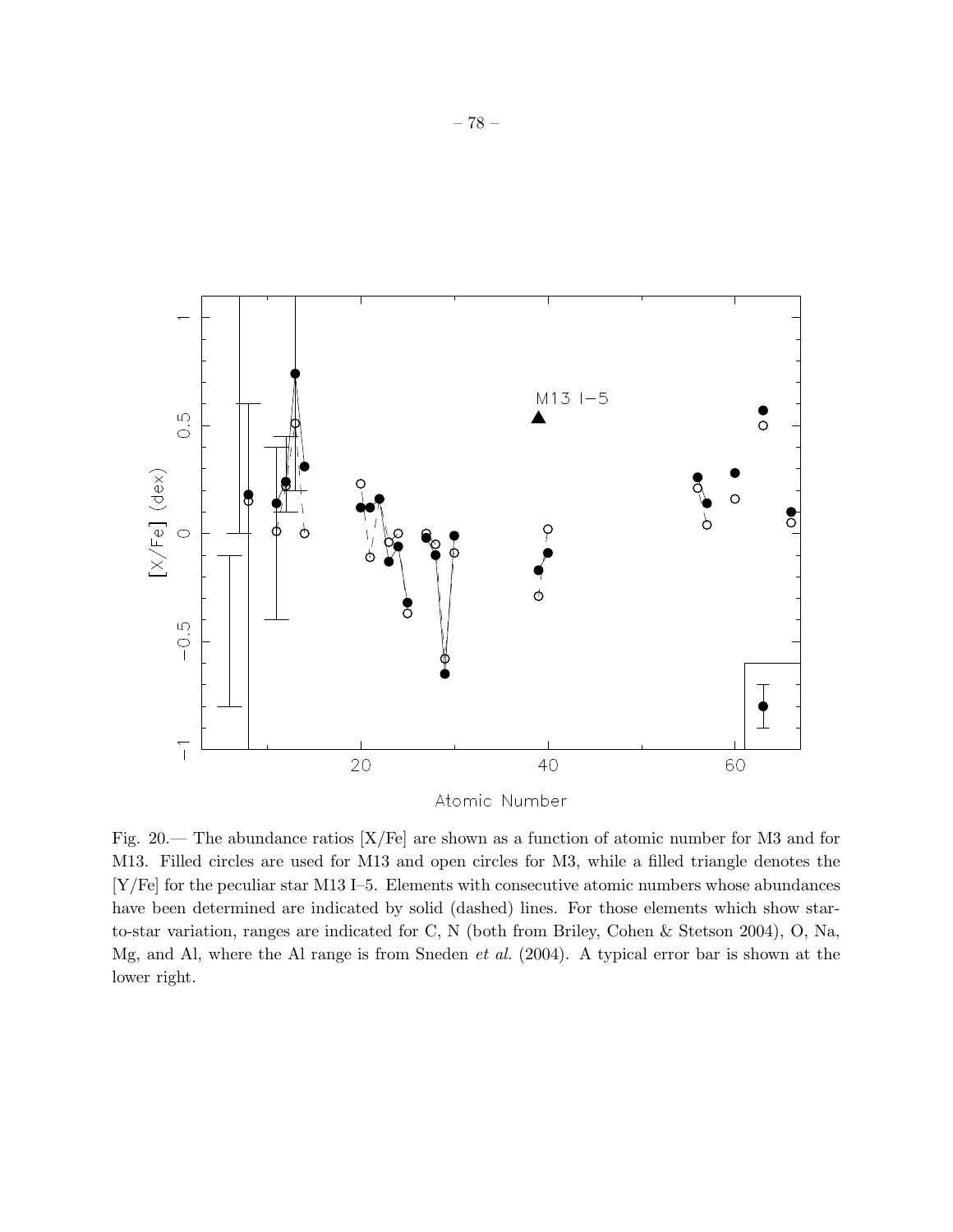Fig. 20.— The abundance ratios [X/Fe] are shown as a function of atomic number for M3 and for M13. Filled circles are used for M13 and open circles for M3, while a filled triangle denotes the [Y/Fe] for the peculiar star M13 I–5. Elements with consecutive atomic numbers whose abundances have been determined are indicated by solid (dashed) lines. For those elements which show star-to-star variation, ranges are indicated for C, N (both from Briley, Cohen & Stetson 2004), O, Na, Mg, and Al, where the Al range is from Sneden *et al.* (2004). A typical error bar is shown at the lower right.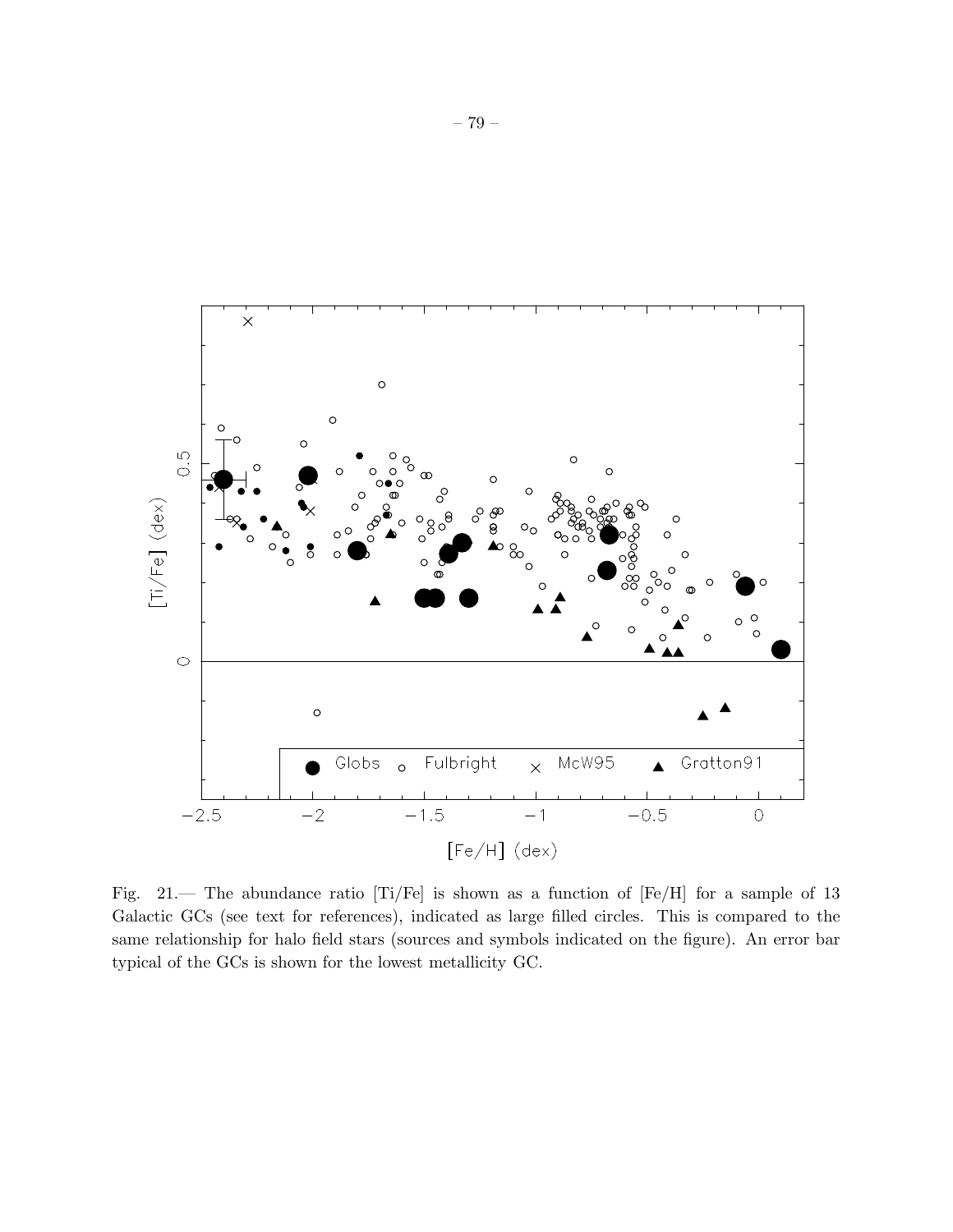Fig. 21.— The abundance ratio [Ti/Fe] is shown as a function of [Fe/H] for a sample of 13 Galactic GCs (see text for references), indicated as large filled circles. This is compared to the same relationship for halo field stars (sources and symbols indicated on the figure). An error bar typical of the GCs is shown for the lowest metallicity GC.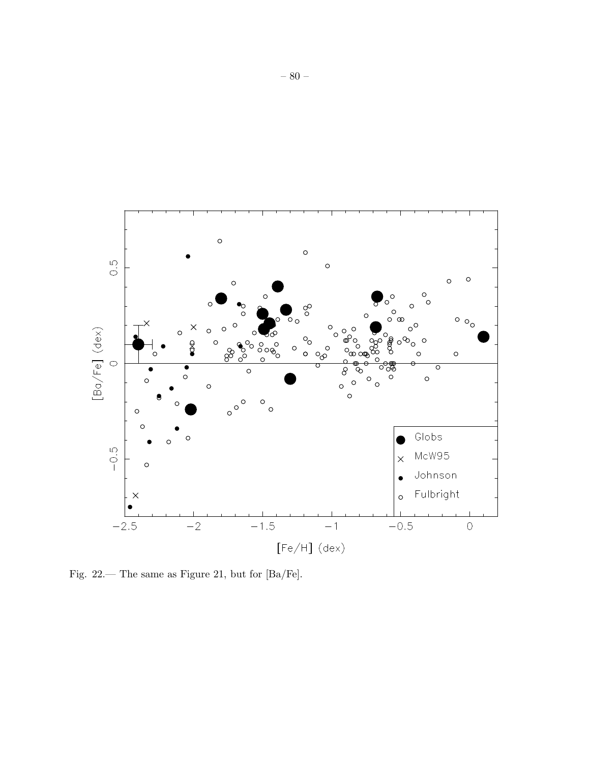Fig. 22.— The same as Figure 21, but for [Ba/Fe].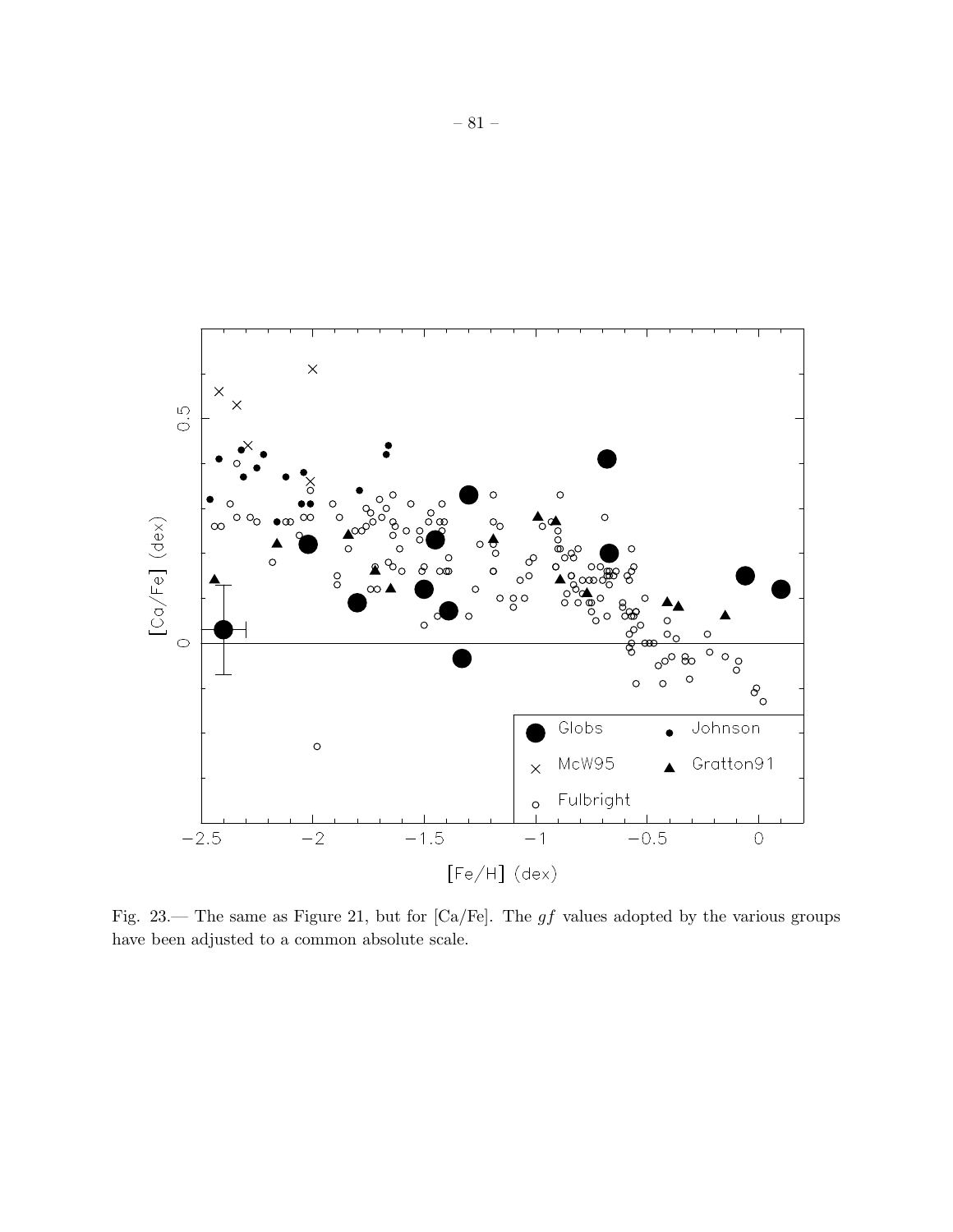[Ca/Fe] (dex)

0.5

0

−2.5 −2 −1.5 −1 −0.5 0

[Fe/H] (dex)

Globs

Johnson

McW95

Gratton91

Fulbright

Fig. 23.— The same as Figure 21, but for [Ca/Fe]. The $gf$ values adopted by the various groups have been adjusted to a common absolute scale.